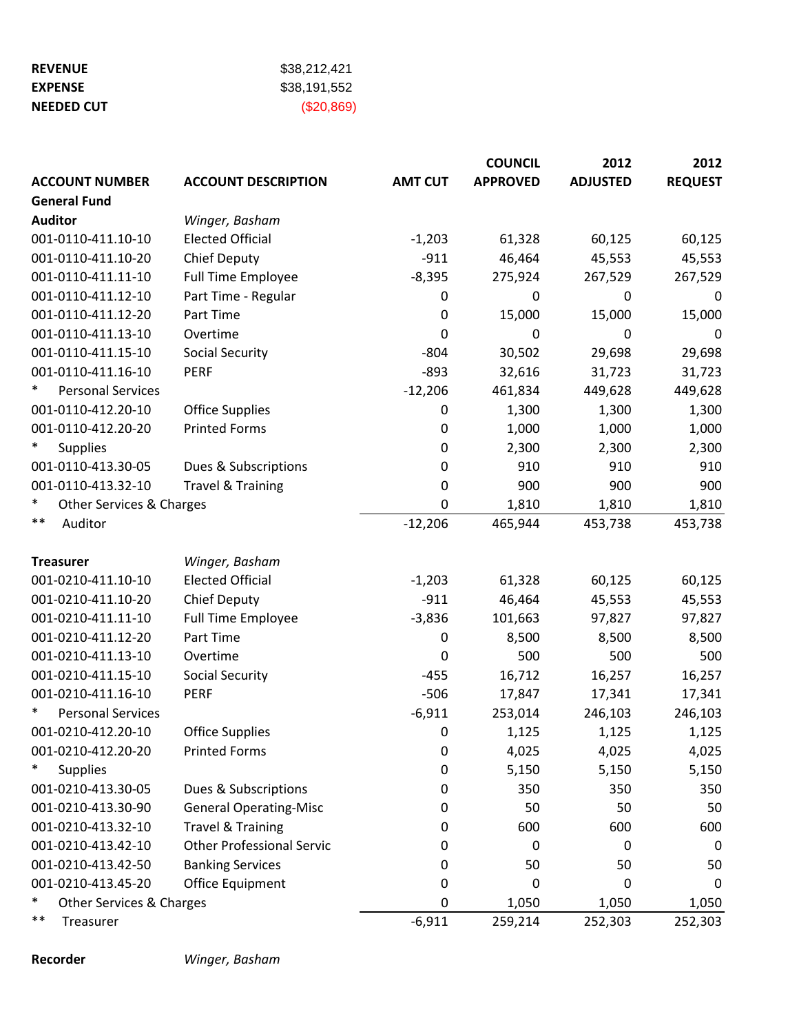| | |
|---|---|
| **REVENUE** | $38,212,421 |
| **EXPENSE** | $38,191,552 |
| **NEEDED CUT** | ($20,869) |

| ACCOUNT NUMBER | ACCOUNT DESCRIPTION | AMT CUT | COUNCIL APPROVED | 2012 ADJUSTED | 2012 REQUEST |
|---|---|---|---|---|---|
| **General Fund** | | | | | |
| **Auditor** | *Winger, Basham* | | | | |
| 001-0110-411.10-10 | Elected Official | -1,203 | 61,328 | 60,125 | 60,125 |
| 001-0110-411.10-20 | Chief Deputy | -911 | 46,464 | 45,553 | 45,553 |
| 001-0110-411.11-10 | Full Time Employee | -8,395 | 275,924 | 267,529 | 267,529 |
| 001-0110-411.12-10 | Part Time - Regular | 0 | 0 | 0 | 0 |
| 001-0110-411.12-20 | Part Time | 0 | 15,000 | 15,000 | 15,000 |
| 001-0110-411.13-10 | Overtime | 0 | 0 | 0 | 0 |
| 001-0110-411.15-10 | Social Security | -804 | 30,502 | 29,698 | 29,698 |
| 001-0110-411.16-10 | PERF | -893 | 32,616 | 31,723 | 31,723 |
| * Personal Services | | -12,206 | 461,834 | 449,628 | 449,628 |
| 001-0110-412.20-10 | Office Supplies | 0 | 1,300 | 1,300 | 1,300 |
| 001-0110-412.20-20 | Printed Forms | 0 | 1,000 | 1,000 | 1,000 |
| * Supplies | | 0 | 2,300 | 2,300 | 2,300 |
| 001-0110-413.30-05 | Dues & Subscriptions | 0 | 910 | 910 | 910 |
| 001-0110-413.32-10 | Travel & Training | 0 | 900 | 900 | 900 |
| * Other Services & Charges | | 0 | 1,810 | 1,810 | 1,810 |
| ** Auditor | | -12,206 | 465,944 | 453,738 | 453,738 |
| | | | | | |
| **Treasurer** | *Winger, Basham* | | | | |
| 001-0210-411.10-10 | Elected Official | -1,203 | 61,328 | 60,125 | 60,125 |
| 001-0210-411.10-20 | Chief Deputy | -911 | 46,464 | 45,553 | 45,553 |
| 001-0210-411.11-10 | Full Time Employee | -3,836 | 101,663 | 97,827 | 97,827 |
| 001-0210-411.12-20 | Part Time | 0 | 8,500 | 8,500 | 8,500 |
| 001-0210-411.13-10 | Overtime | 0 | 500 | 500 | 500 |
| 001-0210-411.15-10 | Social Security | -455 | 16,712 | 16,257 | 16,257 |
| 001-0210-411.16-10 | PERF | -506 | 17,847 | 17,341 | 17,341 |
| * Personal Services | | -6,911 | 253,014 | 246,103 | 246,103 |
| 001-0210-412.20-10 | Office Supplies | 0 | 1,125 | 1,125 | 1,125 |
| 001-0210-412.20-20 | Printed Forms | 0 | 4,025 | 4,025 | 4,025 |
| * Supplies | | 0 | 5,150 | 5,150 | 5,150 |
| 001-0210-413.30-05 | Dues & Subscriptions | 0 | 350 | 350 | 350 |
| 001-0210-413.30-90 | General Operating-Misc | 0 | 50 | 50 | 50 |
| 001-0210-413.32-10 | Travel & Training | 0 | 600 | 600 | 600 |
| 001-0210-413.42-10 | Other Professional Servic | 0 | 0 | 0 | 0 |
| 001-0210-413.42-50 | Banking Services | 0 | 50 | 50 | 50 |
| 001-0210-413.45-20 | Office Equipment | 0 | 0 | 0 | 0 |
| * Other Services & Charges | | 0 | 1,050 | 1,050 | 1,050 |
| ** Treasurer | | -6,911 | 259,214 | 252,303 | 252,303 |
| | | | | | |
| **Recorder** | *Winger, Basham* | | | | |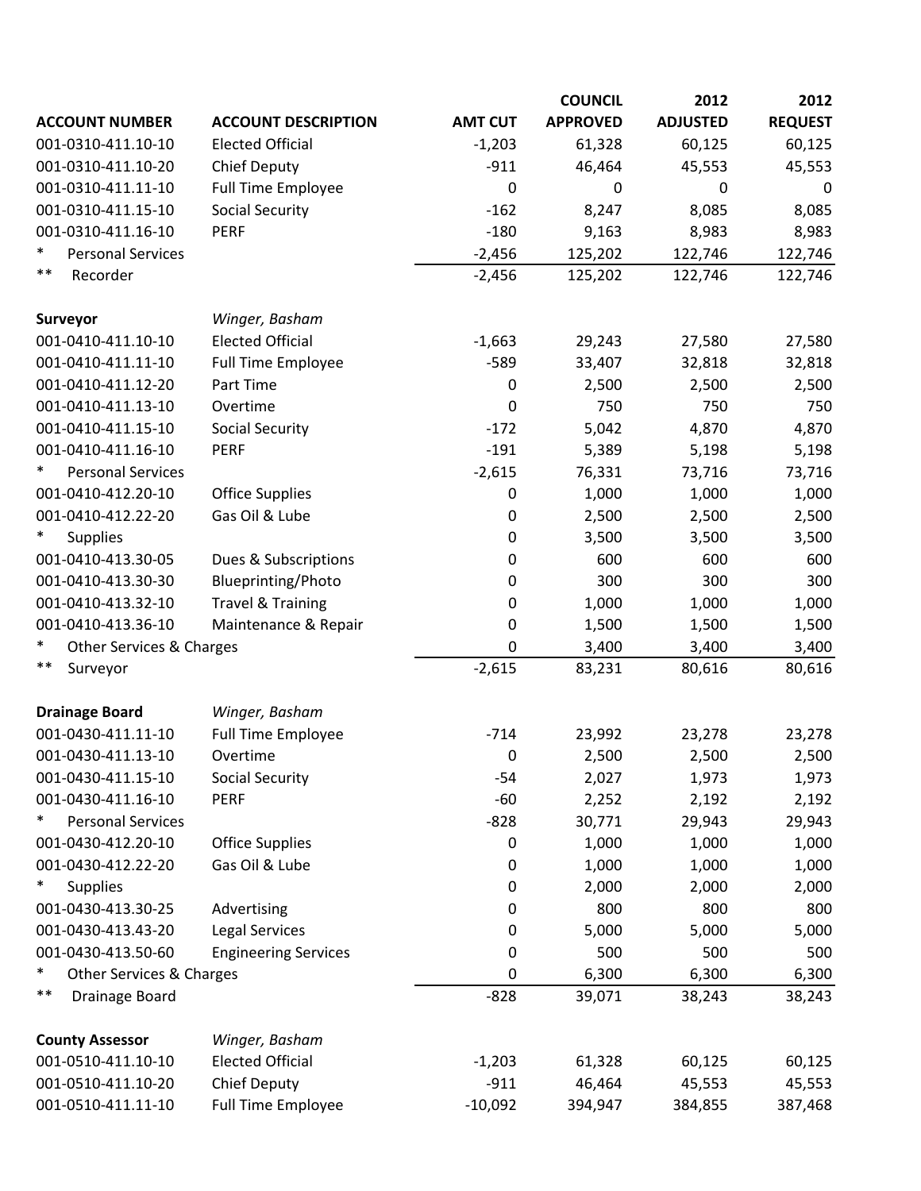| ACCOUNT NUMBER | ACCOUNT DESCRIPTION | AMT CUT | COUNCIL APPROVED | 2012 ADJUSTED | 2012 REQUEST |
|---|---|---|---|---|---|
| 001-0310-411.10-10 | Elected Official | -1,203 | 61,328 | 60,125 | 60,125 |
| 001-0310-411.10-20 | Chief Deputy | -911 | 46,464 | 45,553 | 45,553 |
| 001-0310-411.11-10 | Full Time Employee | 0 | 0 | 0 | 0 |
| 001-0310-411.15-10 | Social Security | -162 | 8,247 | 8,085 | 8,085 |
| 001-0310-411.16-10 | PERF | -180 | 9,163 | 8,983 | 8,983 |
| * Personal Services | | -2,456 | 125,202 | 122,746 | 122,746 |
| ** Recorder | | -2,456 | 125,202 | 122,746 | 122,746 |
| | | | | | |
| **Surveyor** | *Winger, Basham* | | | | |
| 001-0410-411.10-10 | Elected Official | -1,663 | 29,243 | 27,580 | 27,580 |
| 001-0410-411.11-10 | Full Time Employee | -589 | 33,407 | 32,818 | 32,818 |
| 001-0410-411.12-20 | Part Time | 0 | 2,500 | 2,500 | 2,500 |
| 001-0410-411.13-10 | Overtime | 0 | 750 | 750 | 750 |
| 001-0410-411.15-10 | Social Security | -172 | 5,042 | 4,870 | 4,870 |
| 001-0410-411.16-10 | PERF | -191 | 5,389 | 5,198 | 5,198 |
| * Personal Services | | -2,615 | 76,331 | 73,716 | 73,716 |
| 001-0410-412.20-10 | Office Supplies | 0 | 1,000 | 1,000 | 1,000 |
| 001-0410-412.22-20 | Gas Oil & Lube | 0 | 2,500 | 2,500 | 2,500 |
| * Supplies | | 0 | 3,500 | 3,500 | 3,500 |
| 001-0410-413.30-05 | Dues & Subscriptions | 0 | 600 | 600 | 600 |
| 001-0410-413.30-30 | Blueprinting/Photo | 0 | 300 | 300 | 300 |
| 001-0410-413.32-10 | Travel & Training | 0 | 1,000 | 1,000 | 1,000 |
| 001-0410-413.36-10 | Maintenance & Repair | 0 | 1,500 | 1,500 | 1,500 |
| * Other Services & Charges | | 0 | 3,400 | 3,400 | 3,400 |
| ** Surveyor | | -2,615 | 83,231 | 80,616 | 80,616 |
| | | | | | |
| **Drainage Board** | *Winger, Basham* | | | | |
| 001-0430-411.11-10 | Full Time Employee | -714 | 23,992 | 23,278 | 23,278 |
| 001-0430-411.13-10 | Overtime | 0 | 2,500 | 2,500 | 2,500 |
| 001-0430-411.15-10 | Social Security | -54 | 2,027 | 1,973 | 1,973 |
| 001-0430-411.16-10 | PERF | -60 | 2,252 | 2,192 | 2,192 |
| * Personal Services | | -828 | 30,771 | 29,943 | 29,943 |
| 001-0430-412.20-10 | Office Supplies | 0 | 1,000 | 1,000 | 1,000 |
| 001-0430-412.22-20 | Gas Oil & Lube | 0 | 1,000 | 1,000 | 1,000 |
| * Supplies | | 0 | 2,000 | 2,000 | 2,000 |
| 001-0430-413.30-25 | Advertising | 0 | 800 | 800 | 800 |
| 001-0430-413.43-20 | Legal Services | 0 | 5,000 | 5,000 | 5,000 |
| 001-0430-413.50-60 | Engineering Services | 0 | 500 | 500 | 500 |
| * Other Services & Charges | | 0 | 6,300 | 6,300 | 6,300 |
| ** Drainage Board | | -828 | 39,071 | 38,243 | 38,243 |
| | | | | | |
| **County Assessor** | *Winger, Basham* | | | | |
| 001-0510-411.10-10 | Elected Official | -1,203 | 61,328 | 60,125 | 60,125 |
| 001-0510-411.10-20 | Chief Deputy | -911 | 46,464 | 45,553 | 45,553 |
| 001-0510-411.11-10 | Full Time Employee | -10,092 | 394,947 | 384,855 | 387,468 |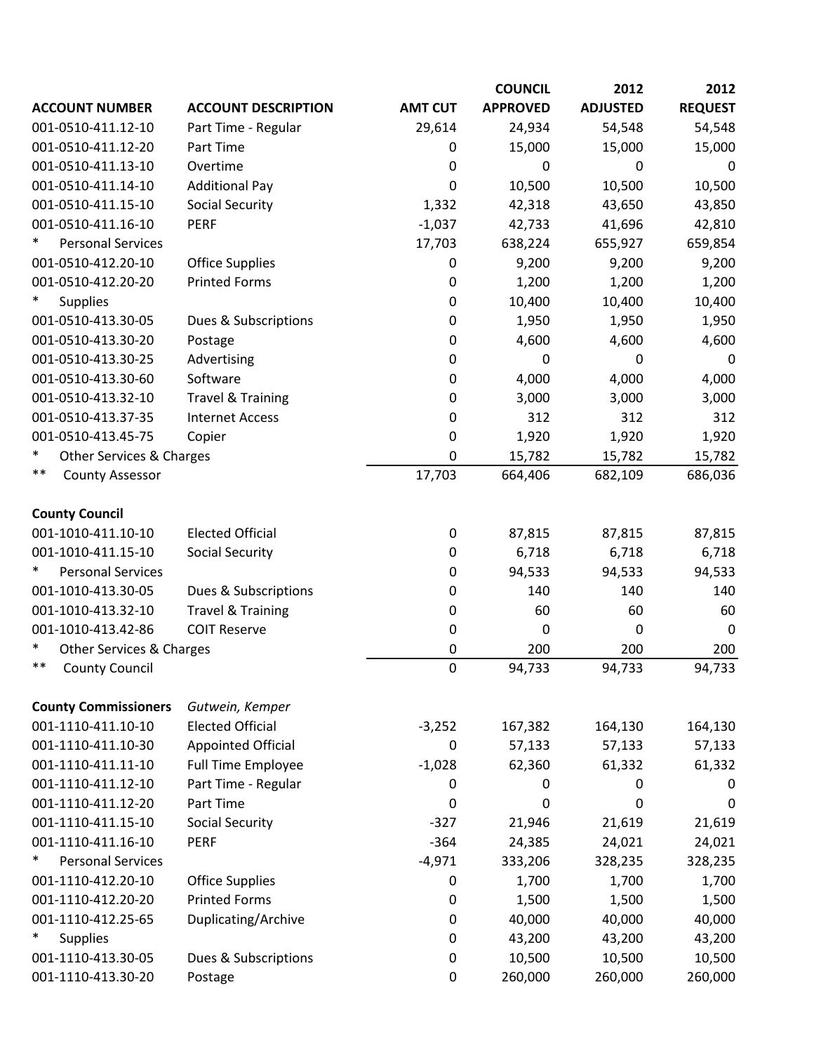| ACCOUNT NUMBER | ACCOUNT DESCRIPTION | AMT CUT | COUNCIL APPROVED | 2012 ADJUSTED | 2012 REQUEST |
|---|---|---|---|---|---|
| 001-0510-411.12-10 | Part Time - Regular | 29,614 | 24,934 | 54,548 | 54,548 |
| 001-0510-411.12-20 | Part Time | 0 | 15,000 | 15,000 | 15,000 |
| 001-0510-411.13-10 | Overtime | 0 | 0 | 0 | 0 |
| 001-0510-411.14-10 | Additional Pay | 0 | 10,500 | 10,500 | 10,500 |
| 001-0510-411.15-10 | Social Security | 1,332 | 42,318 | 43,650 | 43,850 |
| 001-0510-411.16-10 | PERF | -1,037 | 42,733 | 41,696 | 42,810 |
| * Personal Services | | 17,703 | 638,224 | 655,927 | 659,854 |
| 001-0510-412.20-10 | Office Supplies | 0 | 9,200 | 9,200 | 9,200 |
| 001-0510-412.20-20 | Printed Forms | 0 | 1,200 | 1,200 | 1,200 |
| * Supplies | | 0 | 10,400 | 10,400 | 10,400 |
| 001-0510-413.30-05 | Dues & Subscriptions | 0 | 1,950 | 1,950 | 1,950 |
| 001-0510-413.30-20 | Postage | 0 | 4,600 | 4,600 | 4,600 |
| 001-0510-413.30-25 | Advertising | 0 | 0 | 0 | 0 |
| 001-0510-413.30-60 | Software | 0 | 4,000 | 4,000 | 4,000 |
| 001-0510-413.32-10 | Travel & Training | 0 | 3,000 | 3,000 | 3,000 |
| 001-0510-413.37-35 | Internet Access | 0 | 312 | 312 | 312 |
| 001-0510-413.45-75 | Copier | 0 | 1,920 | 1,920 | 1,920 |
| * Other Services & Charges | | 0 | 15,782 | 15,782 | 15,782 |
| ** County Assessor | | 17,703 | 664,406 | 682,109 | 686,036 |
| | | | | | |
| **County Council** | | | | | |
| 001-1010-411.10-10 | Elected Official | 0 | 87,815 | 87,815 | 87,815 |
| 001-1010-411.15-10 | Social Security | 0 | 6,718 | 6,718 | 6,718 |
| * Personal Services | | 0 | 94,533 | 94,533 | 94,533 |
| 001-1010-413.30-05 | Dues & Subscriptions | 0 | 140 | 140 | 140 |
| 001-1010-413.32-10 | Travel & Training | 0 | 60 | 60 | 60 |
| 001-1010-413.42-86 | COIT Reserve | 0 | 0 | 0 | 0 |
| * Other Services & Charges | | 0 | 200 | 200 | 200 |
| ** County Council | | 0 | 94,733 | 94,733 | 94,733 |
| | | | | | |
| **County Commissioners** | *Gutwein, Kemper* | | | | |
| 001-1110-411.10-10 | Elected Official | -3,252 | 167,382 | 164,130 | 164,130 |
| 001-1110-411.10-30 | Appointed Official | 0 | 57,133 | 57,133 | 57,133 |
| 001-1110-411.11-10 | Full Time Employee | -1,028 | 62,360 | 61,332 | 61,332 |
| 001-1110-411.12-10 | Part Time - Regular | 0 | 0 | 0 | 0 |
| 001-1110-411.12-20 | Part Time | 0 | 0 | 0 | 0 |
| 001-1110-411.15-10 | Social Security | -327 | 21,946 | 21,619 | 21,619 |
| 001-1110-411.16-10 | PERF | -364 | 24,385 | 24,021 | 24,021 |
| * Personal Services | | -4,971 | 333,206 | 328,235 | 328,235 |
| 001-1110-412.20-10 | Office Supplies | 0 | 1,700 | 1,700 | 1,700 |
| 001-1110-412.20-20 | Printed Forms | 0 | 1,500 | 1,500 | 1,500 |
| 001-1110-412.25-65 | Duplicating/Archive | 0 | 40,000 | 40,000 | 40,000 |
| * Supplies | | 0 | 43,200 | 43,200 | 43,200 |
| 001-1110-413.30-05 | Dues & Subscriptions | 0 | 10,500 | 10,500 | 10,500 |
| 001-1110-413.30-20 | Postage | 0 | 260,000 | 260,000 | 260,000 |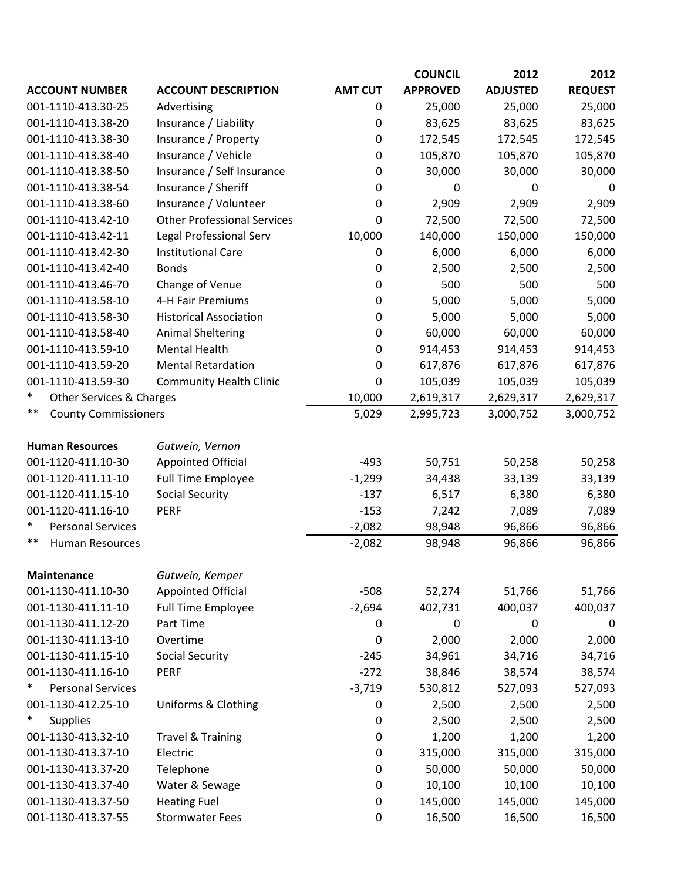| ACCOUNT NUMBER | ACCOUNT DESCRIPTION | AMT CUT | COUNCIL APPROVED | 2012 ADJUSTED | 2012 REQUEST |
|---|---|---|---|---|---|
| 001-1110-413.30-25 | Advertising | 0 | 25,000 | 25,000 | 25,000 |
| 001-1110-413.38-20 | Insurance / Liability | 0 | 83,625 | 83,625 | 83,625 |
| 001-1110-413.38-30 | Insurance / Property | 0 | 172,545 | 172,545 | 172,545 |
| 001-1110-413.38-40 | Insurance / Vehicle | 0 | 105,870 | 105,870 | 105,870 |
| 001-1110-413.38-50 | Insurance / Self Insurance | 0 | 30,000 | 30,000 | 30,000 |
| 001-1110-413.38-54 | Insurance / Sheriff | 0 | 0 | 0 | 0 |
| 001-1110-413.38-60 | Insurance / Volunteer | 0 | 2,909 | 2,909 | 2,909 |
| 001-1110-413.42-10 | Other Professional Services | 0 | 72,500 | 72,500 | 72,500 |
| 001-1110-413.42-11 | Legal Professional Serv | 10,000 | 140,000 | 150,000 | 150,000 |
| 001-1110-413.42-30 | Institutional Care | 0 | 6,000 | 6,000 | 6,000 |
| 001-1110-413.42-40 | Bonds | 0 | 2,500 | 2,500 | 2,500 |
| 001-1110-413.46-70 | Change of Venue | 0 | 500 | 500 | 500 |
| 001-1110-413.58-10 | 4-H Fair Premiums | 0 | 5,000 | 5,000 | 5,000 |
| 001-1110-413.58-30 | Historical Association | 0 | 5,000 | 5,000 | 5,000 |
| 001-1110-413.58-40 | Animal Sheltering | 0 | 60,000 | 60,000 | 60,000 |
| 001-1110-413.59-10 | Mental Health | 0 | 914,453 | 914,453 | 914,453 |
| 001-1110-413.59-20 | Mental Retardation | 0 | 617,876 | 617,876 | 617,876 |
| 001-1110-413.59-30 | Community Health Clinic | 0 | 105,039 | 105,039 | 105,039 |
| * Other Services & Charges | | 10,000 | 2,619,317 | 2,629,317 | 2,629,317 |
| ** County Commissioners | | 5,029 | 2,995,723 | 3,000,752 | 3,000,752 |
| | | | | | |
| **Human Resources** | *Gutwein, Vernon* | | | | |
| 001-1120-411.10-30 | Appointed Official | -493 | 50,751 | 50,258 | 50,258 |
| 001-1120-411.11-10 | Full Time Employee | -1,299 | 34,438 | 33,139 | 33,139 |
| 001-1120-411.15-10 | Social Security | -137 | 6,517 | 6,380 | 6,380 |
| 001-1120-411.16-10 | PERF | -153 | 7,242 | 7,089 | 7,089 |
| * Personal Services | | -2,082 | 98,948 | 96,866 | 96,866 |
| ** Human Resources | | -2,082 | 98,948 | 96,866 | 96,866 |
| | | | | | |
| **Maintenance** | *Gutwein, Kemper* | | | | |
| 001-1130-411.10-30 | Appointed Official | -508 | 52,274 | 51,766 | 51,766 |
| 001-1130-411.11-10 | Full Time Employee | -2,694 | 402,731 | 400,037 | 400,037 |
| 001-1130-411.12-20 | Part Time | 0 | 0 | 0 | 0 |
| 001-1130-411.13-10 | Overtime | 0 | 2,000 | 2,000 | 2,000 |
| 001-1130-411.15-10 | Social Security | -245 | 34,961 | 34,716 | 34,716 |
| 001-1130-411.16-10 | PERF | -272 | 38,846 | 38,574 | 38,574 |
| * Personal Services | | -3,719 | 530,812 | 527,093 | 527,093 |
| 001-1130-412.25-10 | Uniforms & Clothing | 0 | 2,500 | 2,500 | 2,500 |
| * Supplies | | 0 | 2,500 | 2,500 | 2,500 |
| 001-1130-413.32-10 | Travel & Training | 0 | 1,200 | 1,200 | 1,200 |
| 001-1130-413.37-10 | Electric | 0 | 315,000 | 315,000 | 315,000 |
| 001-1130-413.37-20 | Telephone | 0 | 50,000 | 50,000 | 50,000 |
| 001-1130-413.37-40 | Water & Sewage | 0 | 10,100 | 10,100 | 10,100 |
| 001-1130-413.37-50 | Heating Fuel | 0 | 145,000 | 145,000 | 145,000 |
| 001-1130-413.37-55 | Stormwater Fees | 0 | 16,500 | 16,500 | 16,500 |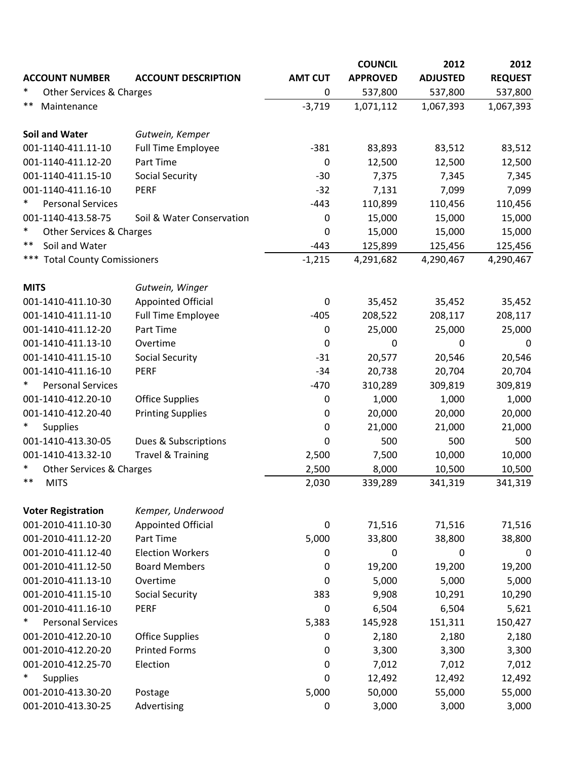| ACCOUNT NUMBER | ACCOUNT DESCRIPTION | AMT CUT | COUNCIL APPROVED | 2012 ADJUSTED | 2012 REQUEST |
|---|---|---|---|---|---|
| * Other Services & Charges | | 0 | 537,800 | 537,800 | 537,800 |
| ** Maintenance | | -3,719 | 1,071,112 | 1,067,393 | 1,067,393 |
| | | | | | |
| **Soil and Water** | *Gutwein, Kemper* | | | | |
| 001-1140-411.11-10 | Full Time Employee | -381 | 83,893 | 83,512 | 83,512 |
| 001-1140-411.12-20 | Part Time | 0 | 12,500 | 12,500 | 12,500 |
| 001-1140-411.15-10 | Social Security | -30 | 7,375 | 7,345 | 7,345 |
| 001-1140-411.16-10 | PERF | -32 | 7,131 | 7,099 | 7,099 |
| * Personal Services | | -443 | 110,899 | 110,456 | 110,456 |
| 001-1140-413.58-75 | Soil & Water Conservation | 0 | 15,000 | 15,000 | 15,000 |
| * Other Services & Charges | | 0 | 15,000 | 15,000 | 15,000 |
| ** Soil and Water | | -443 | 125,899 | 125,456 | 125,456 |
| *** Total County Comissioners | | -1,215 | 4,291,682 | 4,290,467 | 4,290,467 |
| | | | | | |
| **MITS** | *Gutwein, Winger* | | | | |
| 001-1410-411.10-30 | Appointed Official | 0 | 35,452 | 35,452 | 35,452 |
| 001-1410-411.11-10 | Full Time Employee | -405 | 208,522 | 208,117 | 208,117 |
| 001-1410-411.12-20 | Part Time | 0 | 25,000 | 25,000 | 25,000 |
| 001-1410-411.13-10 | Overtime | 0 | 0 | 0 | 0 |
| 001-1410-411.15-10 | Social Security | -31 | 20,577 | 20,546 | 20,546 |
| 001-1410-411.16-10 | PERF | -34 | 20,738 | 20,704 | 20,704 |
| * Personal Services | | -470 | 310,289 | 309,819 | 309,819 |
| 001-1410-412.20-10 | Office Supplies | 0 | 1,000 | 1,000 | 1,000 |
| 001-1410-412.20-40 | Printing Supplies | 0 | 20,000 | 20,000 | 20,000 |
| * Supplies | | 0 | 21,000 | 21,000 | 21,000 |
| 001-1410-413.30-05 | Dues & Subscriptions | 0 | 500 | 500 | 500 |
| 001-1410-413.32-10 | Travel & Training | 2,500 | 7,500 | 10,000 | 10,000 |
| * Other Services & Charges | | 2,500 | 8,000 | 10,500 | 10,500 |
| ** MITS | | 2,030 | 339,289 | 341,319 | 341,319 |
| | | | | | |
| **Voter Registration** | *Kemper, Underwood* | | | | |
| 001-2010-411.10-30 | Appointed Official | 0 | 71,516 | 71,516 | 71,516 |
| 001-2010-411.12-20 | Part Time | 5,000 | 33,800 | 38,800 | 38,800 |
| 001-2010-411.12-40 | Election Workers | 0 | 0 | 0 | 0 |
| 001-2010-411.12-50 | Board Members | 0 | 19,200 | 19,200 | 19,200 |
| 001-2010-411.13-10 | Overtime | 0 | 5,000 | 5,000 | 5,000 |
| 001-2010-411.15-10 | Social Security | 383 | 9,908 | 10,291 | 10,290 |
| 001-2010-411.16-10 | PERF | 0 | 6,504 | 6,504 | 5,621 |
| * Personal Services | | 5,383 | 145,928 | 151,311 | 150,427 |
| 001-2010-412.20-10 | Office Supplies | 0 | 2,180 | 2,180 | 2,180 |
| 001-2010-412.20-20 | Printed Forms | 0 | 3,300 | 3,300 | 3,300 |
| 001-2010-412.25-70 | Election | 0 | 7,012 | 7,012 | 7,012 |
| * Supplies | | 0 | 12,492 | 12,492 | 12,492 |
| 001-2010-413.30-20 | Postage | 5,000 | 50,000 | 55,000 | 55,000 |
| 001-2010-413.30-25 | Advertising | 0 | 3,000 | 3,000 | 3,000 |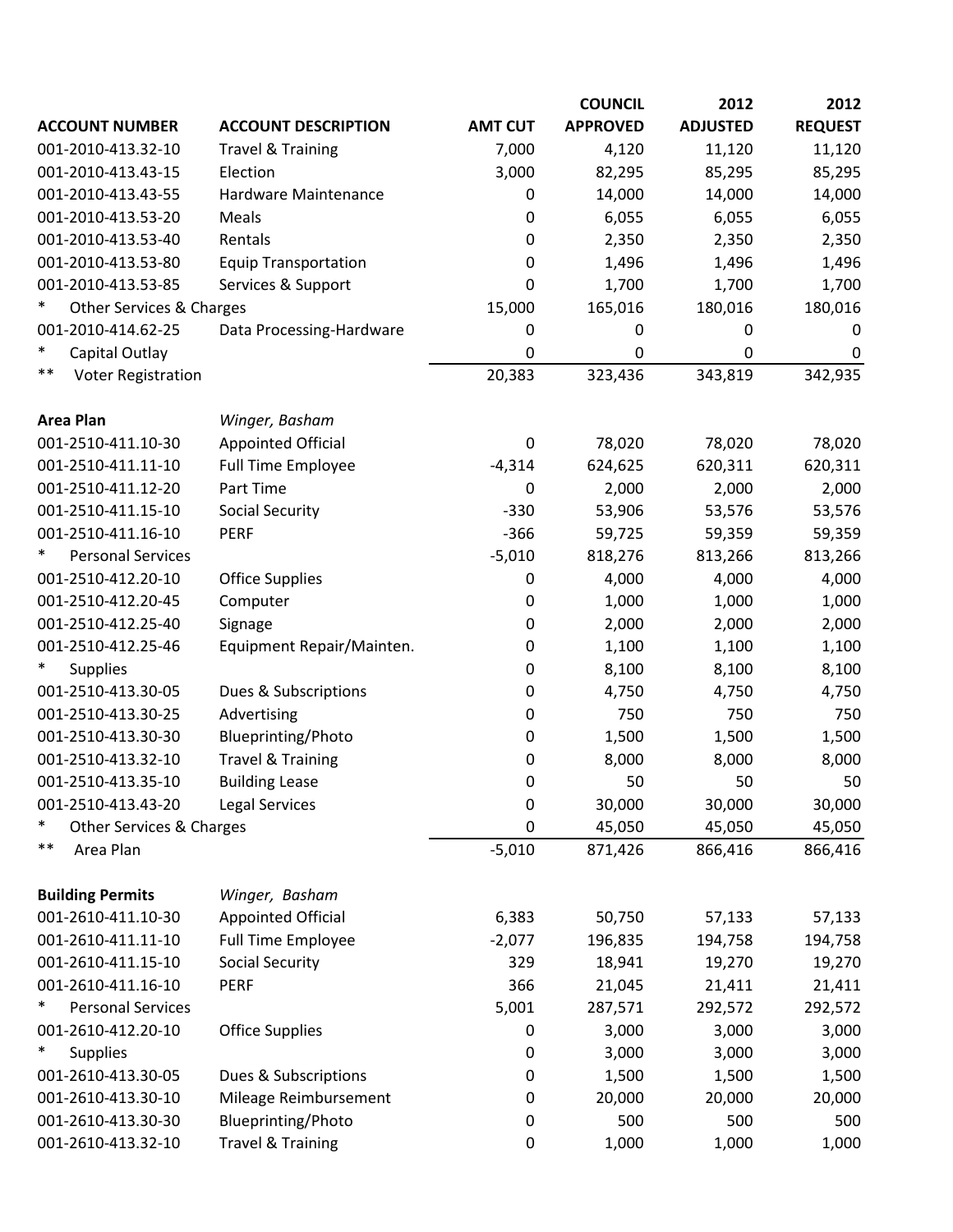| ACCOUNT NUMBER | ACCOUNT DESCRIPTION | AMT CUT | COUNCIL APPROVED | 2012 ADJUSTED | 2012 REQUEST |
|---|---|---|---|---|---|
| 001-2010-413.32-10 | Travel & Training | 7,000 | 4,120 | 11,120 | 11,120 |
| 001-2010-413.43-15 | Election | 3,000 | 82,295 | 85,295 | 85,295 |
| 001-2010-413.43-55 | Hardware Maintenance | 0 | 14,000 | 14,000 | 14,000 |
| 001-2010-413.53-20 | Meals | 0 | 6,055 | 6,055 | 6,055 |
| 001-2010-413.53-40 | Rentals | 0 | 2,350 | 2,350 | 2,350 |
| 001-2010-413.53-80 | Equip Transportation | 0 | 1,496 | 1,496 | 1,496 |
| 001-2010-413.53-85 | Services & Support | 0 | 1,700 | 1,700 | 1,700 |
| * Other Services & Charges | | 15,000 | 165,016 | 180,016 | 180,016 |
| 001-2010-414.62-25 | Data Processing-Hardware | 0 | 0 | 0 | 0 |
| * Capital Outlay | | 0 | 0 | 0 | 0 |
| ** Voter Registration | | 20,383 | 323,436 | 343,819 | 342,935 |
| | | | | | |
| **Area Plan** | *Winger, Basham* | | | | |
| 001-2510-411.10-30 | Appointed Official | 0 | 78,020 | 78,020 | 78,020 |
| 001-2510-411.11-10 | Full Time Employee | -4,314 | 624,625 | 620,311 | 620,311 |
| 001-2510-411.12-20 | Part Time | 0 | 2,000 | 2,000 | 2,000 |
| 001-2510-411.15-10 | Social Security | -330 | 53,906 | 53,576 | 53,576 |
| 001-2510-411.16-10 | PERF | -366 | 59,725 | 59,359 | 59,359 |
| * Personal Services | | -5,010 | 818,276 | 813,266 | 813,266 |
| 001-2510-412.20-10 | Office Supplies | 0 | 4,000 | 4,000 | 4,000 |
| 001-2510-412.20-45 | Computer | 0 | 1,000 | 1,000 | 1,000 |
| 001-2510-412.25-40 | Signage | 0 | 2,000 | 2,000 | 2,000 |
| 001-2510-412.25-46 | Equipment Repair/Mainten. | 0 | 1,100 | 1,100 | 1,100 |
| * Supplies | | 0 | 8,100 | 8,100 | 8,100 |
| 001-2510-413.30-05 | Dues & Subscriptions | 0 | 4,750 | 4,750 | 4,750 |
| 001-2510-413.30-25 | Advertising | 0 | 750 | 750 | 750 |
| 001-2510-413.30-30 | Blueprinting/Photo | 0 | 1,500 | 1,500 | 1,500 |
| 001-2510-413.32-10 | Travel & Training | 0 | 8,000 | 8,000 | 8,000 |
| 001-2510-413.35-10 | Building Lease | 0 | 50 | 50 | 50 |
| 001-2510-413.43-20 | Legal Services | 0 | 30,000 | 30,000 | 30,000 |
| * Other Services & Charges | | 0 | 45,050 | 45,050 | 45,050 |
| ** Area Plan | | -5,010 | 871,426 | 866,416 | 866,416 |
| | | | | | |
| **Building Permits** | *Winger, Basham* | | | | |
| 001-2610-411.10-30 | Appointed Official | 6,383 | 50,750 | 57,133 | 57,133 |
| 001-2610-411.11-10 | Full Time Employee | -2,077 | 196,835 | 194,758 | 194,758 |
| 001-2610-411.15-10 | Social Security | 329 | 18,941 | 19,270 | 19,270 |
| 001-2610-411.16-10 | PERF | 366 | 21,045 | 21,411 | 21,411 |
| * Personal Services | | 5,001 | 287,571 | 292,572 | 292,572 |
| 001-2610-412.20-10 | Office Supplies | 0 | 3,000 | 3,000 | 3,000 |
| * Supplies | | 0 | 3,000 | 3,000 | 3,000 |
| 001-2610-413.30-05 | Dues & Subscriptions | 0 | 1,500 | 1,500 | 1,500 |
| 001-2610-413.30-10 | Mileage Reimbursement | 0 | 20,000 | 20,000 | 20,000 |
| 001-2610-413.30-30 | Blueprinting/Photo | 0 | 500 | 500 | 500 |
| 001-2610-413.32-10 | Travel & Training | 0 | 1,000 | 1,000 | 1,000 |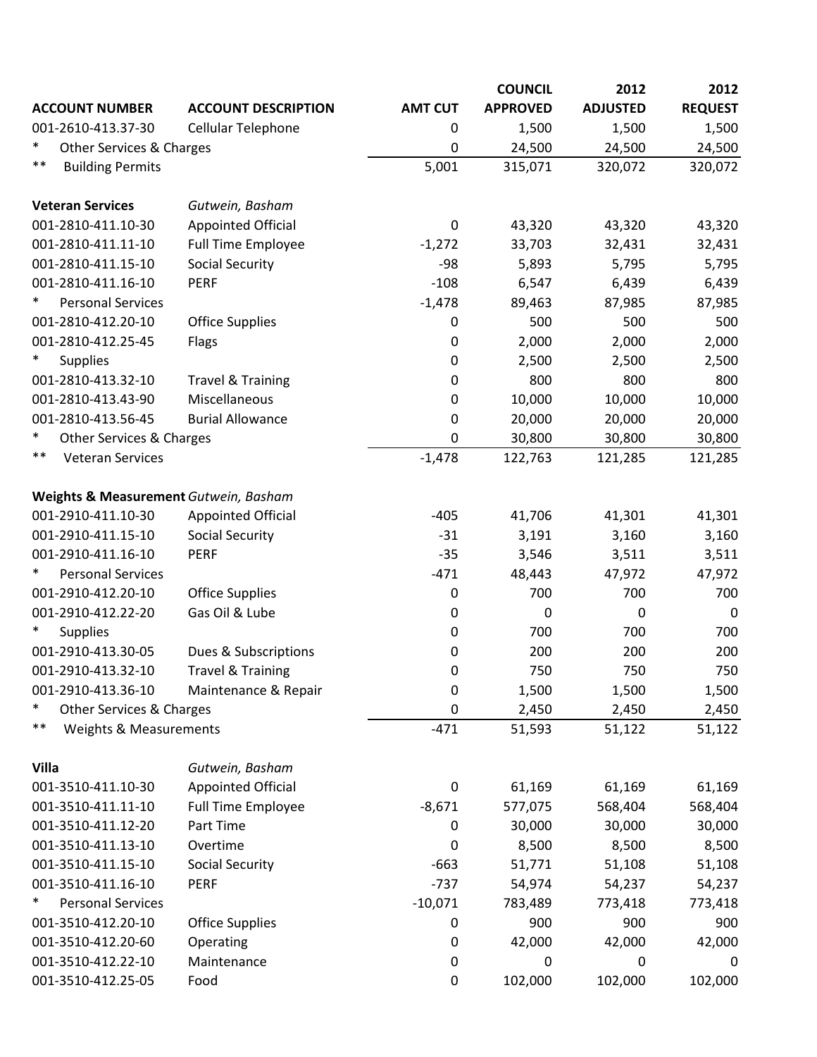| ACCOUNT NUMBER | ACCOUNT DESCRIPTION | AMT CUT | COUNCIL APPROVED | 2012 ADJUSTED | 2012 REQUEST |
|---|---|---|---|---|---|
| 001-2610-413.37-30 | Cellular Telephone | 0 | 1,500 | 1,500 | 1,500 |
| * Other Services & Charges | | 0 | 24,500 | 24,500 | 24,500 |
| ** Building Permits | | 5,001 | 315,071 | 320,072 | 320,072 |
| | | | | | |
| **Veteran Services** | *Gutwein, Basham* | | | | |
| 001-2810-411.10-30 | Appointed Official | 0 | 43,320 | 43,320 | 43,320 |
| 001-2810-411.11-10 | Full Time Employee | -1,272 | 33,703 | 32,431 | 32,431 |
| 001-2810-411.15-10 | Social Security | -98 | 5,893 | 5,795 | 5,795 |
| 001-2810-411.16-10 | PERF | -108 | 6,547 | 6,439 | 6,439 |
| * Personal Services | | -1,478 | 89,463 | 87,985 | 87,985 |
| 001-2810-412.20-10 | Office Supplies | 0 | 500 | 500 | 500 |
| 001-2810-412.25-45 | Flags | 0 | 2,000 | 2,000 | 2,000 |
| * Supplies | | 0 | 2,500 | 2,500 | 2,500 |
| 001-2810-413.32-10 | Travel & Training | 0 | 800 | 800 | 800 |
| 001-2810-413.43-90 | Miscellaneous | 0 | 10,000 | 10,000 | 10,000 |
| 001-2810-413.56-45 | Burial Allowance | 0 | 20,000 | 20,000 | 20,000 |
| * Other Services & Charges | | 0 | 30,800 | 30,800 | 30,800 |
| ** Veteran Services | | -1,478 | 122,763 | 121,285 | 121,285 |
| | | | | | |
| **Weights & Measurement** | *Gutwein, Basham* | | | | |
| 001-2910-411.10-30 | Appointed Official | -405 | 41,706 | 41,301 | 41,301 |
| 001-2910-411.15-10 | Social Security | -31 | 3,191 | 3,160 | 3,160 |
| 001-2910-411.16-10 | PERF | -35 | 3,546 | 3,511 | 3,511 |
| * Personal Services | | -471 | 48,443 | 47,972 | 47,972 |
| 001-2910-412.20-10 | Office Supplies | 0 | 700 | 700 | 700 |
| 001-2910-412.22-20 | Gas Oil & Lube | 0 | 0 | 0 | 0 |
| * Supplies | | 0 | 700 | 700 | 700 |
| 001-2910-413.30-05 | Dues & Subscriptions | 0 | 200 | 200 | 200 |
| 001-2910-413.32-10 | Travel & Training | 0 | 750 | 750 | 750 |
| 001-2910-413.36-10 | Maintenance & Repair | 0 | 1,500 | 1,500 | 1,500 |
| * Other Services & Charges | | 0 | 2,450 | 2,450 | 2,450 |
| ** Weights & Measurements | | -471 | 51,593 | 51,122 | 51,122 |
| | | | | | |
| **Villa** | *Gutwein, Basham* | | | | |
| 001-3510-411.10-30 | Appointed Official | 0 | 61,169 | 61,169 | 61,169 |
| 001-3510-411.11-10 | Full Time Employee | -8,671 | 577,075 | 568,404 | 568,404 |
| 001-3510-411.12-20 | Part Time | 0 | 30,000 | 30,000 | 30,000 |
| 001-3510-411.13-10 | Overtime | 0 | 8,500 | 8,500 | 8,500 |
| 001-3510-411.15-10 | Social Security | -663 | 51,771 | 51,108 | 51,108 |
| 001-3510-411.16-10 | PERF | -737 | 54,974 | 54,237 | 54,237 |
| * Personal Services | | -10,071 | 783,489 | 773,418 | 773,418 |
| 001-3510-412.20-10 | Office Supplies | 0 | 900 | 900 | 900 |
| 001-3510-412.20-60 | Operating | 0 | 42,000 | 42,000 | 42,000 |
| 001-3510-412.22-10 | Maintenance | 0 | 0 | 0 | 0 |
| 001-3510-412.25-05 | Food | 0 | 102,000 | 102,000 | 102,000 |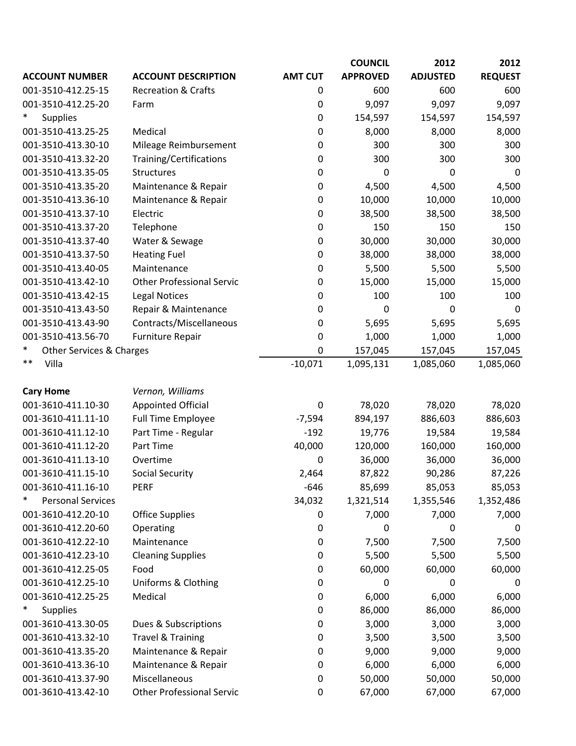| ACCOUNT NUMBER | ACCOUNT DESCRIPTION | AMT CUT | COUNCIL APPROVED | 2012 ADJUSTED | 2012 REQUEST |
|---|---|---|---|---|---|
| 001-3510-412.25-15 | Recreation & Crafts | 0 | 600 | 600 | 600 |
| 001-3510-412.25-20 | Farm | 0 | 9,097 | 9,097 | 9,097 |
| * Supplies | | 0 | 154,597 | 154,597 | 154,597 |
| 001-3510-413.25-25 | Medical | 0 | 8,000 | 8,000 | 8,000 |
| 001-3510-413.30-10 | Mileage Reimbursement | 0 | 300 | 300 | 300 |
| 001-3510-413.32-20 | Training/Certifications | 0 | 300 | 300 | 300 |
| 001-3510-413.35-05 | Structures | 0 | 0 | 0 | 0 |
| 001-3510-413.35-20 | Maintenance & Repair | 0 | 4,500 | 4,500 | 4,500 |
| 001-3510-413.36-10 | Maintenance & Repair | 0 | 10,000 | 10,000 | 10,000 |
| 001-3510-413.37-10 | Electric | 0 | 38,500 | 38,500 | 38,500 |
| 001-3510-413.37-20 | Telephone | 0 | 150 | 150 | 150 |
| 001-3510-413.37-40 | Water & Sewage | 0 | 30,000 | 30,000 | 30,000 |
| 001-3510-413.37-50 | Heating Fuel | 0 | 38,000 | 38,000 | 38,000 |
| 001-3510-413.40-05 | Maintenance | 0 | 5,500 | 5,500 | 5,500 |
| 001-3510-413.42-10 | Other Professional Servic | 0 | 15,000 | 15,000 | 15,000 |
| 001-3510-413.42-15 | Legal Notices | 0 | 100 | 100 | 100 |
| 001-3510-413.43-50 | Repair & Maintenance | 0 | 0 | 0 | 0 |
| 001-3510-413.43-90 | Contracts/Miscellaneous | 0 | 5,695 | 5,695 | 5,695 |
| 001-3510-413.56-70 | Furniture Repair | 0 | 1,000 | 1,000 | 1,000 |
| * Other Services & Charges | | 0 | 157,045 | 157,045 | 157,045 |
| ** Villa | | -10,071 | 1,095,131 | 1,085,060 | 1,085,060 |
| | | | | | |
| **Cary Home** | *Vernon, Williams* | | | | |
| 001-3610-411.10-30 | Appointed Official | 0 | 78,020 | 78,020 | 78,020 |
| 001-3610-411.11-10 | Full Time Employee | -7,594 | 894,197 | 886,603 | 886,603 |
| 001-3610-411.12-10 | Part Time - Regular | -192 | 19,776 | 19,584 | 19,584 |
| 001-3610-411.12-20 | Part Time | 40,000 | 120,000 | 160,000 | 160,000 |
| 001-3610-411.13-10 | Overtime | 0 | 36,000 | 36,000 | 36,000 |
| 001-3610-411.15-10 | Social Security | 2,464 | 87,822 | 90,286 | 87,226 |
| 001-3610-411.16-10 | PERF | -646 | 85,699 | 85,053 | 85,053 |
| * Personal Services | | 34,032 | 1,321,514 | 1,355,546 | 1,352,486 |
| 001-3610-412.20-10 | Office Supplies | 0 | 7,000 | 7,000 | 7,000 |
| 001-3610-412.20-60 | Operating | 0 | 0 | 0 | 0 |
| 001-3610-412.22-10 | Maintenance | 0 | 7,500 | 7,500 | 7,500 |
| 001-3610-412.23-10 | Cleaning Supplies | 0 | 5,500 | 5,500 | 5,500 |
| 001-3610-412.25-05 | Food | 0 | 60,000 | 60,000 | 60,000 |
| 001-3610-412.25-10 | Uniforms & Clothing | 0 | 0 | 0 | 0 |
| 001-3610-412.25-25 | Medical | 0 | 6,000 | 6,000 | 6,000 |
| * Supplies | | 0 | 86,000 | 86,000 | 86,000 |
| 001-3610-413.30-05 | Dues & Subscriptions | 0 | 3,000 | 3,000 | 3,000 |
| 001-3610-413.32-10 | Travel & Training | 0 | 3,500 | 3,500 | 3,500 |
| 001-3610-413.35-20 | Maintenance & Repair | 0 | 9,000 | 9,000 | 9,000 |
| 001-3610-413.36-10 | Maintenance & Repair | 0 | 6,000 | 6,000 | 6,000 |
| 001-3610-413.37-90 | Miscellaneous | 0 | 50,000 | 50,000 | 50,000 |
| 001-3610-413.42-10 | Other Professional Servic | 0 | 67,000 | 67,000 | 67,000 |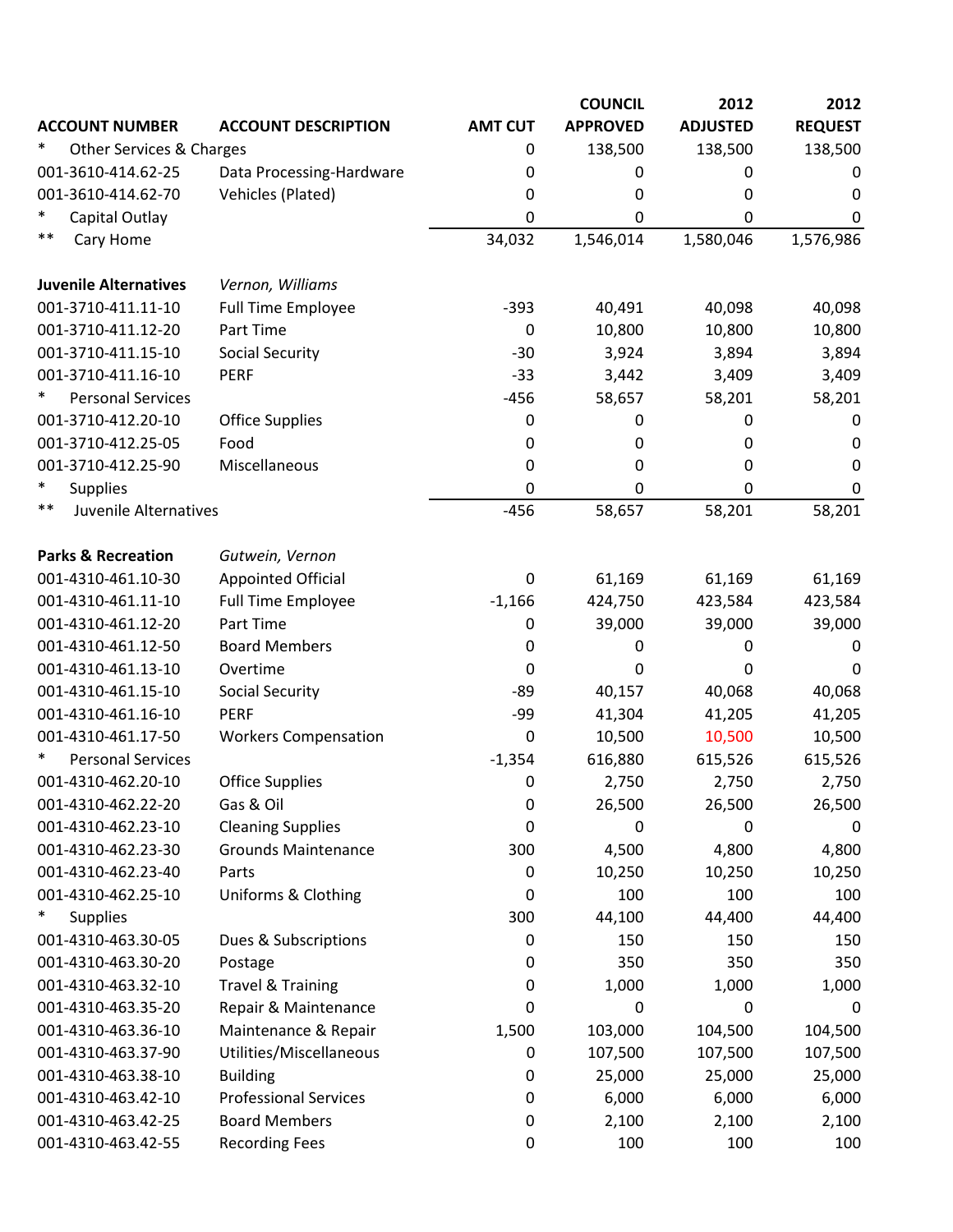| ACCOUNT NUMBER | ACCOUNT DESCRIPTION | AMT CUT | COUNCIL APPROVED | 2012 ADJUSTED | 2012 REQUEST |
|---|---|---|---|---|---|
| * Other Services & Charges | | 0 | 138,500 | 138,500 | 138,500 |
| 001-3610-414.62-25 | Data Processing-Hardware | 0 | 0 | 0 | 0 |
| 001-3610-414.62-70 | Vehicles (Plated) | 0 | 0 | 0 | 0 |
| * Capital Outlay | | 0 | 0 | 0 | 0 |
| ** Cary Home | | 34,032 | 1,546,014 | 1,580,046 | 1,576,986 |
| | | | | | |
| **Juvenile Alternatives** | *Vernon, Williams* | | | | |
| 001-3710-411.11-10 | Full Time Employee | -393 | 40,491 | 40,098 | 40,098 |
| 001-3710-411.12-20 | Part Time | 0 | 10,800 | 10,800 | 10,800 |
| 001-3710-411.15-10 | Social Security | -30 | 3,924 | 3,894 | 3,894 |
| 001-3710-411.16-10 | PERF | -33 | 3,442 | 3,409 | 3,409 |
| * Personal Services | | -456 | 58,657 | 58,201 | 58,201 |
| 001-3710-412.20-10 | Office Supplies | 0 | 0 | 0 | 0 |
| 001-3710-412.25-05 | Food | 0 | 0 | 0 | 0 |
| 001-3710-412.25-90 | Miscellaneous | 0 | 0 | 0 | 0 |
| * Supplies | | 0 | 0 | 0 | 0 |
| ** Juvenile Alternatives | | -456 | 58,657 | 58,201 | 58,201 |
| | | | | | |
| **Parks & Recreation** | *Gutwein, Vernon* | | | | |
| 001-4310-461.10-30 | Appointed Official | 0 | 61,169 | 61,169 | 61,169 |
| 001-4310-461.11-10 | Full Time Employee | -1,166 | 424,750 | 423,584 | 423,584 |
| 001-4310-461.12-20 | Part Time | 0 | 39,000 | 39,000 | 39,000 |
| 001-4310-461.12-50 | Board Members | 0 | 0 | 0 | 0 |
| 001-4310-461.13-10 | Overtime | 0 | 0 | 0 | 0 |
| 001-4310-461.15-10 | Social Security | -89 | 40,157 | 40,068 | 40,068 |
| 001-4310-461.16-10 | PERF | -99 | 41,304 | 41,205 | 41,205 |
| 001-4310-461.17-50 | Workers Compensation | 0 | 10,500 | 10,500 | 10,500 |
| * Personal Services | | -1,354 | 616,880 | 615,526 | 615,526 |
| 001-4310-462.20-10 | Office Supplies | 0 | 2,750 | 2,750 | 2,750 |
| 001-4310-462.22-20 | Gas & Oil | 0 | 26,500 | 26,500 | 26,500 |
| 001-4310-462.23-10 | Cleaning Supplies | 0 | 0 | 0 | 0 |
| 001-4310-462.23-30 | Grounds Maintenance | 300 | 4,500 | 4,800 | 4,800 |
| 001-4310-462.23-40 | Parts | 0 | 10,250 | 10,250 | 10,250 |
| 001-4310-462.25-10 | Uniforms & Clothing | 0 | 100 | 100 | 100 |
| * Supplies | | 300 | 44,100 | 44,400 | 44,400 |
| 001-4310-463.30-05 | Dues & Subscriptions | 0 | 150 | 150 | 150 |
| 001-4310-463.30-20 | Postage | 0 | 350 | 350 | 350 |
| 001-4310-463.32-10 | Travel & Training | 0 | 1,000 | 1,000 | 1,000 |
| 001-4310-463.35-20 | Repair & Maintenance | 0 | 0 | 0 | 0 |
| 001-4310-463.36-10 | Maintenance & Repair | 1,500 | 103,000 | 104,500 | 104,500 |
| 001-4310-463.37-90 | Utilities/Miscellaneous | 0 | 107,500 | 107,500 | 107,500 |
| 001-4310-463.38-10 | Building | 0 | 25,000 | 25,000 | 25,000 |
| 001-4310-463.42-10 | Professional Services | 0 | 6,000 | 6,000 | 6,000 |
| 001-4310-463.42-25 | Board Members | 0 | 2,100 | 2,100 | 2,100 |
| 001-4310-463.42-55 | Recording Fees | 0 | 100 | 100 | 100 |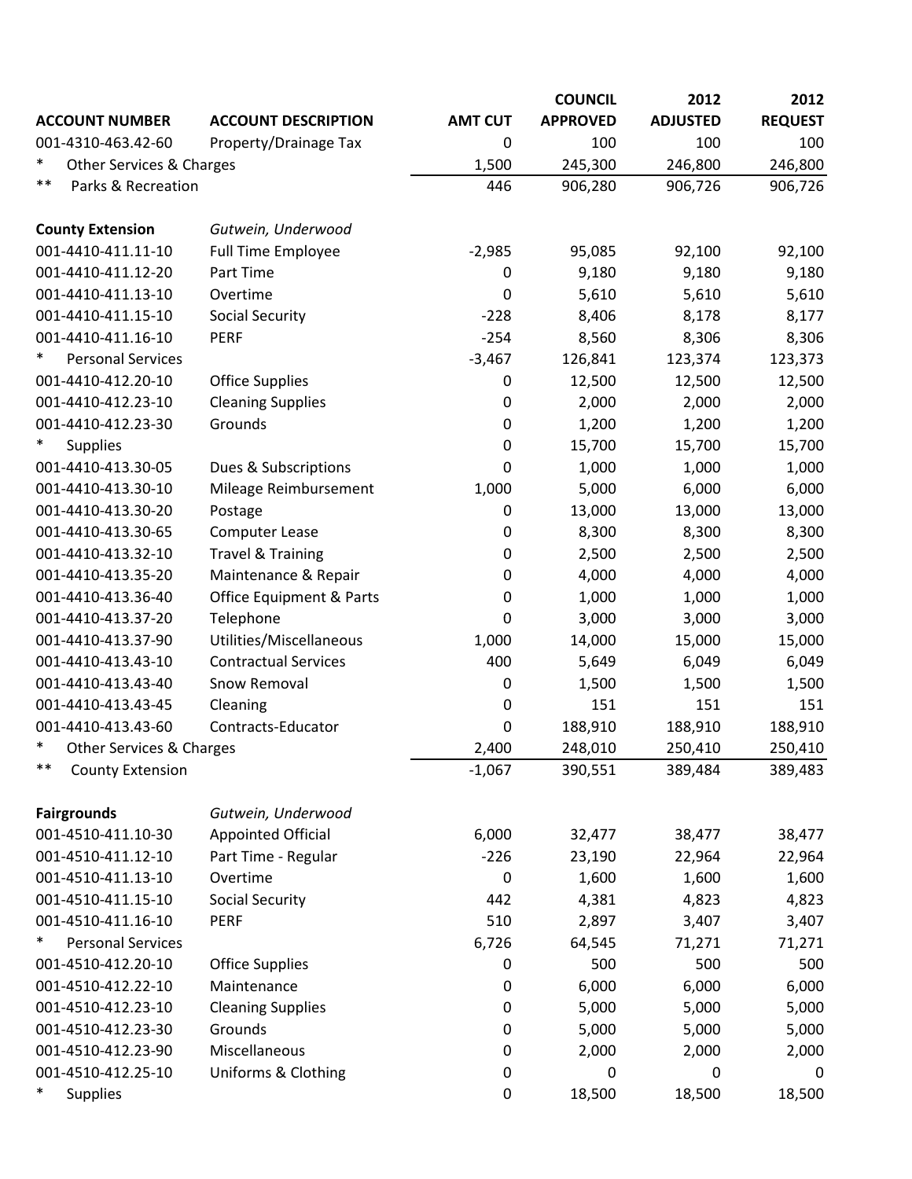| ACCOUNT NUMBER | ACCOUNT DESCRIPTION | AMT CUT | COUNCIL APPROVED | 2012 ADJUSTED | 2012 REQUEST |
|---|---|---|---|---|---|
| 001-4310-463.42-60 | Property/Drainage Tax | 0 | 100 | 100 | 100 |
| * Other Services & Charges | | 1,500 | 245,300 | 246,800 | 246,800 |
| ** Parks & Recreation | | 446 | 906,280 | 906,726 | 906,726 |
| | | | | | |
| **County Extension** | *Gutwein, Underwood* | | | | |
| 001-4410-411.11-10 | Full Time Employee | -2,985 | 95,085 | 92,100 | 92,100 |
| 001-4410-411.12-20 | Part Time | 0 | 9,180 | 9,180 | 9,180 |
| 001-4410-411.13-10 | Overtime | 0 | 5,610 | 5,610 | 5,610 |
| 001-4410-411.15-10 | Social Security | -228 | 8,406 | 8,178 | 8,177 |
| 001-4410-411.16-10 | PERF | -254 | 8,560 | 8,306 | 8,306 |
| * Personal Services | | -3,467 | 126,841 | 123,374 | 123,373 |
| 001-4410-412.20-10 | Office Supplies | 0 | 12,500 | 12,500 | 12,500 |
| 001-4410-412.23-10 | Cleaning Supplies | 0 | 2,000 | 2,000 | 2,000 |
| 001-4410-412.23-30 | Grounds | 0 | 1,200 | 1,200 | 1,200 |
| * Supplies | | 0 | 15,700 | 15,700 | 15,700 |
| 001-4410-413.30-05 | Dues & Subscriptions | 0 | 1,000 | 1,000 | 1,000 |
| 001-4410-413.30-10 | Mileage Reimbursement | 1,000 | 5,000 | 6,000 | 6,000 |
| 001-4410-413.30-20 | Postage | 0 | 13,000 | 13,000 | 13,000 |
| 001-4410-413.30-65 | Computer Lease | 0 | 8,300 | 8,300 | 8,300 |
| 001-4410-413.32-10 | Travel & Training | 0 | 2,500 | 2,500 | 2,500 |
| 001-4410-413.35-20 | Maintenance & Repair | 0 | 4,000 | 4,000 | 4,000 |
| 001-4410-413.36-40 | Office Equipment & Parts | 0 | 1,000 | 1,000 | 1,000 |
| 001-4410-413.37-20 | Telephone | 0 | 3,000 | 3,000 | 3,000 |
| 001-4410-413.37-90 | Utilities/Miscellaneous | 1,000 | 14,000 | 15,000 | 15,000 |
| 001-4410-413.43-10 | Contractual Services | 400 | 5,649 | 6,049 | 6,049 |
| 001-4410-413.43-40 | Snow Removal | 0 | 1,500 | 1,500 | 1,500 |
| 001-4410-413.43-45 | Cleaning | 0 | 151 | 151 | 151 |
| 001-4410-413.43-60 | Contracts-Educator | 0 | 188,910 | 188,910 | 188,910 |
| * Other Services & Charges | | 2,400 | 248,010 | 250,410 | 250,410 |
| ** County Extension | | -1,067 | 390,551 | 389,484 | 389,483 |
| | | | | | |
| **Fairgrounds** | *Gutwein, Underwood* | | | | |
| 001-4510-411.10-30 | Appointed Official | 6,000 | 32,477 | 38,477 | 38,477 |
| 001-4510-411.12-10 | Part Time - Regular | -226 | 23,190 | 22,964 | 22,964 |
| 001-4510-411.13-10 | Overtime | 0 | 1,600 | 1,600 | 1,600 |
| 001-4510-411.15-10 | Social Security | 442 | 4,381 | 4,823 | 4,823 |
| 001-4510-411.16-10 | PERF | 510 | 2,897 | 3,407 | 3,407 |
| * Personal Services | | 6,726 | 64,545 | 71,271 | 71,271 |
| 001-4510-412.20-10 | Office Supplies | 0 | 500 | 500 | 500 |
| 001-4510-412.22-10 | Maintenance | 0 | 6,000 | 6,000 | 6,000 |
| 001-4510-412.23-10 | Cleaning Supplies | 0 | 5,000 | 5,000 | 5,000 |
| 001-4510-412.23-30 | Grounds | 0 | 5,000 | 5,000 | 5,000 |
| 001-4510-412.23-90 | Miscellaneous | 0 | 2,000 | 2,000 | 2,000 |
| 001-4510-412.25-10 | Uniforms & Clothing | 0 | 0 | 0 | 0 |
| * Supplies | | 0 | 18,500 | 18,500 | 18,500 |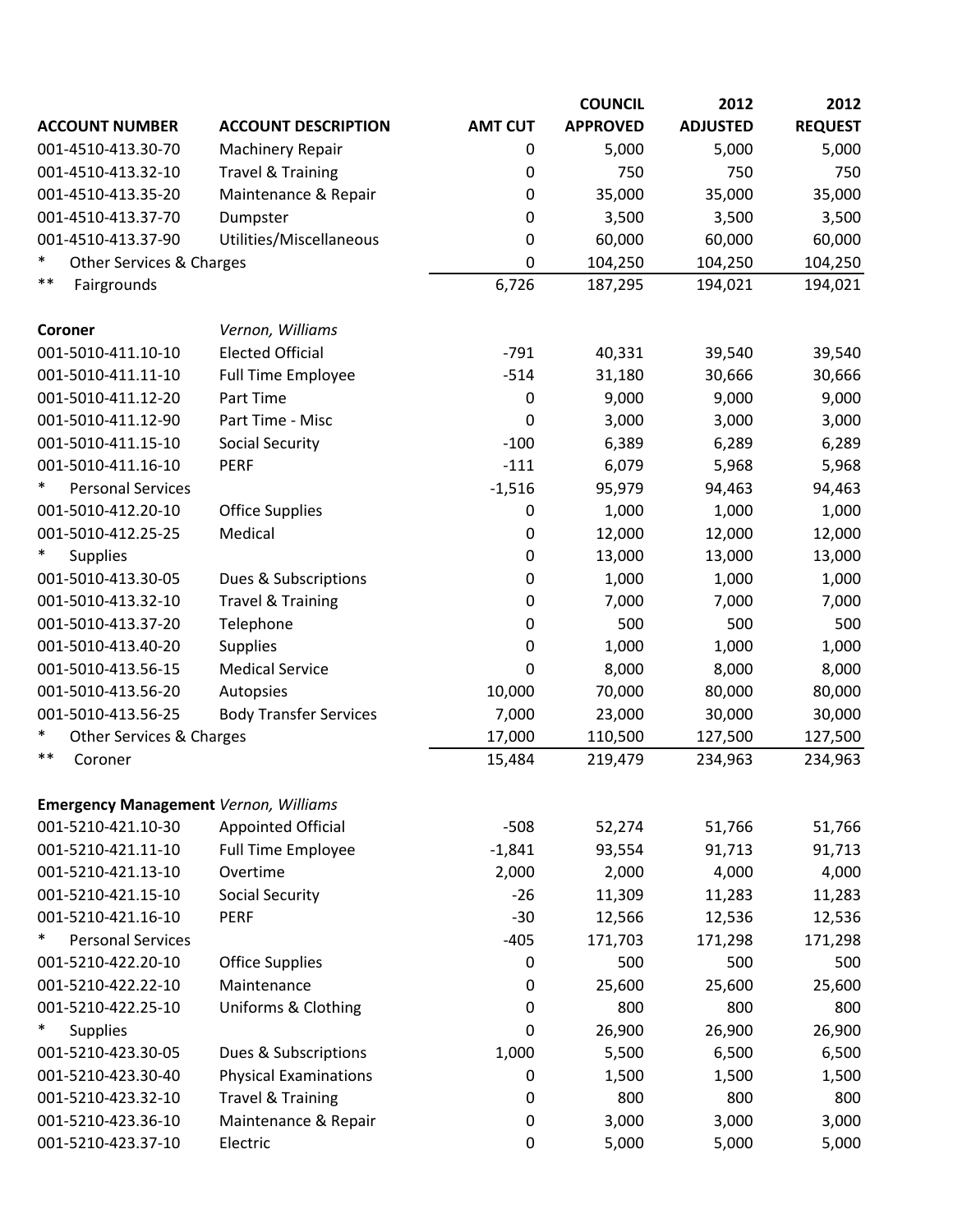| ACCOUNT NUMBER | ACCOUNT DESCRIPTION | AMT CUT | COUNCIL APPROVED | 2012 ADJUSTED | 2012 REQUEST |
|---|---|---|---|---|---|
| 001-4510-413.30-70 | Machinery Repair | 0 | 5,000 | 5,000 | 5,000 |
| 001-4510-413.32-10 | Travel & Training | 0 | 750 | 750 | 750 |
| 001-4510-413.35-20 | Maintenance & Repair | 0 | 35,000 | 35,000 | 35,000 |
| 001-4510-413.37-70 | Dumpster | 0 | 3,500 | 3,500 | 3,500 |
| 001-4510-413.37-90 | Utilities/Miscellaneous | 0 | 60,000 | 60,000 | 60,000 |
| * Other Services & Charges | | 0 | 104,250 | 104,250 | 104,250 |
| ** Fairgrounds | | 6,726 | 187,295 | 194,021 | 194,021 |
| | | | | | |
| **Coroner** | *Vernon, Williams* | | | | |
| 001-5010-411.10-10 | Elected Official | -791 | 40,331 | 39,540 | 39,540 |
| 001-5010-411.11-10 | Full Time Employee | -514 | 31,180 | 30,666 | 30,666 |
| 001-5010-411.12-20 | Part Time | 0 | 9,000 | 9,000 | 9,000 |
| 001-5010-411.12-90 | Part Time - Misc | 0 | 3,000 | 3,000 | 3,000 |
| 001-5010-411.15-10 | Social Security | -100 | 6,389 | 6,289 | 6,289 |
| 001-5010-411.16-10 | PERF | -111 | 6,079 | 5,968 | 5,968 |
| * Personal Services | | -1,516 | 95,979 | 94,463 | 94,463 |
| 001-5010-412.20-10 | Office Supplies | 0 | 1,000 | 1,000 | 1,000 |
| 001-5010-412.25-25 | Medical | 0 | 12,000 | 12,000 | 12,000 |
| * Supplies | | 0 | 13,000 | 13,000 | 13,000 |
| 001-5010-413.30-05 | Dues & Subscriptions | 0 | 1,000 | 1,000 | 1,000 |
| 001-5010-413.32-10 | Travel & Training | 0 | 7,000 | 7,000 | 7,000 |
| 001-5010-413.37-20 | Telephone | 0 | 500 | 500 | 500 |
| 001-5010-413.40-20 | Supplies | 0 | 1,000 | 1,000 | 1,000 |
| 001-5010-413.56-15 | Medical Service | 0 | 8,000 | 8,000 | 8,000 |
| 001-5010-413.56-20 | Autopsies | 10,000 | 70,000 | 80,000 | 80,000 |
| 001-5010-413.56-25 | Body Transfer Services | 7,000 | 23,000 | 30,000 | 30,000 |
| * Other Services & Charges | | 17,000 | 110,500 | 127,500 | 127,500 |
| ** Coroner | | 15,484 | 219,479 | 234,963 | 234,963 |
| | | | | | |
| **Emergency Management** | *Vernon, Williams* | | | | |
| 001-5210-421.10-30 | Appointed Official | -508 | 52,274 | 51,766 | 51,766 |
| 001-5210-421.11-10 | Full Time Employee | -1,841 | 93,554 | 91,713 | 91,713 |
| 001-5210-421.13-10 | Overtime | 2,000 | 2,000 | 4,000 | 4,000 |
| 001-5210-421.15-10 | Social Security | -26 | 11,309 | 11,283 | 11,283 |
| 001-5210-421.16-10 | PERF | -30 | 12,566 | 12,536 | 12,536 |
| * Personal Services | | -405 | 171,703 | 171,298 | 171,298 |
| 001-5210-422.20-10 | Office Supplies | 0 | 500 | 500 | 500 |
| 001-5210-422.22-10 | Maintenance | 0 | 25,600 | 25,600 | 25,600 |
| 001-5210-422.25-10 | Uniforms & Clothing | 0 | 800 | 800 | 800 |
| * Supplies | | 0 | 26,900 | 26,900 | 26,900 |
| 001-5210-423.30-05 | Dues & Subscriptions | 1,000 | 5,500 | 6,500 | 6,500 |
| 001-5210-423.30-40 | Physical Examinations | 0 | 1,500 | 1,500 | 1,500 |
| 001-5210-423.32-10 | Travel & Training | 0 | 800 | 800 | 800 |
| 001-5210-423.36-10 | Maintenance & Repair | 0 | 3,000 | 3,000 | 3,000 |
| 001-5210-423.37-10 | Electric | 0 | 5,000 | 5,000 | 5,000 |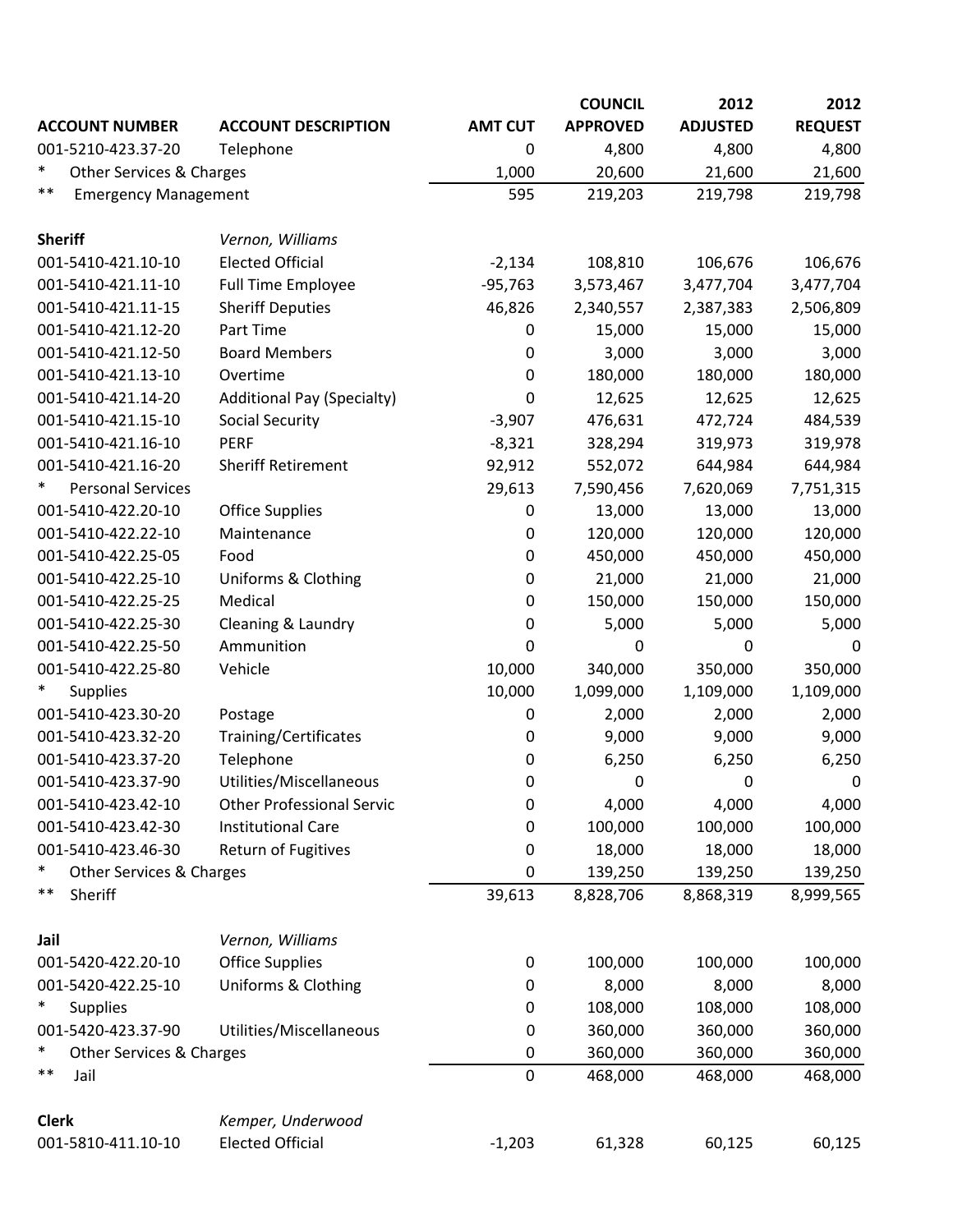| ACCOUNT NUMBER | ACCOUNT DESCRIPTION | AMT CUT | COUNCIL APPROVED | 2012 ADJUSTED | 2012 REQUEST |
|---|---|---|---|---|---|
| 001-5210-423.37-20 | Telephone | 0 | 4,800 | 4,800 | 4,800 |
| * Other Services & Charges | | 1,000 | 20,600 | 21,600 | 21,600 |
| ** Emergency Management | | 595 | 219,203 | 219,798 | 219,798 |
| | | | | | |
| **Sheriff** | *Vernon, Williams* | | | | |
| 001-5410-421.10-10 | Elected Official | -2,134 | 108,810 | 106,676 | 106,676 |
| 001-5410-421.11-10 | Full Time Employee | -95,763 | 3,573,467 | 3,477,704 | 3,477,704 |
| 001-5410-421.11-15 | Sheriff Deputies | 46,826 | 2,340,557 | 2,387,383 | 2,506,809 |
| 001-5410-421.12-20 | Part Time | 0 | 15,000 | 15,000 | 15,000 |
| 001-5410-421.12-50 | Board Members | 0 | 3,000 | 3,000 | 3,000 |
| 001-5410-421.13-10 | Overtime | 0 | 180,000 | 180,000 | 180,000 |
| 001-5410-421.14-20 | Additional Pay (Specialty) | 0 | 12,625 | 12,625 | 12,625 |
| 001-5410-421.15-10 | Social Security | -3,907 | 476,631 | 472,724 | 484,539 |
| 001-5410-421.16-10 | PERF | -8,321 | 328,294 | 319,973 | 319,978 |
| 001-5410-421.16-20 | Sheriff Retirement | 92,912 | 552,072 | 644,984 | 644,984 |
| * Personal Services | | 29,613 | 7,590,456 | 7,620,069 | 7,751,315 |
| 001-5410-422.20-10 | Office Supplies | 0 | 13,000 | 13,000 | 13,000 |
| 001-5410-422.22-10 | Maintenance | 0 | 120,000 | 120,000 | 120,000 |
| 001-5410-422.25-05 | Food | 0 | 450,000 | 450,000 | 450,000 |
| 001-5410-422.25-10 | Uniforms & Clothing | 0 | 21,000 | 21,000 | 21,000 |
| 001-5410-422.25-25 | Medical | 0 | 150,000 | 150,000 | 150,000 |
| 001-5410-422.25-30 | Cleaning & Laundry | 0 | 5,000 | 5,000 | 5,000 |
| 001-5410-422.25-50 | Ammunition | 0 | 0 | 0 | 0 |
| 001-5410-422.25-80 | Vehicle | 10,000 | 340,000 | 350,000 | 350,000 |
| * Supplies | | 10,000 | 1,099,000 | 1,109,000 | 1,109,000 |
| 001-5410-423.30-20 | Postage | 0 | 2,000 | 2,000 | 2,000 |
| 001-5410-423.32-20 | Training/Certificates | 0 | 9,000 | 9,000 | 9,000 |
| 001-5410-423.37-20 | Telephone | 0 | 6,250 | 6,250 | 6,250 |
| 001-5410-423.37-90 | Utilities/Miscellaneous | 0 | 0 | 0 | 0 |
| 001-5410-423.42-10 | Other Professional Servic | 0 | 4,000 | 4,000 | 4,000 |
| 001-5410-423.42-30 | Institutional Care | 0 | 100,000 | 100,000 | 100,000 |
| 001-5410-423.46-30 | Return of Fugitives | 0 | 18,000 | 18,000 | 18,000 |
| * Other Services & Charges | | 0 | 139,250 | 139,250 | 139,250 |
| ** Sheriff | | 39,613 | 8,828,706 | 8,868,319 | 8,999,565 |
| | | | | | |
| **Jail** | *Vernon, Williams* | | | | |
| 001-5420-422.20-10 | Office Supplies | 0 | 100,000 | 100,000 | 100,000 |
| 001-5420-422.25-10 | Uniforms & Clothing | 0 | 8,000 | 8,000 | 8,000 |
| * Supplies | | 0 | 108,000 | 108,000 | 108,000 |
| 001-5420-423.37-90 | Utilities/Miscellaneous | 0 | 360,000 | 360,000 | 360,000 |
| * Other Services & Charges | | 0 | 360,000 | 360,000 | 360,000 |
| ** Jail | | 0 | 468,000 | 468,000 | 468,000 |
| | | | | | |
| **Clerk** | *Kemper, Underwood* | | | | |
| 001-5810-411.10-10 | Elected Official | -1,203 | 61,328 | 60,125 | 60,125 |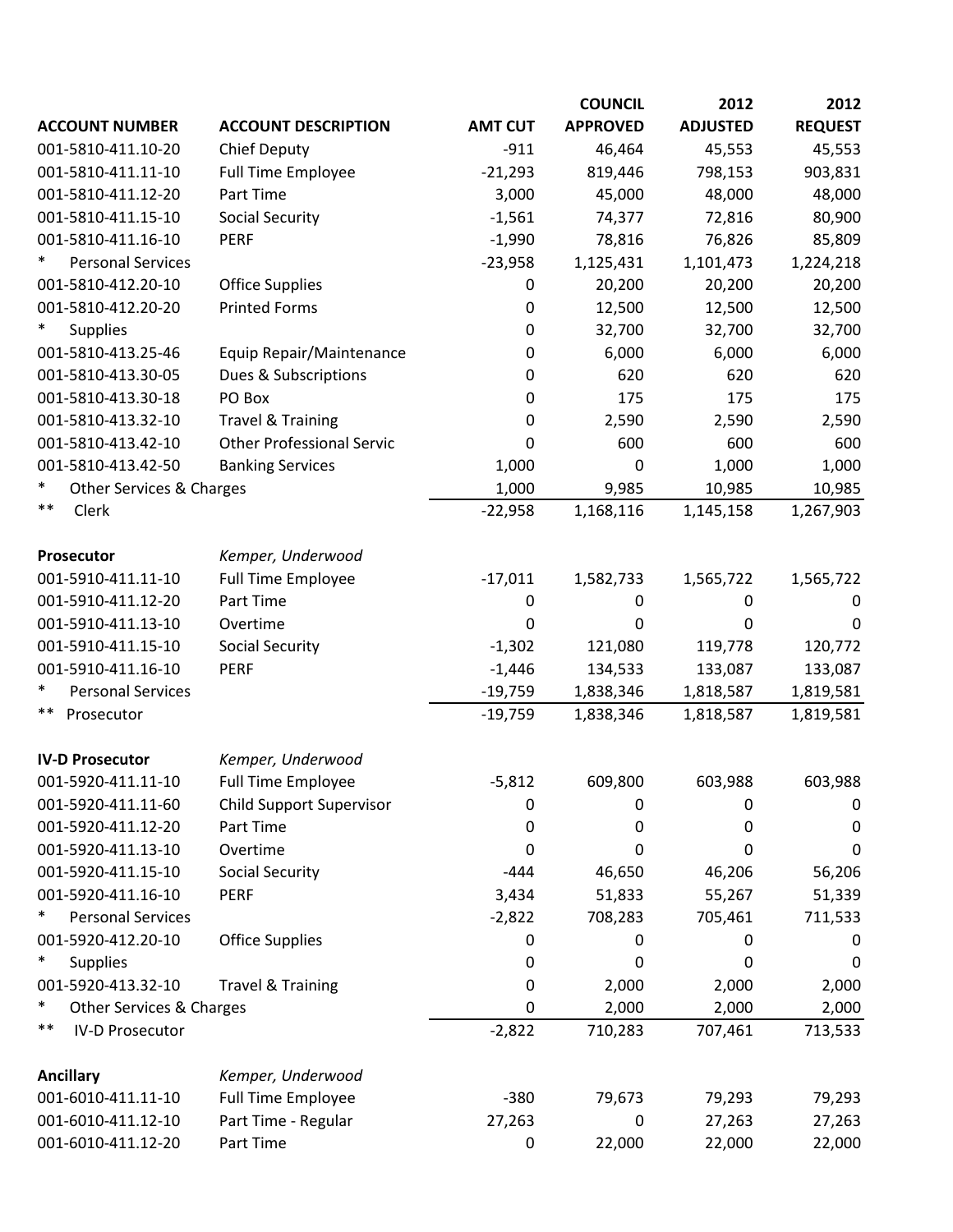| ACCOUNT NUMBER | ACCOUNT DESCRIPTION | AMT CUT | COUNCIL APPROVED | 2012 ADJUSTED | 2012 REQUEST |
|---|---|---|---|---|---|
| 001-5810-411.10-20 | Chief Deputy | -911 | 46,464 | 45,553 | 45,553 |
| 001-5810-411.11-10 | Full Time Employee | -21,293 | 819,446 | 798,153 | 903,831 |
| 001-5810-411.12-20 | Part Time | 3,000 | 45,000 | 48,000 | 48,000 |
| 001-5810-411.15-10 | Social Security | -1,561 | 74,377 | 72,816 | 80,900 |
| 001-5810-411.16-10 | PERF | -1,990 | 78,816 | 76,826 | 85,809 |
| * Personal Services | | -23,958 | 1,125,431 | 1,101,473 | 1,224,218 |
| 001-5810-412.20-10 | Office Supplies | 0 | 20,200 | 20,200 | 20,200 |
| 001-5810-412.20-20 | Printed Forms | 0 | 12,500 | 12,500 | 12,500 |
| * Supplies | | 0 | 32,700 | 32,700 | 32,700 |
| 001-5810-413.25-46 | Equip Repair/Maintenance | 0 | 6,000 | 6,000 | 6,000 |
| 001-5810-413.30-05 | Dues & Subscriptions | 0 | 620 | 620 | 620 |
| 001-5810-413.30-18 | PO Box | 0 | 175 | 175 | 175 |
| 001-5810-413.32-10 | Travel & Training | 0 | 2,590 | 2,590 | 2,590 |
| 001-5810-413.42-10 | Other Professional Servic | 0 | 600 | 600 | 600 |
| 001-5810-413.42-50 | Banking Services | 1,000 | 0 | 1,000 | 1,000 |
| * Other Services & Charges | | 1,000 | 9,985 | 10,985 | 10,985 |
| ** Clerk | | -22,958 | 1,168,116 | 1,145,158 | 1,267,903 |
| | | | | | |
| **Prosecutor** | *Kemper, Underwood* | | | | |
| 001-5910-411.11-10 | Full Time Employee | -17,011 | 1,582,733 | 1,565,722 | 1,565,722 |
| 001-5910-411.12-20 | Part Time | 0 | 0 | 0 | 0 |
| 001-5910-411.13-10 | Overtime | 0 | 0 | 0 | 0 |
| 001-5910-411.15-10 | Social Security | -1,302 | 121,080 | 119,778 | 120,772 |
| 001-5910-411.16-10 | PERF | -1,446 | 134,533 | 133,087 | 133,087 |
| * Personal Services | | -19,759 | 1,838,346 | 1,818,587 | 1,819,581 |
| ** Prosecutor | | -19,759 | 1,838,346 | 1,818,587 | 1,819,581 |
| | | | | | |
| **IV-D Prosecutor** | *Kemper, Underwood* | | | | |
| 001-5920-411.11-10 | Full Time Employee | -5,812 | 609,800 | 603,988 | 603,988 |
| 001-5920-411.11-60 | Child Support Supervisor | 0 | 0 | 0 | 0 |
| 001-5920-411.12-20 | Part Time | 0 | 0 | 0 | 0 |
| 001-5920-411.13-10 | Overtime | 0 | 0 | 0 | 0 |
| 001-5920-411.15-10 | Social Security | -444 | 46,650 | 46,206 | 56,206 |
| 001-5920-411.16-10 | PERF | 3,434 | 51,833 | 55,267 | 51,339 |
| * Personal Services | | -2,822 | 708,283 | 705,461 | 711,533 |
| 001-5920-412.20-10 | Office Supplies | 0 | 0 | 0 | 0 |
| * Supplies | | 0 | 0 | 0 | 0 |
| 001-5920-413.32-10 | Travel & Training | 0 | 2,000 | 2,000 | 2,000 |
| * Other Services & Charges | | 0 | 2,000 | 2,000 | 2,000 |
| ** IV-D Prosecutor | | -2,822 | 710,283 | 707,461 | 713,533 |
| | | | | | |
| **Ancillary** | *Kemper, Underwood* | | | | |
| 001-6010-411.11-10 | Full Time Employee | -380 | 79,673 | 79,293 | 79,293 |
| 001-6010-411.12-10 | Part Time - Regular | 27,263 | 0 | 27,263 | 27,263 |
| 001-6010-411.12-20 | Part Time | 0 | 22,000 | 22,000 | 22,000 |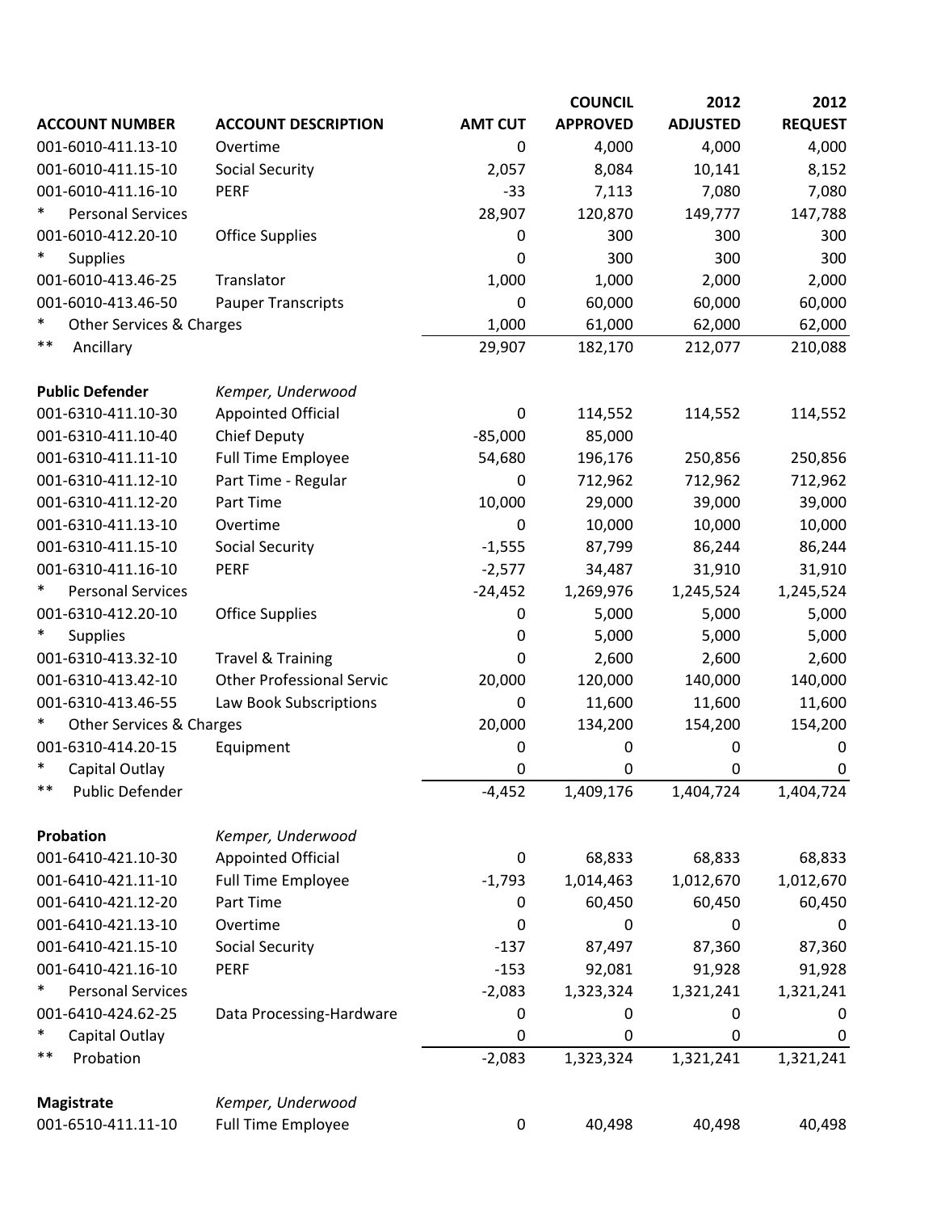| ACCOUNT NUMBER | ACCOUNT DESCRIPTION | AMT CUT | COUNCIL APPROVED | 2012 ADJUSTED | 2012 REQUEST |
|---|---|---|---|---|---|
| 001-6010-411.13-10 | Overtime | 0 | 4,000 | 4,000 | 4,000 |
| 001-6010-411.15-10 | Social Security | 2,057 | 8,084 | 10,141 | 8,152 |
| 001-6010-411.16-10 | PERF | -33 | 7,113 | 7,080 | 7,080 |
| * Personal Services | | 28,907 | 120,870 | 149,777 | 147,788 |
| 001-6010-412.20-10 | Office Supplies | 0 | 300 | 300 | 300 |
| * Supplies | | 0 | 300 | 300 | 300 |
| 001-6010-413.46-25 | Translator | 1,000 | 1,000 | 2,000 | 2,000 |
| 001-6010-413.46-50 | Pauper Transcripts | 0 | 60,000 | 60,000 | 60,000 |
| * Other Services & Charges | | 1,000 | 61,000 | 62,000 | 62,000 |
| ** Ancillary | | 29,907 | 182,170 | 212,077 | 210,088 |
| | | | | | |
| **Public Defender** | *Kemper, Underwood* | | | | |
| 001-6310-411.10-30 | Appointed Official | 0 | 114,552 | 114,552 | 114,552 |
| 001-6310-411.10-40 | Chief Deputy | -85,000 | 85,000 | | |
| 001-6310-411.11-10 | Full Time Employee | 54,680 | 196,176 | 250,856 | 250,856 |
| 001-6310-411.12-10 | Part Time - Regular | 0 | 712,962 | 712,962 | 712,962 |
| 001-6310-411.12-20 | Part Time | 10,000 | 29,000 | 39,000 | 39,000 |
| 001-6310-411.13-10 | Overtime | 0 | 10,000 | 10,000 | 10,000 |
| 001-6310-411.15-10 | Social Security | -1,555 | 87,799 | 86,244 | 86,244 |
| 001-6310-411.16-10 | PERF | -2,577 | 34,487 | 31,910 | 31,910 |
| * Personal Services | | -24,452 | 1,269,976 | 1,245,524 | 1,245,524 |
| 001-6310-412.20-10 | Office Supplies | 0 | 5,000 | 5,000 | 5,000 |
| * Supplies | | 0 | 5,000 | 5,000 | 5,000 |
| 001-6310-413.32-10 | Travel & Training | 0 | 2,600 | 2,600 | 2,600 |
| 001-6310-413.42-10 | Other Professional Servic | 20,000 | 120,000 | 140,000 | 140,000 |
| 001-6310-413.46-55 | Law Book Subscriptions | 0 | 11,600 | 11,600 | 11,600 |
| * Other Services & Charges | | 20,000 | 134,200 | 154,200 | 154,200 |
| 001-6310-414.20-15 | Equipment | 0 | 0 | 0 | 0 |
| * Capital Outlay | | 0 | 0 | 0 | 0 |
| ** Public Defender | | -4,452 | 1,409,176 | 1,404,724 | 1,404,724 |
| | | | | | |
| **Probation** | *Kemper, Underwood* | | | | |
| 001-6410-421.10-30 | Appointed Official | 0 | 68,833 | 68,833 | 68,833 |
| 001-6410-421.11-10 | Full Time Employee | -1,793 | 1,014,463 | 1,012,670 | 1,012,670 |
| 001-6410-421.12-20 | Part Time | 0 | 60,450 | 60,450 | 60,450 |
| 001-6410-421.13-10 | Overtime | 0 | 0 | 0 | 0 |
| 001-6410-421.15-10 | Social Security | -137 | 87,497 | 87,360 | 87,360 |
| 001-6410-421.16-10 | PERF | -153 | 92,081 | 91,928 | 91,928 |
| * Personal Services | | -2,083 | 1,323,324 | 1,321,241 | 1,321,241 |
| 001-6410-424.62-25 | Data Processing-Hardware | 0 | 0 | 0 | 0 |
| * Capital Outlay | | 0 | 0 | 0 | 0 |
| ** Probation | | -2,083 | 1,323,324 | 1,321,241 | 1,321,241 |
| | | | | | |
| **Magistrate** | *Kemper, Underwood* | | | | |
| 001-6510-411.11-10 | Full Time Employee | 0 | 40,498 | 40,498 | 40,498 |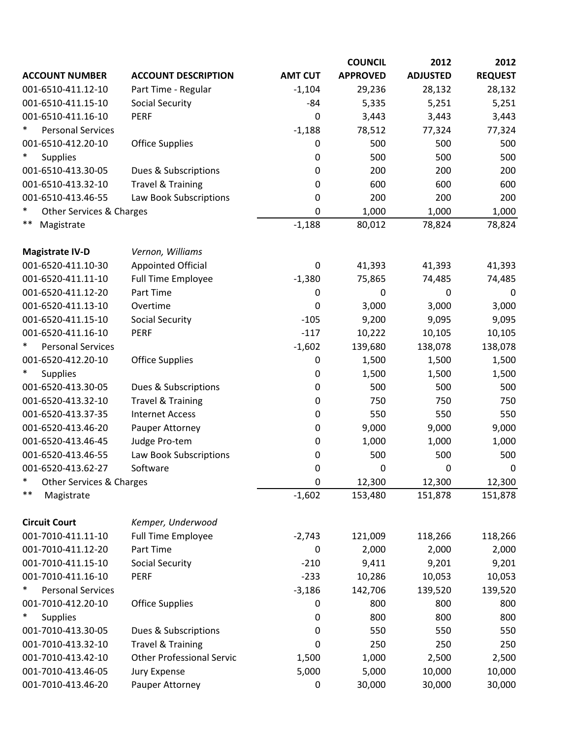| ACCOUNT NUMBER | ACCOUNT DESCRIPTION | AMT CUT | COUNCIL APPROVED | 2012 ADJUSTED | 2012 REQUEST |
|---|---|---|---|---|---|
| 001-6510-411.12-10 | Part Time - Regular | -1,104 | 29,236 | 28,132 | 28,132 |
| 001-6510-411.15-10 | Social Security | -84 | 5,335 | 5,251 | 5,251 |
| 001-6510-411.16-10 | PERF | 0 | 3,443 | 3,443 | 3,443 |
| * Personal Services | | -1,188 | 78,512 | 77,324 | 77,324 |
| 001-6510-412.20-10 | Office Supplies | 0 | 500 | 500 | 500 |
| * Supplies | | 0 | 500 | 500 | 500 |
| 001-6510-413.30-05 | Dues & Subscriptions | 0 | 200 | 200 | 200 |
| 001-6510-413.32-10 | Travel & Training | 0 | 600 | 600 | 600 |
| 001-6510-413.46-55 | Law Book Subscriptions | 0 | 200 | 200 | 200 |
| * Other Services & Charges | | 0 | 1,000 | 1,000 | 1,000 |
| ** Magistrate | | -1,188 | 80,012 | 78,824 | 78,824 |
| | | | | | |
| **Magistrate IV-D** | *Vernon, Williams* | | | | |
| 001-6520-411.10-30 | Appointed Official | 0 | 41,393 | 41,393 | 41,393 |
| 001-6520-411.11-10 | Full Time Employee | -1,380 | 75,865 | 74,485 | 74,485 |
| 001-6520-411.12-20 | Part Time | 0 | 0 | 0 | 0 |
| 001-6520-411.13-10 | Overtime | 0 | 3,000 | 3,000 | 3,000 |
| 001-6520-411.15-10 | Social Security | -105 | 9,200 | 9,095 | 9,095 |
| 001-6520-411.16-10 | PERF | -117 | 10,222 | 10,105 | 10,105 |
| * Personal Services | | -1,602 | 139,680 | 138,078 | 138,078 |
| 001-6520-412.20-10 | Office Supplies | 0 | 1,500 | 1,500 | 1,500 |
| * Supplies | | 0 | 1,500 | 1,500 | 1,500 |
| 001-6520-413.30-05 | Dues & Subscriptions | 0 | 500 | 500 | 500 |
| 001-6520-413.32-10 | Travel & Training | 0 | 750 | 750 | 750 |
| 001-6520-413.37-35 | Internet Access | 0 | 550 | 550 | 550 |
| 001-6520-413.46-20 | Pauper Attorney | 0 | 9,000 | 9,000 | 9,000 |
| 001-6520-413.46-45 | Judge Pro-tem | 0 | 1,000 | 1,000 | 1,000 |
| 001-6520-413.46-55 | Law Book Subscriptions | 0 | 500 | 500 | 500 |
| 001-6520-413.62-27 | Software | 0 | 0 | 0 | 0 |
| * Other Services & Charges | | 0 | 12,300 | 12,300 | 12,300 |
| ** Magistrate | | -1,602 | 153,480 | 151,878 | 151,878 |
| | | | | | |
| **Circuit Court** | *Kemper, Underwood* | | | | |
| 001-7010-411.11-10 | Full Time Employee | -2,743 | 121,009 | 118,266 | 118,266 |
| 001-7010-411.12-20 | Part Time | 0 | 2,000 | 2,000 | 2,000 |
| 001-7010-411.15-10 | Social Security | -210 | 9,411 | 9,201 | 9,201 |
| 001-7010-411.16-10 | PERF | -233 | 10,286 | 10,053 | 10,053 |
| * Personal Services | | -3,186 | 142,706 | 139,520 | 139,520 |
| 001-7010-412.20-10 | Office Supplies | 0 | 800 | 800 | 800 |
| * Supplies | | 0 | 800 | 800 | 800 |
| 001-7010-413.30-05 | Dues & Subscriptions | 0 | 550 | 550 | 550 |
| 001-7010-413.32-10 | Travel & Training | 0 | 250 | 250 | 250 |
| 001-7010-413.42-10 | Other Professional Servic | 1,500 | 1,000 | 2,500 | 2,500 |
| 001-7010-413.46-05 | Jury Expense | 5,000 | 5,000 | 10,000 | 10,000 |
| 001-7010-413.46-20 | Pauper Attorney | 0 | 30,000 | 30,000 | 30,000 |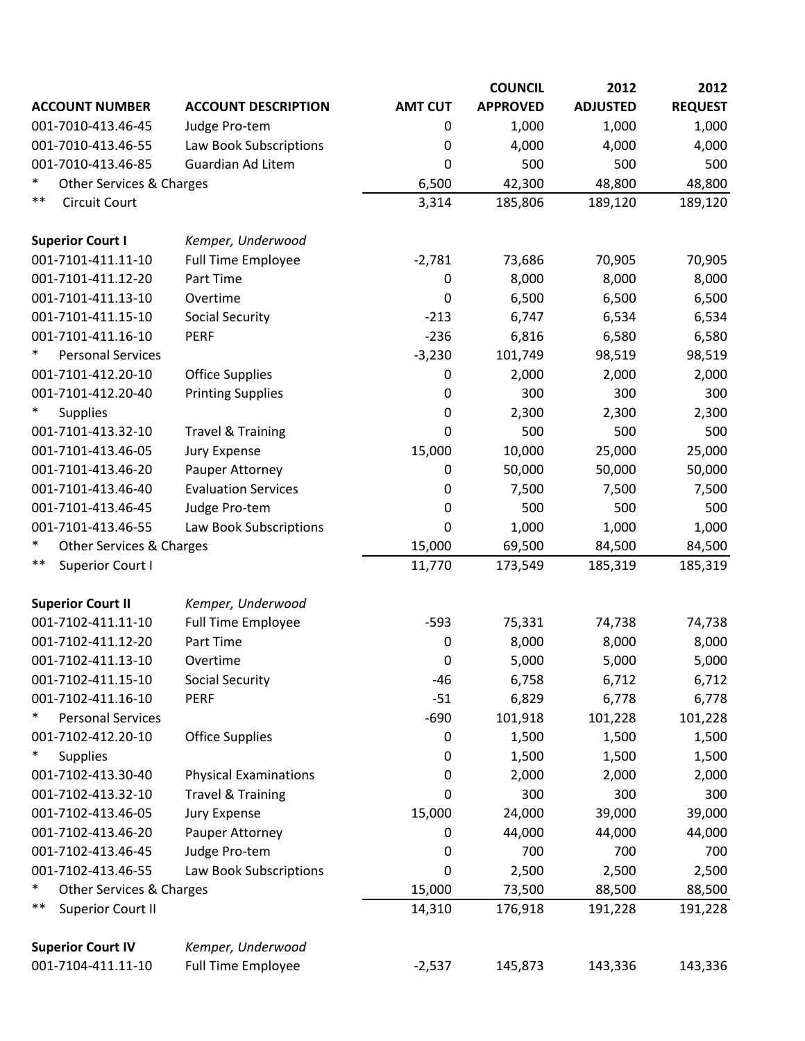| ACCOUNT NUMBER | ACCOUNT DESCRIPTION | AMT CUT | COUNCIL APPROVED | 2012 ADJUSTED | 2012 REQUEST |
|---|---|---|---|---|---|
| 001-7010-413.46-45 | Judge Pro-tem | 0 | 1,000 | 1,000 | 1,000 |
| 001-7010-413.46-55 | Law Book Subscriptions | 0 | 4,000 | 4,000 | 4,000 |
| 001-7010-413.46-85 | Guardian Ad Litem | 0 | 500 | 500 | 500 |
| * Other Services & Charges | | 6,500 | 42,300 | 48,800 | 48,800 |
| ** Circuit Court | | 3,314 | 185,806 | 189,120 | 189,120 |
| | | | | | |
| **Superior Court I** | *Kemper, Underwood* | | | | |
| 001-7101-411.11-10 | Full Time Employee | -2,781 | 73,686 | 70,905 | 70,905 |
| 001-7101-411.12-20 | Part Time | 0 | 8,000 | 8,000 | 8,000 |
| 001-7101-411.13-10 | Overtime | 0 | 6,500 | 6,500 | 6,500 |
| 001-7101-411.15-10 | Social Security | -213 | 6,747 | 6,534 | 6,534 |
| 001-7101-411.16-10 | PERF | -236 | 6,816 | 6,580 | 6,580 |
| * Personal Services | | -3,230 | 101,749 | 98,519 | 98,519 |
| 001-7101-412.20-10 | Office Supplies | 0 | 2,000 | 2,000 | 2,000 |
| 001-7101-412.20-40 | Printing Supplies | 0 | 300 | 300 | 300 |
| * Supplies | | 0 | 2,300 | 2,300 | 2,300 |
| 001-7101-413.32-10 | Travel & Training | 0 | 500 | 500 | 500 |
| 001-7101-413.46-05 | Jury Expense | 15,000 | 10,000 | 25,000 | 25,000 |
| 001-7101-413.46-20 | Pauper Attorney | 0 | 50,000 | 50,000 | 50,000 |
| 001-7101-413.46-40 | Evaluation Services | 0 | 7,500 | 7,500 | 7,500 |
| 001-7101-413.46-45 | Judge Pro-tem | 0 | 500 | 500 | 500 |
| 001-7101-413.46-55 | Law Book Subscriptions | 0 | 1,000 | 1,000 | 1,000 |
| * Other Services & Charges | | 15,000 | 69,500 | 84,500 | 84,500 |
| ** Superior Court I | | 11,770 | 173,549 | 185,319 | 185,319 |
| | | | | | |
| **Superior Court II** | *Kemper, Underwood* | | | | |
| 001-7102-411.11-10 | Full Time Employee | -593 | 75,331 | 74,738 | 74,738 |
| 001-7102-411.12-20 | Part Time | 0 | 8,000 | 8,000 | 8,000 |
| 001-7102-411.13-10 | Overtime | 0 | 5,000 | 5,000 | 5,000 |
| 001-7102-411.15-10 | Social Security | -46 | 6,758 | 6,712 | 6,712 |
| 001-7102-411.16-10 | PERF | -51 | 6,829 | 6,778 | 6,778 |
| * Personal Services | | -690 | 101,918 | 101,228 | 101,228 |
| 001-7102-412.20-10 | Office Supplies | 0 | 1,500 | 1,500 | 1,500 |
| * Supplies | | 0 | 1,500 | 1,500 | 1,500 |
| 001-7102-413.30-40 | Physical Examinations | 0 | 2,000 | 2,000 | 2,000 |
| 001-7102-413.32-10 | Travel & Training | 0 | 300 | 300 | 300 |
| 001-7102-413.46-05 | Jury Expense | 15,000 | 24,000 | 39,000 | 39,000 |
| 001-7102-413.46-20 | Pauper Attorney | 0 | 44,000 | 44,000 | 44,000 |
| 001-7102-413.46-45 | Judge Pro-tem | 0 | 700 | 700 | 700 |
| 001-7102-413.46-55 | Law Book Subscriptions | 0 | 2,500 | 2,500 | 2,500 |
| * Other Services & Charges | | 15,000 | 73,500 | 88,500 | 88,500 |
| ** Superior Court II | | 14,310 | 176,918 | 191,228 | 191,228 |
| | | | | | |
| **Superior Court IV** | *Kemper, Underwood* | | | | |
| 001-7104-411.11-10 | Full Time Employee | -2,537 | 145,873 | 143,336 | 143,336 |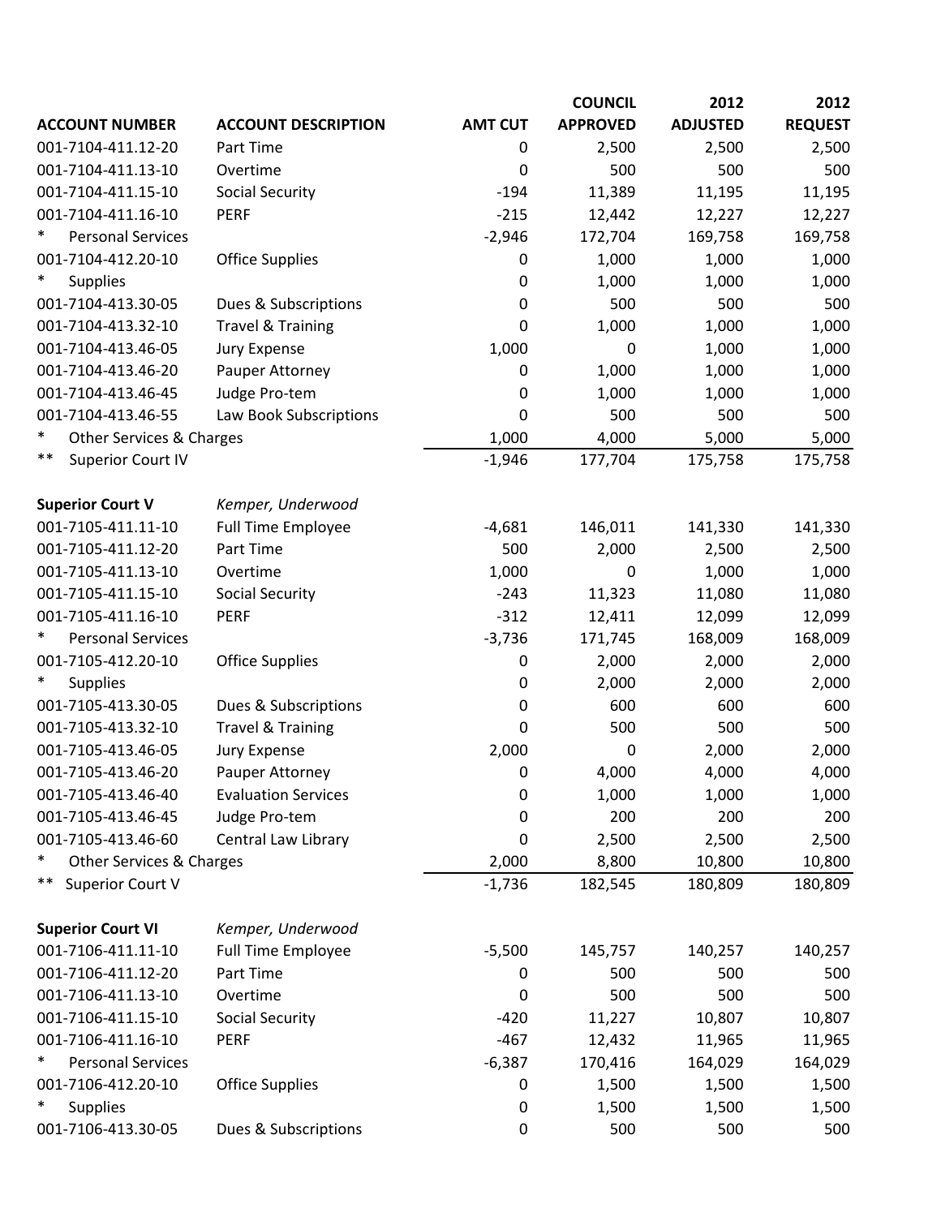| ACCOUNT NUMBER | ACCOUNT DESCRIPTION | AMT CUT | COUNCIL APPROVED | 2012 ADJUSTED | 2012 REQUEST |
|---|---|---|---|---|---|
| 001-7104-411.12-20 | Part Time | 0 | 2,500 | 2,500 | 2,500 |
| 001-7104-411.13-10 | Overtime | 0 | 500 | 500 | 500 |
| 001-7104-411.15-10 | Social Security | -194 | 11,389 | 11,195 | 11,195 |
| 001-7104-411.16-10 | PERF | -215 | 12,442 | 12,227 | 12,227 |
| * Personal Services | | -2,946 | 172,704 | 169,758 | 169,758 |
| 001-7104-412.20-10 | Office Supplies | 0 | 1,000 | 1,000 | 1,000 |
| * Supplies | | 0 | 1,000 | 1,000 | 1,000 |
| 001-7104-413.30-05 | Dues & Subscriptions | 0 | 500 | 500 | 500 |
| 001-7104-413.32-10 | Travel & Training | 0 | 1,000 | 1,000 | 1,000 |
| 001-7104-413.46-05 | Jury Expense | 1,000 | 0 | 1,000 | 1,000 |
| 001-7104-413.46-20 | Pauper Attorney | 0 | 1,000 | 1,000 | 1,000 |
| 001-7104-413.46-45 | Judge Pro-tem | 0 | 1,000 | 1,000 | 1,000 |
| 001-7104-413.46-55 | Law Book Subscriptions | 0 | 500 | 500 | 500 |
| * Other Services & Charges | | 1,000 | 4,000 | 5,000 | 5,000 |
| ** Superior Court IV | | -1,946 | 177,704 | 175,758 | 175,758 |
| | | | | | |
| **Superior Court V** | *Kemper, Underwood* | | | | |
| 001-7105-411.11-10 | Full Time Employee | -4,681 | 146,011 | 141,330 | 141,330 |
| 001-7105-411.12-20 | Part Time | 500 | 2,000 | 2,500 | 2,500 |
| 001-7105-411.13-10 | Overtime | 1,000 | 0 | 1,000 | 1,000 |
| 001-7105-411.15-10 | Social Security | -243 | 11,323 | 11,080 | 11,080 |
| 001-7105-411.16-10 | PERF | -312 | 12,411 | 12,099 | 12,099 |
| * Personal Services | | -3,736 | 171,745 | 168,009 | 168,009 |
| 001-7105-412.20-10 | Office Supplies | 0 | 2,000 | 2,000 | 2,000 |
| * Supplies | | 0 | 2,000 | 2,000 | 2,000 |
| 001-7105-413.30-05 | Dues & Subscriptions | 0 | 600 | 600 | 600 |
| 001-7105-413.32-10 | Travel & Training | 0 | 500 | 500 | 500 |
| 001-7105-413.46-05 | Jury Expense | 2,000 | 0 | 2,000 | 2,000 |
| 001-7105-413.46-20 | Pauper Attorney | 0 | 4,000 | 4,000 | 4,000 |
| 001-7105-413.46-40 | Evaluation Services | 0 | 1,000 | 1,000 | 1,000 |
| 001-7105-413.46-45 | Judge Pro-tem | 0 | 200 | 200 | 200 |
| 001-7105-413.46-60 | Central Law Library | 0 | 2,500 | 2,500 | 2,500 |
| * Other Services & Charges | | 2,000 | 8,800 | 10,800 | 10,800 |
| ** Superior Court V | | -1,736 | 182,545 | 180,809 | 180,809 |
| | | | | | |
| **Superior Court VI** | *Kemper, Underwood* | | | | |
| 001-7106-411.11-10 | Full Time Employee | -5,500 | 145,757 | 140,257 | 140,257 |
| 001-7106-411.12-20 | Part Time | 0 | 500 | 500 | 500 |
| 001-7106-411.13-10 | Overtime | 0 | 500 | 500 | 500 |
| 001-7106-411.15-10 | Social Security | -420 | 11,227 | 10,807 | 10,807 |
| 001-7106-411.16-10 | PERF | -467 | 12,432 | 11,965 | 11,965 |
| * Personal Services | | -6,387 | 170,416 | 164,029 | 164,029 |
| 001-7106-412.20-10 | Office Supplies | 0 | 1,500 | 1,500 | 1,500 |
| * Supplies | | 0 | 1,500 | 1,500 | 1,500 |
| 001-7106-413.30-05 | Dues & Subscriptions | 0 | 500 | 500 | 500 |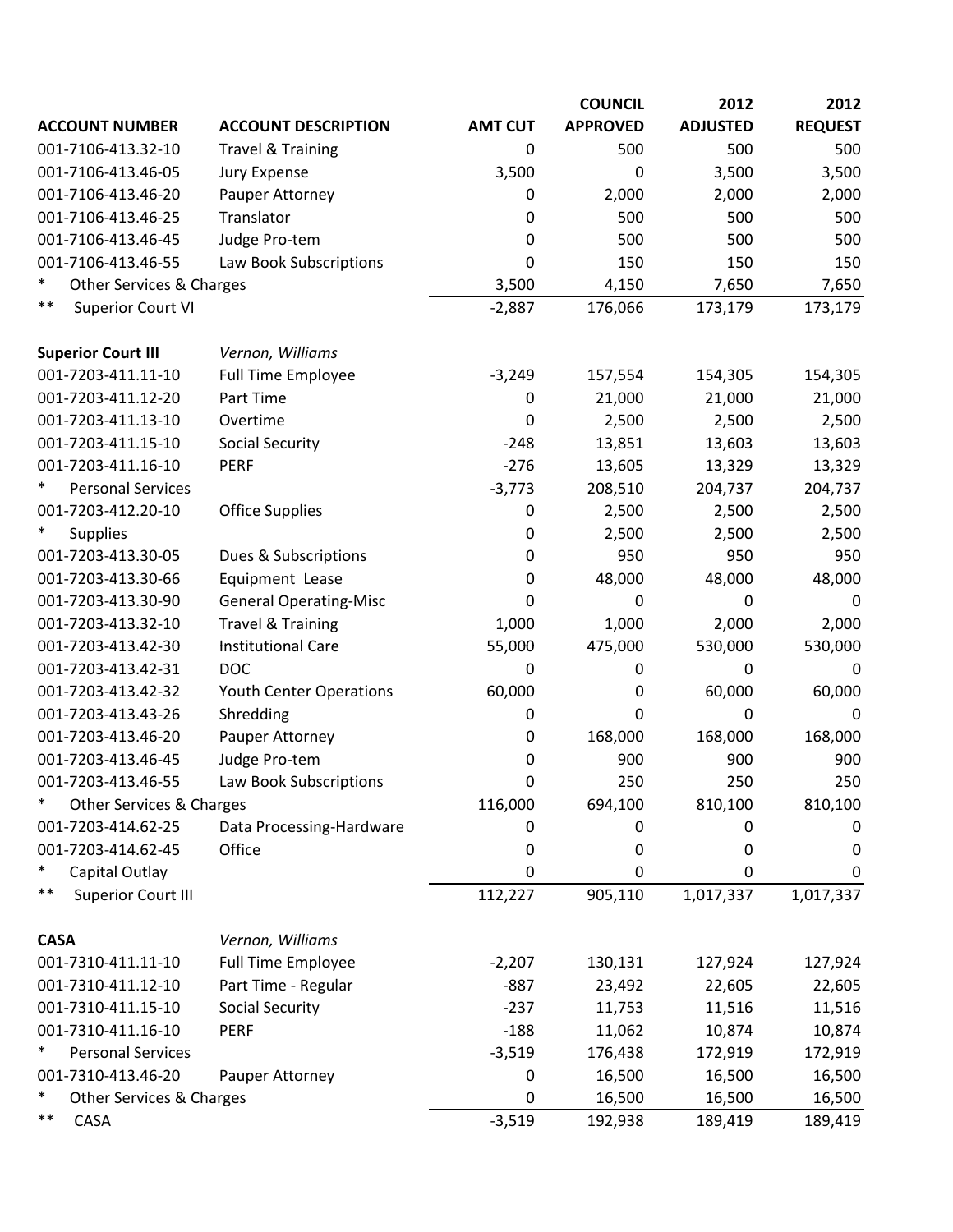| ACCOUNT NUMBER | ACCOUNT DESCRIPTION | AMT CUT | COUNCIL APPROVED | 2012 ADJUSTED | 2012 REQUEST |
|---|---|---|---|---|---|
| 001-7106-413.32-10 | Travel & Training | 0 | 500 | 500 | 500 |
| 001-7106-413.46-05 | Jury Expense | 3,500 | 0 | 3,500 | 3,500 |
| 001-7106-413.46-20 | Pauper Attorney | 0 | 2,000 | 2,000 | 2,000 |
| 001-7106-413.46-25 | Translator | 0 | 500 | 500 | 500 |
| 001-7106-413.46-45 | Judge Pro-tem | 0 | 500 | 500 | 500 |
| 001-7106-413.46-55 | Law Book Subscriptions | 0 | 150 | 150 | 150 |
| * Other Services & Charges | | 3,500 | 4,150 | 7,650 | 7,650 |
| ** Superior Court VI | | -2,887 | 176,066 | 173,179 | 173,179 |
| | | | | | |
| **Superior Court III** | *Vernon, Williams* | | | | |
| 001-7203-411.11-10 | Full Time Employee | -3,249 | 157,554 | 154,305 | 154,305 |
| 001-7203-411.12-20 | Part Time | 0 | 21,000 | 21,000 | 21,000 |
| 001-7203-411.13-10 | Overtime | 0 | 2,500 | 2,500 | 2,500 |
| 001-7203-411.15-10 | Social Security | -248 | 13,851 | 13,603 | 13,603 |
| 001-7203-411.16-10 | PERF | -276 | 13,605 | 13,329 | 13,329 |
| * Personal Services | | -3,773 | 208,510 | 204,737 | 204,737 |
| 001-7203-412.20-10 | Office Supplies | 0 | 2,500 | 2,500 | 2,500 |
| * Supplies | | 0 | 2,500 | 2,500 | 2,500 |
| 001-7203-413.30-05 | Dues & Subscriptions | 0 | 950 | 950 | 950 |
| 001-7203-413.30-66 | Equipment Lease | 0 | 48,000 | 48,000 | 48,000 |
| 001-7203-413.30-90 | General Operating-Misc | 0 | 0 | 0 | 0 |
| 001-7203-413.32-10 | Travel & Training | 1,000 | 1,000 | 2,000 | 2,000 |
| 001-7203-413.42-30 | Institutional Care | 55,000 | 475,000 | 530,000 | 530,000 |
| 001-7203-413.42-31 | DOC | 0 | 0 | 0 | 0 |
| 001-7203-413.42-32 | Youth Center Operations | 60,000 | 0 | 60,000 | 60,000 |
| 001-7203-413.43-26 | Shredding | 0 | 0 | 0 | 0 |
| 001-7203-413.46-20 | Pauper Attorney | 0 | 168,000 | 168,000 | 168,000 |
| 001-7203-413.46-45 | Judge Pro-tem | 0 | 900 | 900 | 900 |
| 001-7203-413.46-55 | Law Book Subscriptions | 0 | 250 | 250 | 250 |
| * Other Services & Charges | | 116,000 | 694,100 | 810,100 | 810,100 |
| 001-7203-414.62-25 | Data Processing-Hardware | 0 | 0 | 0 | 0 |
| 001-7203-414.62-45 | Office | 0 | 0 | 0 | 0 |
| * Capital Outlay | | 0 | 0 | 0 | 0 |
| ** Superior Court III | | 112,227 | 905,110 | 1,017,337 | 1,017,337 |
| | | | | | |
| **CASA** | *Vernon, Williams* | | | | |
| 001-7310-411.11-10 | Full Time Employee | -2,207 | 130,131 | 127,924 | 127,924 |
| 001-7310-411.12-10 | Part Time - Regular | -887 | 23,492 | 22,605 | 22,605 |
| 001-7310-411.15-10 | Social Security | -237 | 11,753 | 11,516 | 11,516 |
| 001-7310-411.16-10 | PERF | -188 | 11,062 | 10,874 | 10,874 |
| * Personal Services | | -3,519 | 176,438 | 172,919 | 172,919 |
| 001-7310-413.46-20 | Pauper Attorney | 0 | 16,500 | 16,500 | 16,500 |
| * Other Services & Charges | | 0 | 16,500 | 16,500 | 16,500 |
| ** CASA | | -3,519 | 192,938 | 189,419 | 189,419 |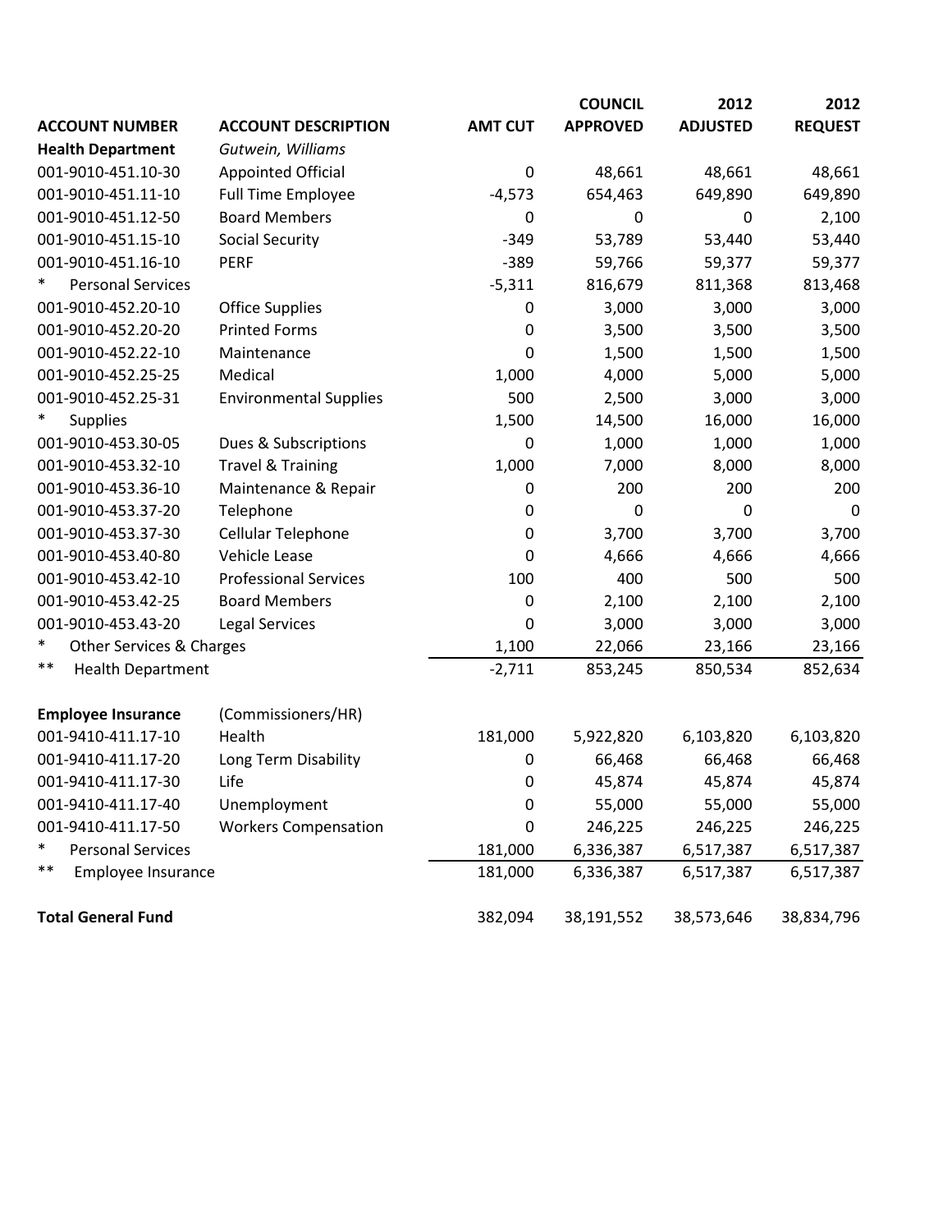| ACCOUNT NUMBER | ACCOUNT DESCRIPTION | AMT CUT | COUNCIL APPROVED | 2012 ADJUSTED | 2012 REQUEST |
|---|---|---|---|---|---|
| **Health Department** | *Gutwein, Williams* | | | | |
| 001-9010-451.10-30 | Appointed Official | 0 | 48,661 | 48,661 | 48,661 |
| 001-9010-451.11-10 | Full Time Employee | -4,573 | 654,463 | 649,890 | 649,890 |
| 001-9010-451.12-50 | Board Members | 0 | 0 | 0 | 2,100 |
| 001-9010-451.15-10 | Social Security | -349 | 53,789 | 53,440 | 53,440 |
| 001-9010-451.16-10 | PERF | -389 | 59,766 | 59,377 | 59,377 |
| * Personal Services | | -5,311 | 816,679 | 811,368 | 813,468 |
| 001-9010-452.20-10 | Office Supplies | 0 | 3,000 | 3,000 | 3,000 |
| 001-9010-452.20-20 | Printed Forms | 0 | 3,500 | 3,500 | 3,500 |
| 001-9010-452.22-10 | Maintenance | 0 | 1,500 | 1,500 | 1,500 |
| 001-9010-452.25-25 | Medical | 1,000 | 4,000 | 5,000 | 5,000 |
| 001-9010-452.25-31 | Environmental Supplies | 500 | 2,500 | 3,000 | 3,000 |
| * Supplies | | 1,500 | 14,500 | 16,000 | 16,000 |
| 001-9010-453.30-05 | Dues & Subscriptions | 0 | 1,000 | 1,000 | 1,000 |
| 001-9010-453.32-10 | Travel & Training | 1,000 | 7,000 | 8,000 | 8,000 |
| 001-9010-453.36-10 | Maintenance & Repair | 0 | 200 | 200 | 200 |
| 001-9010-453.37-20 | Telephone | 0 | 0 | 0 | 0 |
| 001-9010-453.37-30 | Cellular Telephone | 0 | 3,700 | 3,700 | 3,700 |
| 001-9010-453.40-80 | Vehicle Lease | 0 | 4,666 | 4,666 | 4,666 |
| 001-9010-453.42-10 | Professional Services | 100 | 400 | 500 | 500 |
| 001-9010-453.42-25 | Board Members | 0 | 2,100 | 2,100 | 2,100 |
| 001-9010-453.43-20 | Legal Services | 0 | 3,000 | 3,000 | 3,000 |
| * Other Services & Charges | | 1,100 | 22,066 | 23,166 | 23,166 |
| ** Health Department | | -2,711 | 853,245 | 850,534 | 852,634 |
| | | | | | |
| **Employee Insurance** | (Commissioners/HR) | | | | |
| 001-9410-411.17-10 | Health | 181,000 | 5,922,820 | 6,103,820 | 6,103,820 |
| 001-9410-411.17-20 | Long Term Disability | 0 | 66,468 | 66,468 | 66,468 |
| 001-9410-411.17-30 | Life | 0 | 45,874 | 45,874 | 45,874 |
| 001-9410-411.17-40 | Unemployment | 0 | 55,000 | 55,000 | 55,000 |
| 001-9410-411.17-50 | Workers Compensation | 0 | 246,225 | 246,225 | 246,225 |
| * Personal Services | | 181,000 | 6,336,387 | 6,517,387 | 6,517,387 |
| ** Employee Insurance | | 181,000 | 6,336,387 | 6,517,387 | 6,517,387 |
| | | | | | |
| **Total General Fund** | | 382,094 | 38,191,552 | 38,573,646 | 38,834,796 |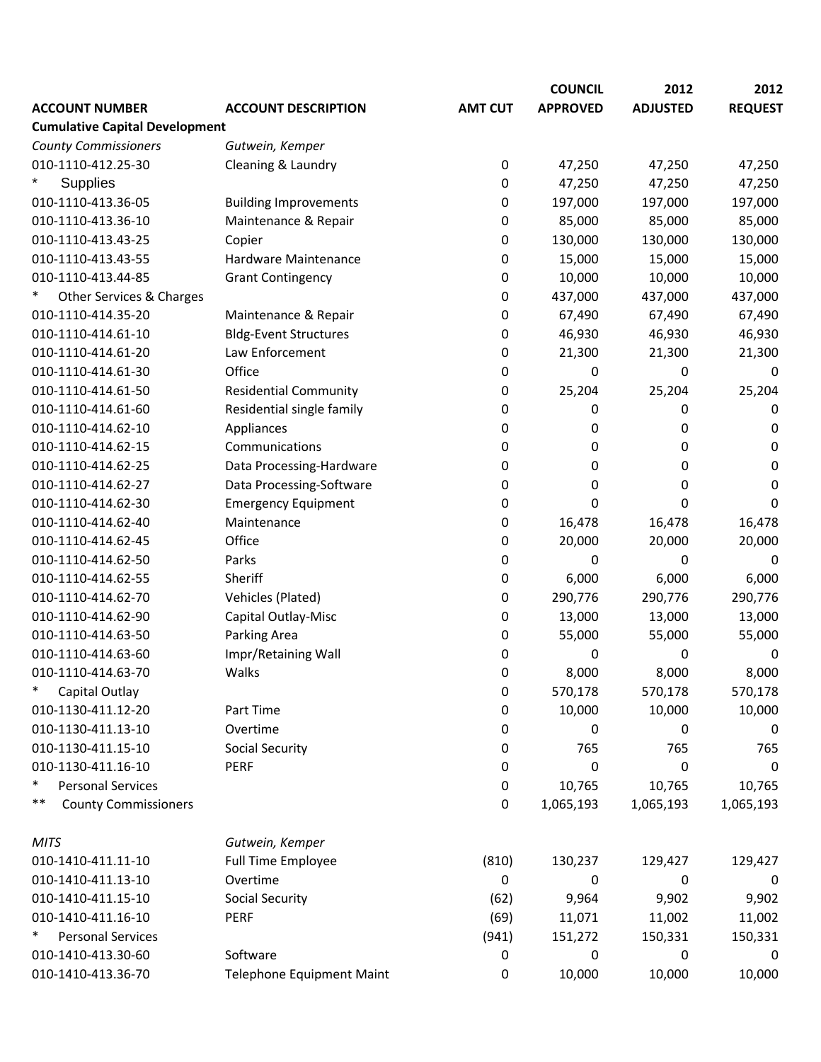| ACCOUNT NUMBER | ACCOUNT DESCRIPTION | AMT CUT | COUNCIL APPROVED | 2012 ADJUSTED | 2012 REQUEST |
|---|---|---|---|---|---|
| **Cumulative Capital Development** | | | | | |
| *County Commissioners* | *Gutwein, Kemper* | | | | |
| 010-1110-412.25-30 | Cleaning & Laundry | 0 | 47,250 | 47,250 | 47,250 |
| * Supplies | | 0 | 47,250 | 47,250 | 47,250 |
| 010-1110-413.36-05 | Building Improvements | 0 | 197,000 | 197,000 | 197,000 |
| 010-1110-413.36-10 | Maintenance & Repair | 0 | 85,000 | 85,000 | 85,000 |
| 010-1110-413.43-25 | Copier | 0 | 130,000 | 130,000 | 130,000 |
| 010-1110-413.43-55 | Hardware Maintenance | 0 | 15,000 | 15,000 | 15,000 |
| 010-1110-413.44-85 | Grant Contingency | 0 | 10,000 | 10,000 | 10,000 |
| * Other Services & Charges | | 0 | 437,000 | 437,000 | 437,000 |
| 010-1110-414.35-20 | Maintenance & Repair | 0 | 67,490 | 67,490 | 67,490 |
| 010-1110-414.61-10 | Bldg-Event Structures | 0 | 46,930 | 46,930 | 46,930 |
| 010-1110-414.61-20 | Law Enforcement | 0 | 21,300 | 21,300 | 21,300 |
| 010-1110-414.61-30 | Office | 0 | 0 | 0 | 0 |
| 010-1110-414.61-50 | Residential Community | 0 | 25,204 | 25,204 | 25,204 |
| 010-1110-414.61-60 | Residential single family | 0 | 0 | 0 | 0 |
| 010-1110-414.62-10 | Appliances | 0 | 0 | 0 | 0 |
| 010-1110-414.62-15 | Communications | 0 | 0 | 0 | 0 |
| 010-1110-414.62-25 | Data Processing-Hardware | 0 | 0 | 0 | 0 |
| 010-1110-414.62-27 | Data Processing-Software | 0 | 0 | 0 | 0 |
| 010-1110-414.62-30 | Emergency Equipment | 0 | 0 | 0 | 0 |
| 010-1110-414.62-40 | Maintenance | 0 | 16,478 | 16,478 | 16,478 |
| 010-1110-414.62-45 | Office | 0 | 20,000 | 20,000 | 20,000 |
| 010-1110-414.62-50 | Parks | 0 | 0 | 0 | 0 |
| 010-1110-414.62-55 | Sheriff | 0 | 6,000 | 6,000 | 6,000 |
| 010-1110-414.62-70 | Vehicles (Plated) | 0 | 290,776 | 290,776 | 290,776 |
| 010-1110-414.62-90 | Capital Outlay-Misc | 0 | 13,000 | 13,000 | 13,000 |
| 010-1110-414.63-50 | Parking Area | 0 | 55,000 | 55,000 | 55,000 |
| 010-1110-414.63-60 | Impr/Retaining Wall | 0 | 0 | 0 | 0 |
| 010-1110-414.63-70 | Walks | 0 | 8,000 | 8,000 | 8,000 |
| * Capital Outlay | | 0 | 570,178 | 570,178 | 570,178 |
| 010-1130-411.12-20 | Part Time | 0 | 10,000 | 10,000 | 10,000 |
| 010-1130-411.13-10 | Overtime | 0 | 0 | 0 | 0 |
| 010-1130-411.15-10 | Social Security | 0 | 765 | 765 | 765 |
| 010-1130-411.16-10 | PERF | 0 | 0 | 0 | 0 |
| * Personal Services | | 0 | 10,765 | 10,765 | 10,765 |
| ** County Commissioners | | 0 | 1,065,193 | 1,065,193 | 1,065,193 |
| | | | | | |
| *MITS* | *Gutwein, Kemper* | | | | |
| 010-1410-411.11-10 | Full Time Employee | (810) | 130,237 | 129,427 | 129,427 |
| 010-1410-411.13-10 | Overtime | 0 | 0 | 0 | 0 |
| 010-1410-411.15-10 | Social Security | (62) | 9,964 | 9,902 | 9,902 |
| 010-1410-411.16-10 | PERF | (69) | 11,071 | 11,002 | 11,002 |
| * Personal Services | | (941) | 151,272 | 150,331 | 150,331 |
| 010-1410-413.30-60 | Software | 0 | 0 | 0 | 0 |
| 010-1410-413.36-70 | Telephone Equipment Maint | 0 | 10,000 | 10,000 | 10,000 |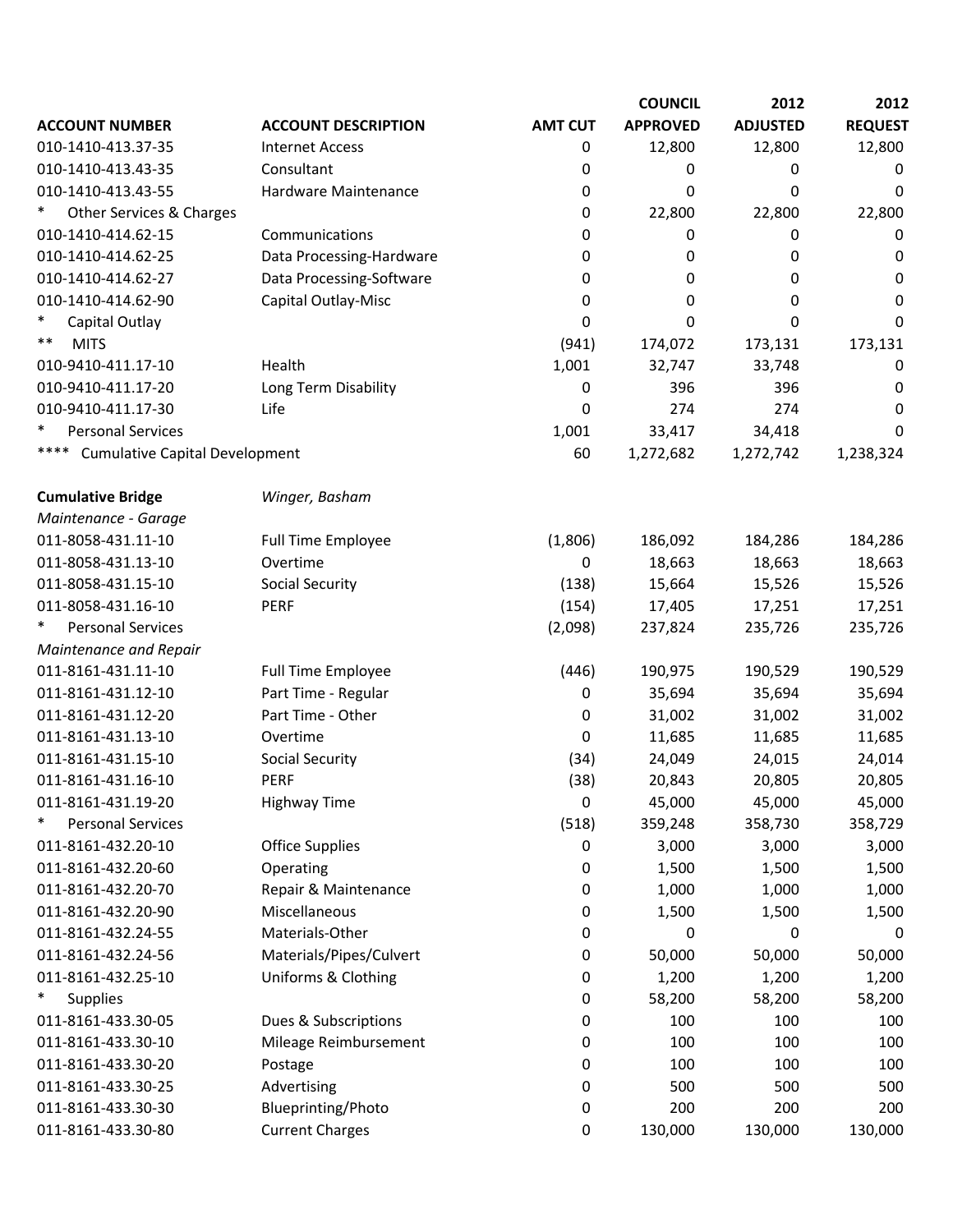| ACCOUNT NUMBER | ACCOUNT DESCRIPTION | AMT CUT | COUNCIL APPROVED | 2012 ADJUSTED | 2012 REQUEST |
|---|---|---|---|---|---|
| 010-1410-413.37-35 | Internet Access | 0 | 12,800 | 12,800 | 12,800 |
| 010-1410-413.43-35 | Consultant | 0 | 0 | 0 | 0 |
| 010-1410-413.43-55 | Hardware Maintenance | 0 | 0 | 0 | 0 |
| * Other Services & Charges | | 0 | 22,800 | 22,800 | 22,800 |
| 010-1410-414.62-15 | Communications | 0 | 0 | 0 | 0 |
| 010-1410-414.62-25 | Data Processing-Hardware | 0 | 0 | 0 | 0 |
| 010-1410-414.62-27 | Data Processing-Software | 0 | 0 | 0 | 0 |
| 010-1410-414.62-90 | Capital Outlay-Misc | 0 | 0 | 0 | 0 |
| * Capital Outlay | | 0 | 0 | 0 | 0 |
| ** MITS | | (941) | 174,072 | 173,131 | 173,131 |
| 010-9410-411.17-10 | Health | 1,001 | 32,747 | 33,748 | 0 |
| 010-9410-411.17-20 | Long Term Disability | 0 | 396 | 396 | 0 |
| 010-9410-411.17-30 | Life | 0 | 274 | 274 | 0 |
| * Personal Services | | 1,001 | 33,417 | 34,418 | 0 |
| **** Cumulative Capital Development | | 60 | 1,272,682 | 1,272,742 | 1,238,324 |
| | | | | | |
| **Cumulative Bridge** | *Winger, Basham* | | | | |
| *Maintenance - Garage* | | | | | |
| 011-8058-431.11-10 | Full Time Employee | (1,806) | 186,092 | 184,286 | 184,286 |
| 011-8058-431.13-10 | Overtime | 0 | 18,663 | 18,663 | 18,663 |
| 011-8058-431.15-10 | Social Security | (138) | 15,664 | 15,526 | 15,526 |
| 011-8058-431.16-10 | PERF | (154) | 17,405 | 17,251 | 17,251 |
| * Personal Services | | (2,098) | 237,824 | 235,726 | 235,726 |
| *Maintenance and Repair* | | | | | |
| 011-8161-431.11-10 | Full Time Employee | (446) | 190,975 | 190,529 | 190,529 |
| 011-8161-431.12-10 | Part Time - Regular | 0 | 35,694 | 35,694 | 35,694 |
| 011-8161-431.12-20 | Part Time - Other | 0 | 31,002 | 31,002 | 31,002 |
| 011-8161-431.13-10 | Overtime | 0 | 11,685 | 11,685 | 11,685 |
| 011-8161-431.15-10 | Social Security | (34) | 24,049 | 24,015 | 24,014 |
| 011-8161-431.16-10 | PERF | (38) | 20,843 | 20,805 | 20,805 |
| 011-8161-431.19-20 | Highway Time | 0 | 45,000 | 45,000 | 45,000 |
| * Personal Services | | (518) | 359,248 | 358,730 | 358,729 |
| 011-8161-432.20-10 | Office Supplies | 0 | 3,000 | 3,000 | 3,000 |
| 011-8161-432.20-60 | Operating | 0 | 1,500 | 1,500 | 1,500 |
| 011-8161-432.20-70 | Repair & Maintenance | 0 | 1,000 | 1,000 | 1,000 |
| 011-8161-432.20-90 | Miscellaneous | 0 | 1,500 | 1,500 | 1,500 |
| 011-8161-432.24-55 | Materials-Other | 0 | 0 | 0 | 0 |
| 011-8161-432.24-56 | Materials/Pipes/Culvert | 0 | 50,000 | 50,000 | 50,000 |
| 011-8161-432.25-10 | Uniforms & Clothing | 0 | 1,200 | 1,200 | 1,200 |
| * Supplies | | 0 | 58,200 | 58,200 | 58,200 |
| 011-8161-433.30-05 | Dues & Subscriptions | 0 | 100 | 100 | 100 |
| 011-8161-433.30-10 | Mileage Reimbursement | 0 | 100 | 100 | 100 |
| 011-8161-433.30-20 | Postage | 0 | 100 | 100 | 100 |
| 011-8161-433.30-25 | Advertising | 0 | 500 | 500 | 500 |
| 011-8161-433.30-30 | Blueprinting/Photo | 0 | 200 | 200 | 200 |
| 011-8161-433.30-80 | Current Charges | 0 | 130,000 | 130,000 | 130,000 |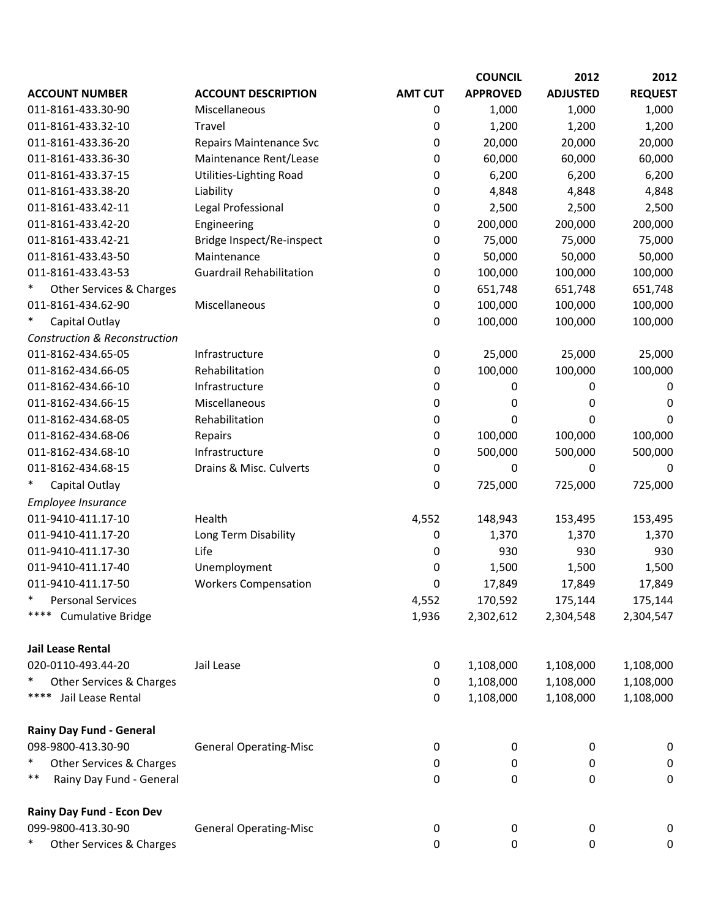| ACCOUNT NUMBER | ACCOUNT DESCRIPTION | AMT CUT | COUNCIL APPROVED | 2012 ADJUSTED | 2012 REQUEST |
|---|---|---|---|---|---|
| 011-8161-433.30-90 | Miscellaneous | 0 | 1,000 | 1,000 | 1,000 |
| 011-8161-433.32-10 | Travel | 0 | 1,200 | 1,200 | 1,200 |
| 011-8161-433.36-20 | Repairs Maintenance Svc | 0 | 20,000 | 20,000 | 20,000 |
| 011-8161-433.36-30 | Maintenance Rent/Lease | 0 | 60,000 | 60,000 | 60,000 |
| 011-8161-433.37-15 | Utilities-Lighting Road | 0 | 6,200 | 6,200 | 6,200 |
| 011-8161-433.38-20 | Liability | 0 | 4,848 | 4,848 | 4,848 |
| 011-8161-433.42-11 | Legal Professional | 0 | 2,500 | 2,500 | 2,500 |
| 011-8161-433.42-20 | Engineering | 0 | 200,000 | 200,000 | 200,000 |
| 011-8161-433.42-21 | Bridge Inspect/Re-inspect | 0 | 75,000 | 75,000 | 75,000 |
| 011-8161-433.43-50 | Maintenance | 0 | 50,000 | 50,000 | 50,000 |
| 011-8161-433.43-53 | Guardrail Rehabilitation | 0 | 100,000 | 100,000 | 100,000 |
| * Other Services & Charges | | 0 | 651,748 | 651,748 | 651,748 |
| 011-8161-434.62-90 | Miscellaneous | 0 | 100,000 | 100,000 | 100,000 |
| * Capital Outlay | | 0 | 100,000 | 100,000 | 100,000 |
| *Construction & Reconstruction* | | | | | |
| 011-8162-434.65-05 | Infrastructure | 0 | 25,000 | 25,000 | 25,000 |
| 011-8162-434.66-05 | Rehabilitation | 0 | 100,000 | 100,000 | 100,000 |
| 011-8162-434.66-10 | Infrastructure | 0 | 0 | 0 | 0 |
| 011-8162-434.66-15 | Miscellaneous | 0 | 0 | 0 | 0 |
| 011-8162-434.68-05 | Rehabilitation | 0 | 0 | 0 | 0 |
| 011-8162-434.68-06 | Repairs | 0 | 100,000 | 100,000 | 100,000 |
| 011-8162-434.68-10 | Infrastructure | 0 | 500,000 | 500,000 | 500,000 |
| 011-8162-434.68-15 | Drains & Misc. Culverts | 0 | 0 | 0 | 0 |
| * Capital Outlay | | 0 | 725,000 | 725,000 | 725,000 |
| *Employee Insurance* | | | | | |
| 011-9410-411.17-10 | Health | 4,552 | 148,943 | 153,495 | 153,495 |
| 011-9410-411.17-20 | Long Term Disability | 0 | 1,370 | 1,370 | 1,370 |
| 011-9410-411.17-30 | Life | 0 | 930 | 930 | 930 |
| 011-9410-411.17-40 | Unemployment | 0 | 1,500 | 1,500 | 1,500 |
| 011-9410-411.17-50 | Workers Compensation | 0 | 17,849 | 17,849 | 17,849 |
| * Personal Services | | 4,552 | 170,592 | 175,144 | 175,144 |
| **** Cumulative Bridge | | 1,936 | 2,302,612 | 2,304,548 | 2,304,547 |
| | | | | | |
| **Jail Lease Rental** | | | | | |
| 020-0110-493.44-20 | Jail Lease | 0 | 1,108,000 | 1,108,000 | 1,108,000 |
| * Other Services & Charges | | 0 | 1,108,000 | 1,108,000 | 1,108,000 |
| **** Jail Lease Rental | | 0 | 1,108,000 | 1,108,000 | 1,108,000 |
| | | | | | |
| **Rainy Day Fund - General** | | | | | |
| 098-9800-413.30-90 | General Operating-Misc | 0 | 0 | 0 | 0 |
| * Other Services & Charges | | 0 | 0 | 0 | 0 |
| ** Rainy Day Fund - General | | 0 | 0 | 0 | 0 |
| | | | | | |
| **Rainy Day Fund - Econ Dev** | | | | | |
| 099-9800-413.30-90 | General Operating-Misc | 0 | 0 | 0 | 0 |
| * Other Services & Charges | | 0 | 0 | 0 | 0 |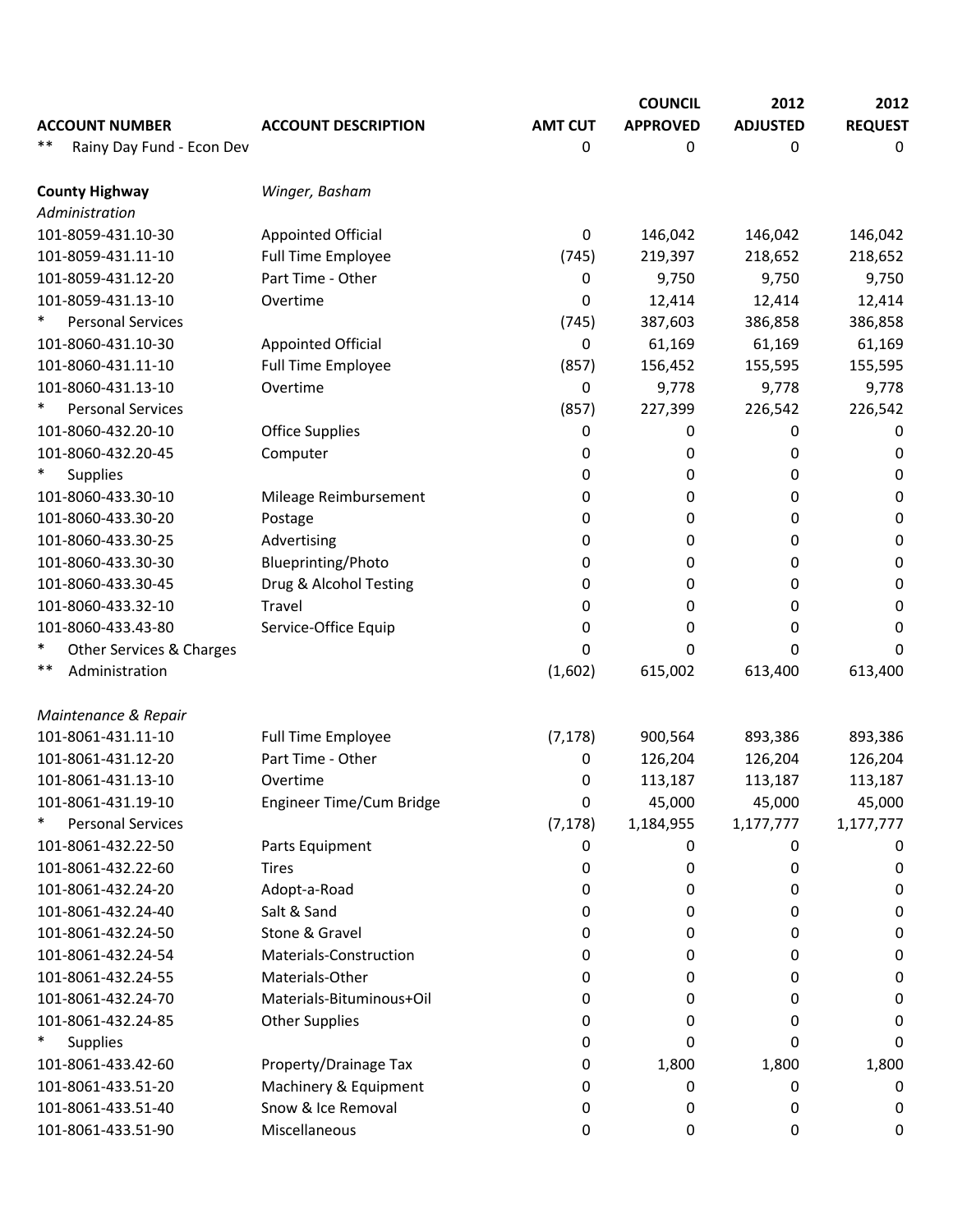| ACCOUNT NUMBER | ACCOUNT DESCRIPTION | AMT CUT | COUNCIL APPROVED | 2012 ADJUSTED | 2012 REQUEST |
|---|---|---|---|---|---|
| ** Rainy Day Fund - Econ Dev | | 0 | 0 | 0 | 0 |
| | | | | | |
| **County Highway** | *Winger, Basham* | | | | |
| *Administration* | | | | | |
| 101-8059-431.10-30 | Appointed Official | 0 | 146,042 | 146,042 | 146,042 |
| 101-8059-431.11-10 | Full Time Employee | (745) | 219,397 | 218,652 | 218,652 |
| 101-8059-431.12-20 | Part Time - Other | 0 | 9,750 | 9,750 | 9,750 |
| 101-8059-431.13-10 | Overtime | 0 | 12,414 | 12,414 | 12,414 |
| * Personal Services | | (745) | 387,603 | 386,858 | 386,858 |
| 101-8060-431.10-30 | Appointed Official | 0 | 61,169 | 61,169 | 61,169 |
| 101-8060-431.11-10 | Full Time Employee | (857) | 156,452 | 155,595 | 155,595 |
| 101-8060-431.13-10 | Overtime | 0 | 9,778 | 9,778 | 9,778 |
| * Personal Services | | (857) | 227,399 | 226,542 | 226,542 |
| 101-8060-432.20-10 | Office Supplies | 0 | 0 | 0 | 0 |
| 101-8060-432.20-45 | Computer | 0 | 0 | 0 | 0 |
| * Supplies | | 0 | 0 | 0 | 0 |
| 101-8060-433.30-10 | Mileage Reimbursement | 0 | 0 | 0 | 0 |
| 101-8060-433.30-20 | Postage | 0 | 0 | 0 | 0 |
| 101-8060-433.30-25 | Advertising | 0 | 0 | 0 | 0 |
| 101-8060-433.30-30 | Blueprinting/Photo | 0 | 0 | 0 | 0 |
| 101-8060-433.30-45 | Drug & Alcohol Testing | 0 | 0 | 0 | 0 |
| 101-8060-433.32-10 | Travel | 0 | 0 | 0 | 0 |
| 101-8060-433.43-80 | Service-Office Equip | 0 | 0 | 0 | 0 |
| * Other Services & Charges | | 0 | 0 | 0 | 0 |
| ** Administration | | (1,602) | 615,002 | 613,400 | 613,400 |
| | | | | | |
| *Maintenance & Repair* | | | | | |
| 101-8061-431.11-10 | Full Time Employee | (7,178) | 900,564 | 893,386 | 893,386 |
| 101-8061-431.12-20 | Part Time - Other | 0 | 126,204 | 126,204 | 126,204 |
| 101-8061-431.13-10 | Overtime | 0 | 113,187 | 113,187 | 113,187 |
| 101-8061-431.19-10 | Engineer Time/Cum Bridge | 0 | 45,000 | 45,000 | 45,000 |
| * Personal Services | | (7,178) | 1,184,955 | 1,177,777 | 1,177,777 |
| 101-8061-432.22-50 | Parts Equipment | 0 | 0 | 0 | 0 |
| 101-8061-432.22-60 | Tires | 0 | 0 | 0 | 0 |
| 101-8061-432.24-20 | Adopt-a-Road | 0 | 0 | 0 | 0 |
| 101-8061-432.24-40 | Salt & Sand | 0 | 0 | 0 | 0 |
| 101-8061-432.24-50 | Stone & Gravel | 0 | 0 | 0 | 0 |
| 101-8061-432.24-54 | Materials-Construction | 0 | 0 | 0 | 0 |
| 101-8061-432.24-55 | Materials-Other | 0 | 0 | 0 | 0 |
| 101-8061-432.24-70 | Materials-Bituminous+Oil | 0 | 0 | 0 | 0 |
| 101-8061-432.24-85 | Other Supplies | 0 | 0 | 0 | 0 |
| * Supplies | | 0 | 0 | 0 | 0 |
| 101-8061-433.42-60 | Property/Drainage Tax | 0 | 1,800 | 1,800 | 1,800 |
| 101-8061-433.51-20 | Machinery & Equipment | 0 | 0 | 0 | 0 |
| 101-8061-433.51-40 | Snow & Ice Removal | 0 | 0 | 0 | 0 |
| 101-8061-433.51-90 | Miscellaneous | 0 | 0 | 0 | 0 |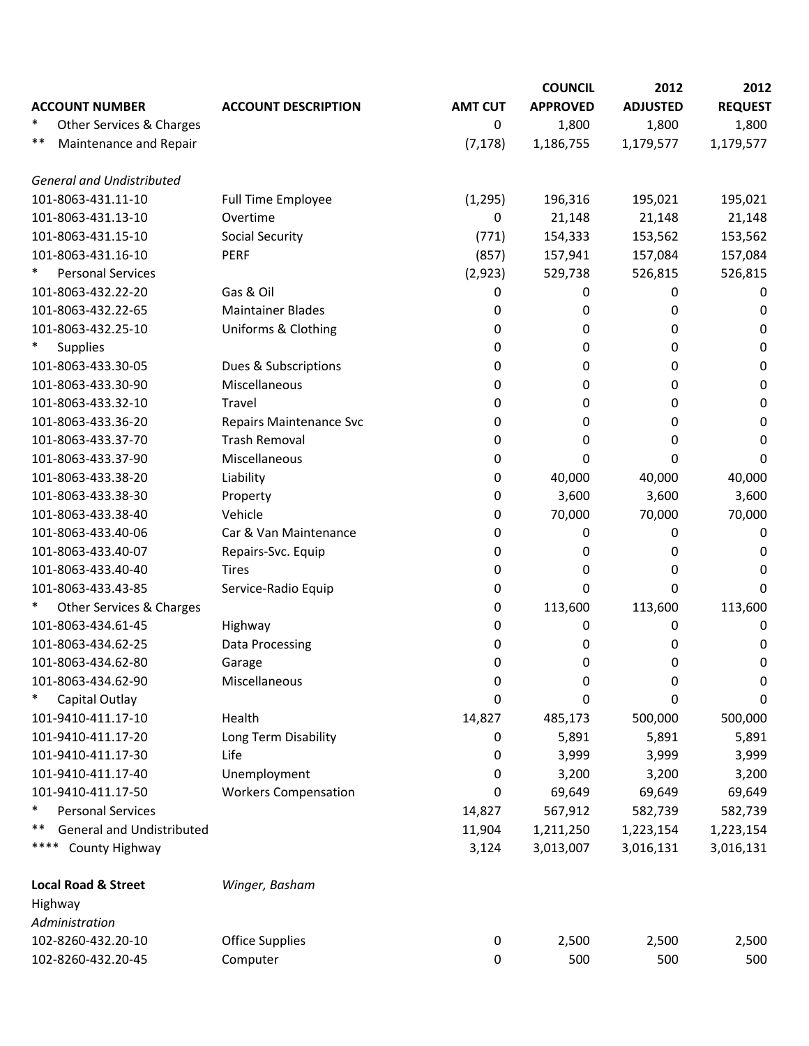| ACCOUNT NUMBER | ACCOUNT DESCRIPTION | AMT CUT | COUNCIL APPROVED | 2012 ADJUSTED | 2012 REQUEST |
|---|---|---|---|---|---|
| * Other Services & Charges | | 0 | 1,800 | 1,800 | 1,800 |
| ** Maintenance and Repair | | (7,178) | 1,186,755 | 1,179,577 | 1,179,577 |
| *General and Undistributed* | | | | | |
| 101-8063-431.11-10 | Full Time Employee | (1,295) | 196,316 | 195,021 | 195,021 |
| 101-8063-431.13-10 | Overtime | 0 | 21,148 | 21,148 | 21,148 |
| 101-8063-431.15-10 | Social Security | (771) | 154,333 | 153,562 | 153,562 |
| 101-8063-431.16-10 | PERF | (857) | 157,941 | 157,084 | 157,084 |
| * Personal Services | | (2,923) | 529,738 | 526,815 | 526,815 |
| 101-8063-432.22-20 | Gas & Oil | 0 | 0 | 0 | 0 |
| 101-8063-432.22-65 | Maintainer Blades | 0 | 0 | 0 | 0 |
| 101-8063-432.25-10 | Uniforms & Clothing | 0 | 0 | 0 | 0 |
| * Supplies | | 0 | 0 | 0 | 0 |
| 101-8063-433.30-05 | Dues & Subscriptions | 0 | 0 | 0 | 0 |
| 101-8063-433.30-90 | Miscellaneous | 0 | 0 | 0 | 0 |
| 101-8063-433.32-10 | Travel | 0 | 0 | 0 | 0 |
| 101-8063-433.36-20 | Repairs Maintenance Svc | 0 | 0 | 0 | 0 |
| 101-8063-433.37-70 | Trash Removal | 0 | 0 | 0 | 0 |
| 101-8063-433.37-90 | Miscellaneous | 0 | 0 | 0 | 0 |
| 101-8063-433.38-20 | Liability | 0 | 40,000 | 40,000 | 40,000 |
| 101-8063-433.38-30 | Property | 0 | 3,600 | 3,600 | 3,600 |
| 101-8063-433.38-40 | Vehicle | 0 | 70,000 | 70,000 | 70,000 |
| 101-8063-433.40-06 | Car & Van Maintenance | 0 | 0 | 0 | 0 |
| 101-8063-433.40-07 | Repairs-Svc. Equip | 0 | 0 | 0 | 0 |
| 101-8063-433.40-40 | Tires | 0 | 0 | 0 | 0 |
| 101-8063-433.43-85 | Service-Radio Equip | 0 | 0 | 0 | 0 |
| * Other Services & Charges | | 0 | 113,600 | 113,600 | 113,600 |
| 101-8063-434.61-45 | Highway | 0 | 0 | 0 | 0 |
| 101-8063-434.62-25 | Data Processing | 0 | 0 | 0 | 0 |
| 101-8063-434.62-80 | Garage | 0 | 0 | 0 | 0 |
| 101-8063-434.62-90 | Miscellaneous | 0 | 0 | 0 | 0 |
| * Capital Outlay | | 0 | 0 | 0 | 0 |
| 101-9410-411.17-10 | Health | 14,827 | 485,173 | 500,000 | 500,000 |
| 101-9410-411.17-20 | Long Term Disability | 0 | 5,891 | 5,891 | 5,891 |
| 101-9410-411.17-30 | Life | 0 | 3,999 | 3,999 | 3,999 |
| 101-9410-411.17-40 | Unemployment | 0 | 3,200 | 3,200 | 3,200 |
| 101-9410-411.17-50 | Workers Compensation | 0 | 69,649 | 69,649 | 69,649 |
| * Personal Services | | 14,827 | 567,912 | 582,739 | 582,739 |
| ** General and Undistributed | | 11,904 | 1,211,250 | 1,223,154 | 1,223,154 |
| **** County Highway | | 3,124 | 3,013,007 | 3,016,131 | 3,016,131 |
| **Local Road & Street** | *Winger, Basham* | | | | |
| Highway | | | | | |
| *Administration* | | | | | |
| 102-8260-432.20-10 | Office Supplies | 0 | 2,500 | 2,500 | 2,500 |
| 102-8260-432.20-45 | Computer | 0 | 500 | 500 | 500 |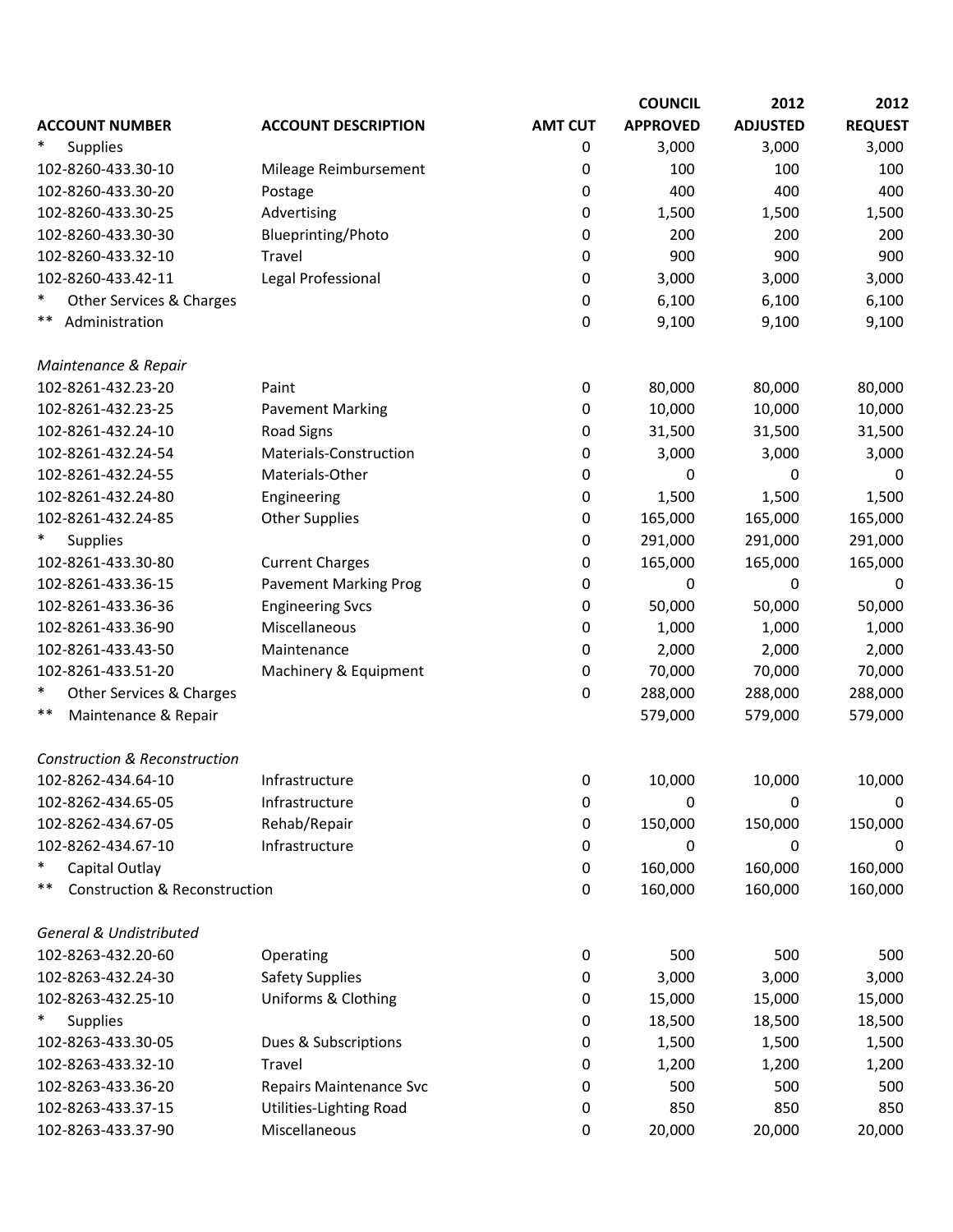| ACCOUNT NUMBER | ACCOUNT DESCRIPTION | AMT CUT | COUNCIL APPROVED | 2012 ADJUSTED | 2012 REQUEST |
|---|---|---|---|---|---|
| * Supplies | | 0 | 3,000 | 3,000 | 3,000 |
| 102-8260-433.30-10 | Mileage Reimbursement | 0 | 100 | 100 | 100 |
| 102-8260-433.30-20 | Postage | 0 | 400 | 400 | 400 |
| 102-8260-433.30-25 | Advertising | 0 | 1,500 | 1,500 | 1,500 |
| 102-8260-433.30-30 | Blueprinting/Photo | 0 | 200 | 200 | 200 |
| 102-8260-433.32-10 | Travel | 0 | 900 | 900 | 900 |
| 102-8260-433.42-11 | Legal Professional | 0 | 3,000 | 3,000 | 3,000 |
| * Other Services & Charges | | 0 | 6,100 | 6,100 | 6,100 |
| ** Administration | | 0 | 9,100 | 9,100 | 9,100 |
| *Maintenance & Repair* | | | | | |
| 102-8261-432.23-20 | Paint | 0 | 80,000 | 80,000 | 80,000 |
| 102-8261-432.23-25 | Pavement Marking | 0 | 10,000 | 10,000 | 10,000 |
| 102-8261-432.24-10 | Road Signs | 0 | 31,500 | 31,500 | 31,500 |
| 102-8261-432.24-54 | Materials-Construction | 0 | 3,000 | 3,000 | 3,000 |
| 102-8261-432.24-55 | Materials-Other | 0 | 0 | 0 | 0 |
| 102-8261-432.24-80 | Engineering | 0 | 1,500 | 1,500 | 1,500 |
| 102-8261-432.24-85 | Other Supplies | 0 | 165,000 | 165,000 | 165,000 |
| * Supplies | | 0 | 291,000 | 291,000 | 291,000 |
| 102-8261-433.30-80 | Current Charges | 0 | 165,000 | 165,000 | 165,000 |
| 102-8261-433.36-15 | Pavement Marking Prog | 0 | 0 | 0 | 0 |
| 102-8261-433.36-36 | Engineering Svcs | 0 | 50,000 | 50,000 | 50,000 |
| 102-8261-433.36-90 | Miscellaneous | 0 | 1,000 | 1,000 | 1,000 |
| 102-8261-433.43-50 | Maintenance | 0 | 2,000 | 2,000 | 2,000 |
| 102-8261-433.51-20 | Machinery & Equipment | 0 | 70,000 | 70,000 | 70,000 |
| * Other Services & Charges | | 0 | 288,000 | 288,000 | 288,000 |
| ** Maintenance & Repair | | | 579,000 | 579,000 | 579,000 |
| *Construction & Reconstruction* | | | | | |
| 102-8262-434.64-10 | Infrastructure | 0 | 10,000 | 10,000 | 10,000 |
| 102-8262-434.65-05 | Infrastructure | 0 | 0 | 0 | 0 |
| 102-8262-434.67-05 | Rehab/Repair | 0 | 150,000 | 150,000 | 150,000 |
| 102-8262-434.67-10 | Infrastructure | 0 | 0 | 0 | 0 |
| * Capital Outlay | | 0 | 160,000 | 160,000 | 160,000 |
| ** Construction & Reconstruction | | 0 | 160,000 | 160,000 | 160,000 |
| *General & Undistributed* | | | | | |
| 102-8263-432.20-60 | Operating | 0 | 500 | 500 | 500 |
| 102-8263-432.24-30 | Safety Supplies | 0 | 3,000 | 3,000 | 3,000 |
| 102-8263-432.25-10 | Uniforms & Clothing | 0 | 15,000 | 15,000 | 15,000 |
| * Supplies | | 0 | 18,500 | 18,500 | 18,500 |
| 102-8263-433.30-05 | Dues & Subscriptions | 0 | 1,500 | 1,500 | 1,500 |
| 102-8263-433.32-10 | Travel | 0 | 1,200 | 1,200 | 1,200 |
| 102-8263-433.36-20 | Repairs Maintenance Svc | 0 | 500 | 500 | 500 |
| 102-8263-433.37-15 | Utilities-Lighting Road | 0 | 850 | 850 | 850 |
| 102-8263-433.37-90 | Miscellaneous | 0 | 20,000 | 20,000 | 20,000 |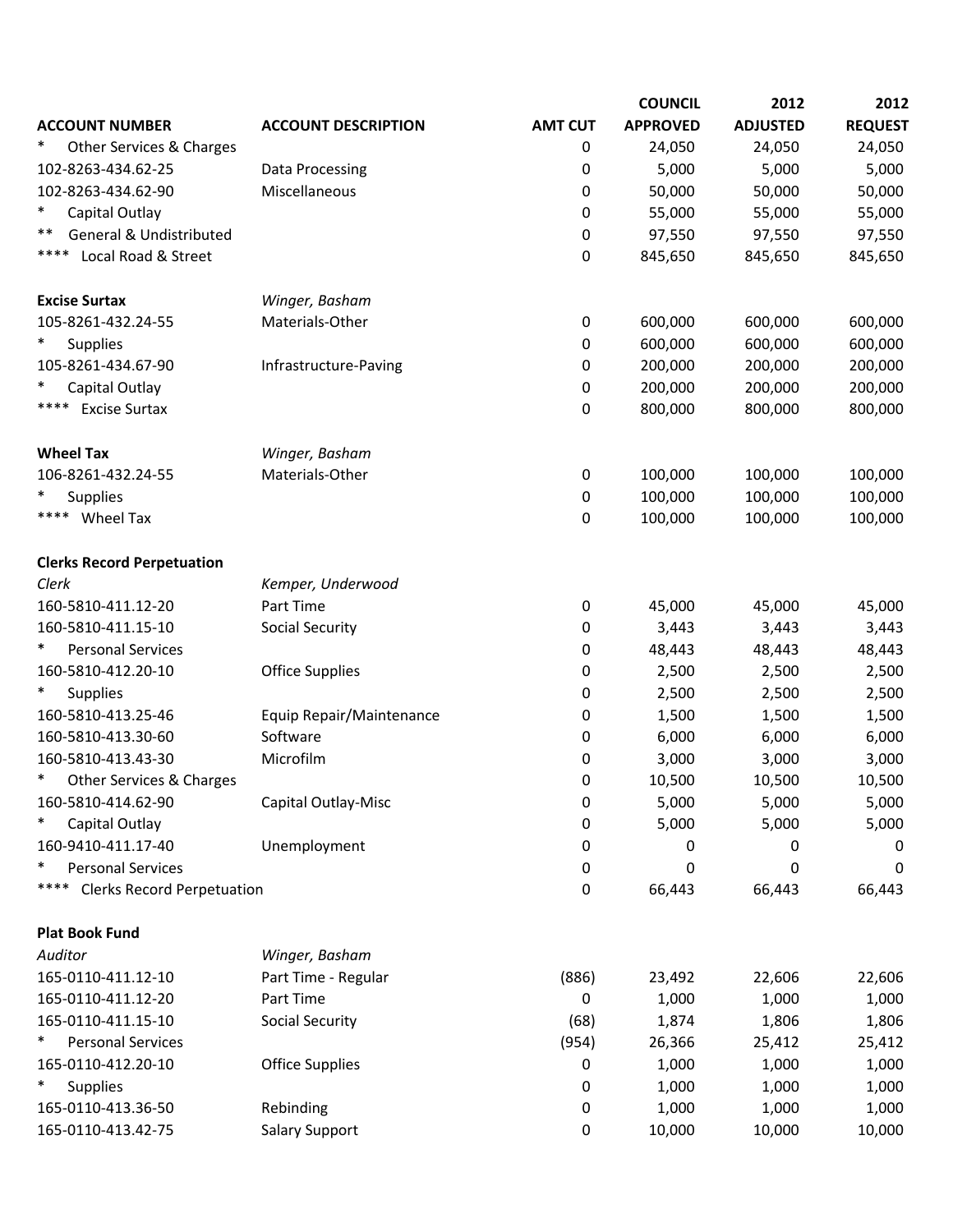| ACCOUNT NUMBER | ACCOUNT DESCRIPTION | AMT CUT | COUNCIL APPROVED | 2012 ADJUSTED | 2012 REQUEST |
|---|---|---|---|---|---|
| * Other Services & Charges | | 0 | 24,050 | 24,050 | 24,050 |
| 102-8263-434.62-25 | Data Processing | 0 | 5,000 | 5,000 | 5,000 |
| 102-8263-434.62-90 | Miscellaneous | 0 | 50,000 | 50,000 | 50,000 |
| * Capital Outlay | | 0 | 55,000 | 55,000 | 55,000 |
| ** General & Undistributed | | 0 | 97,550 | 97,550 | 97,550 |
| **** Local Road & Street | | 0 | 845,650 | 845,650 | 845,650 |
| | | | | | |
| **Excise Surtax** | *Winger, Basham* | | | | |
| 105-8261-432.24-55 | Materials-Other | 0 | 600,000 | 600,000 | 600,000 |
| * Supplies | | 0 | 600,000 | 600,000 | 600,000 |
| 105-8261-434.67-90 | Infrastructure-Paving | 0 | 200,000 | 200,000 | 200,000 |
| * Capital Outlay | | 0 | 200,000 | 200,000 | 200,000 |
| **** Excise Surtax | | 0 | 800,000 | 800,000 | 800,000 |
| | | | | | |
| **Wheel Tax** | *Winger, Basham* | | | | |
| 106-8261-432.24-55 | Materials-Other | 0 | 100,000 | 100,000 | 100,000 |
| * Supplies | | 0 | 100,000 | 100,000 | 100,000 |
| **** Wheel Tax | | 0 | 100,000 | 100,000 | 100,000 |
| | | | | | |
| **Clerks Record Perpetuation** | | | | | |
| *Clerk* | *Kemper, Underwood* | | | | |
| 160-5810-411.12-20 | Part Time | 0 | 45,000 | 45,000 | 45,000 |
| 160-5810-411.15-10 | Social Security | 0 | 3,443 | 3,443 | 3,443 |
| * Personal Services | | 0 | 48,443 | 48,443 | 48,443 |
| 160-5810-412.20-10 | Office Supplies | 0 | 2,500 | 2,500 | 2,500 |
| * Supplies | | 0 | 2,500 | 2,500 | 2,500 |
| 160-5810-413.25-46 | Equip Repair/Maintenance | 0 | 1,500 | 1,500 | 1,500 |
| 160-5810-413.30-60 | Software | 0 | 6,000 | 6,000 | 6,000 |
| 160-5810-413.43-30 | Microfilm | 0 | 3,000 | 3,000 | 3,000 |
| * Other Services & Charges | | 0 | 10,500 | 10,500 | 10,500 |
| 160-5810-414.62-90 | Capital Outlay-Misc | 0 | 5,000 | 5,000 | 5,000 |
| * Capital Outlay | | 0 | 5,000 | 5,000 | 5,000 |
| 160-9410-411.17-40 | Unemployment | 0 | 0 | 0 | 0 |
| * Personal Services | | 0 | 0 | 0 | 0 |
| **** Clerks Record Perpetuation | | 0 | 66,443 | 66,443 | 66,443 |
| | | | | | |
| **Plat Book Fund** | | | | | |
| *Auditor* | *Winger, Basham* | | | | |
| 165-0110-411.12-10 | Part Time - Regular | (886) | 23,492 | 22,606 | 22,606 |
| 165-0110-411.12-20 | Part Time | 0 | 1,000 | 1,000 | 1,000 |
| 165-0110-411.15-10 | Social Security | (68) | 1,874 | 1,806 | 1,806 |
| * Personal Services | | (954) | 26,366 | 25,412 | 25,412 |
| 165-0110-412.20-10 | Office Supplies | 0 | 1,000 | 1,000 | 1,000 |
| * Supplies | | 0 | 1,000 | 1,000 | 1,000 |
| 165-0110-413.36-50 | Rebinding | 0 | 1,000 | 1,000 | 1,000 |
| 165-0110-413.42-75 | Salary Support | 0 | 10,000 | 10,000 | 10,000 |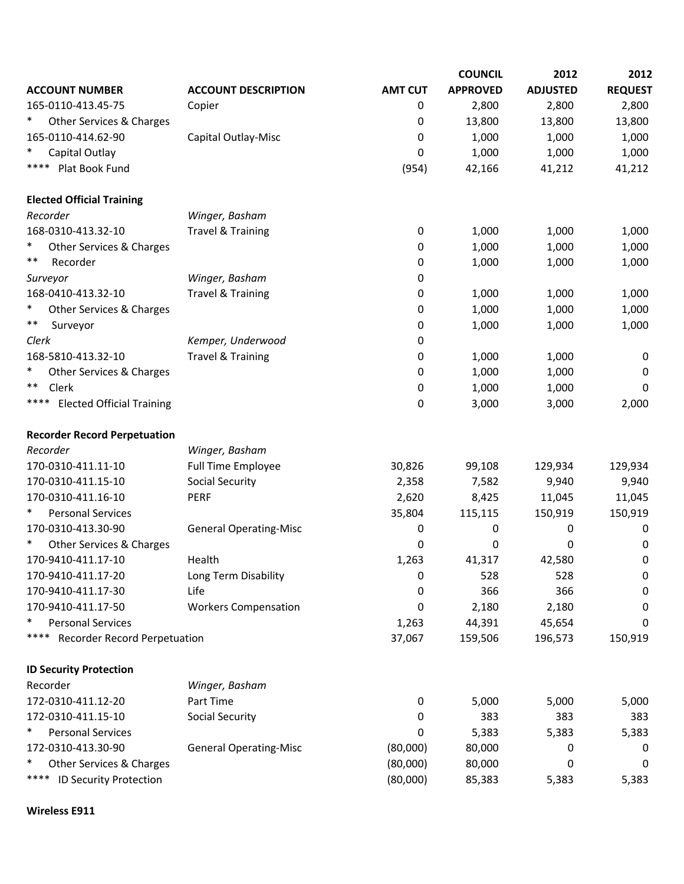| ACCOUNT NUMBER | ACCOUNT DESCRIPTION | AMT CUT | COUNCIL APPROVED | 2012 ADJUSTED | 2012 REQUEST |
|---|---|---|---|---|---|
| 165-0110-413.45-75 | Copier | 0 | 2,800 | 2,800 | 2,800 |
| * Other Services & Charges | | 0 | 13,800 | 13,800 | 13,800 |
| 165-0110-414.62-90 | Capital Outlay-Misc | 0 | 1,000 | 1,000 | 1,000 |
| * Capital Outlay | | 0 | 1,000 | 1,000 | 1,000 |
| **** Plat Book Fund | | (954) | 42,166 | 41,212 | 41,212 |
| | | | | | |
| **Elected Official Training** | | | | | |
| *Recorder* | *Winger, Basham* | | | | |
| 168-0310-413.32-10 | Travel & Training | 0 | 1,000 | 1,000 | 1,000 |
| * Other Services & Charges | | 0 | 1,000 | 1,000 | 1,000 |
| ** Recorder | | 0 | 1,000 | 1,000 | 1,000 |
| *Surveyor* | *Winger, Basham* | 0 | | | |
| 168-0410-413.32-10 | Travel & Training | 0 | 1,000 | 1,000 | 1,000 |
| * Other Services & Charges | | 0 | 1,000 | 1,000 | 1,000 |
| ** Surveyor | | 0 | 1,000 | 1,000 | 1,000 |
| *Clerk* | *Kemper, Underwood* | 0 | | | |
| 168-5810-413.32-10 | Travel & Training | 0 | 1,000 | 1,000 | 0 |
| * Other Services & Charges | | 0 | 1,000 | 1,000 | 0 |
| ** Clerk | | 0 | 1,000 | 1,000 | 0 |
| **** Elected Official Training | | 0 | 3,000 | 3,000 | 2,000 |
| | | | | | |
| **Recorder Record Perpetuation** | | | | | |
| *Recorder* | *Winger, Basham* | | | | |
| 170-0310-411.11-10 | Full Time Employee | 30,826 | 99,108 | 129,934 | 129,934 |
| 170-0310-411.15-10 | Social Security | 2,358 | 7,582 | 9,940 | 9,940 |
| 170-0310-411.16-10 | PERF | 2,620 | 8,425 | 11,045 | 11,045 |
| * Personal Services | | 35,804 | 115,115 | 150,919 | 150,919 |
| 170-0310-413.30-90 | General Operating-Misc | 0 | 0 | 0 | 0 |
| * Other Services & Charges | | 0 | 0 | 0 | 0 |
| 170-9410-411.17-10 | Health | 1,263 | 41,317 | 42,580 | 0 |
| 170-9410-411.17-20 | Long Term Disability | 0 | 528 | 528 | 0 |
| 170-9410-411.17-30 | Life | 0 | 366 | 366 | 0 |
| 170-9410-411.17-50 | Workers Compensation | 0 | 2,180 | 2,180 | 0 |
| * Personal Services | | 1,263 | 44,391 | 45,654 | 0 |
| **** Recorder Record Perpetuation | | 37,067 | 159,506 | 196,573 | 150,919 |
| | | | | | |
| **ID Security Protection** | | | | | |
| Recorder | *Winger, Basham* | | | | |
| 172-0310-411.12-20 | Part Time | 0 | 5,000 | 5,000 | 5,000 |
| 172-0310-411.15-10 | Social Security | 0 | 383 | 383 | 383 |
| * Personal Services | | 0 | 5,383 | 5,383 | 5,383 |
| 172-0310-413.30-90 | General Operating-Misc | (80,000) | 80,000 | 0 | 0 |
| * Other Services & Charges | | (80,000) | 80,000 | 0 | 0 |
| **** ID Security Protection | | (80,000) | 85,383 | 5,383 | 5,383 |

**Wireless E911**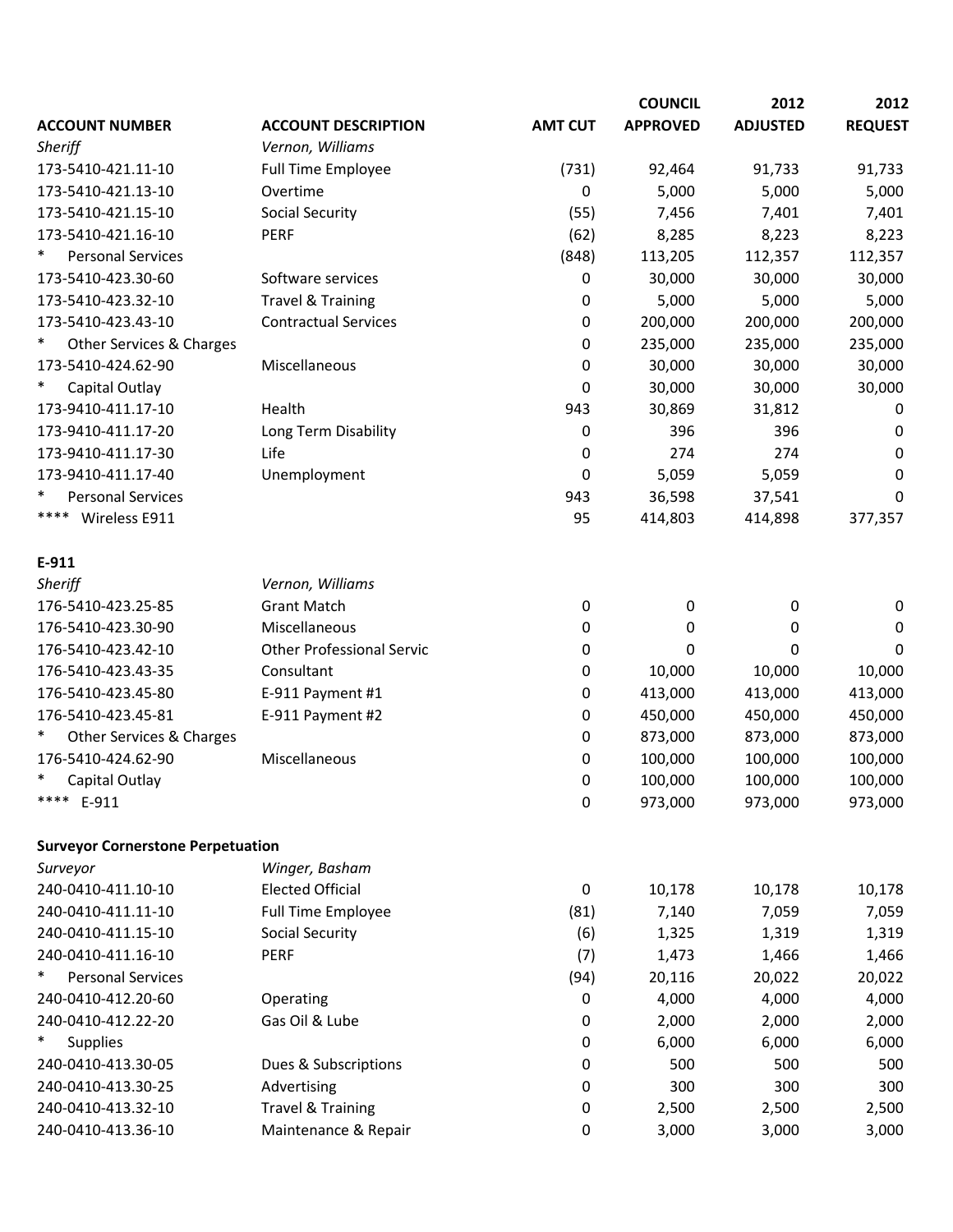| ACCOUNT NUMBER | ACCOUNT DESCRIPTION | AMT CUT | COUNCIL APPROVED | 2012 ADJUSTED | 2012 REQUEST |
|---|---|---|---|---|---|
| *Sheriff* | *Vernon, Williams* | | | | |
| 173-5410-421.11-10 | Full Time Employee | (731) | 92,464 | 91,733 | 91,733 |
| 173-5410-421.13-10 | Overtime | 0 | 5,000 | 5,000 | 5,000 |
| 173-5410-421.15-10 | Social Security | (55) | 7,456 | 7,401 | 7,401 |
| 173-5410-421.16-10 | PERF | (62) | 8,285 | 8,223 | 8,223 |
| * Personal Services | | (848) | 113,205 | 112,357 | 112,357 |
| 173-5410-423.30-60 | Software services | 0 | 30,000 | 30,000 | 30,000 |
| 173-5410-423.32-10 | Travel & Training | 0 | 5,000 | 5,000 | 5,000 |
| 173-5410-423.43-10 | Contractual Services | 0 | 200,000 | 200,000 | 200,000 |
| * Other Services & Charges | | 0 | 235,000 | 235,000 | 235,000 |
| 173-5410-424.62-90 | Miscellaneous | 0 | 30,000 | 30,000 | 30,000 |
| * Capital Outlay | | 0 | 30,000 | 30,000 | 30,000 |
| 173-9410-411.17-10 | Health | 943 | 30,869 | 31,812 | 0 |
| 173-9410-411.17-20 | Long Term Disability | 0 | 396 | 396 | 0 |
| 173-9410-411.17-30 | Life | 0 | 274 | 274 | 0 |
| 173-9410-411.17-40 | Unemployment | 0 | 5,059 | 5,059 | 0 |
| * Personal Services | | 943 | 36,598 | 37,541 | 0 |
| **** Wireless E911 | | 95 | 414,803 | 414,898 | 377,357 |
| | | | | | |
| **E-911** | | | | | |
| *Sheriff* | *Vernon, Williams* | | | | |
| 176-5410-423.25-85 | Grant Match | 0 | 0 | 0 | 0 |
| 176-5410-423.30-90 | Miscellaneous | 0 | 0 | 0 | 0 |
| 176-5410-423.42-10 | Other Professional Servic | 0 | 0 | 0 | 0 |
| 176-5410-423.43-35 | Consultant | 0 | 10,000 | 10,000 | 10,000 |
| 176-5410-423.45-80 | E-911 Payment #1 | 0 | 413,000 | 413,000 | 413,000 |
| 176-5410-423.45-81 | E-911 Payment #2 | 0 | 450,000 | 450,000 | 450,000 |
| * Other Services & Charges | | 0 | 873,000 | 873,000 | 873,000 |
| 176-5410-424.62-90 | Miscellaneous | 0 | 100,000 | 100,000 | 100,000 |
| * Capital Outlay | | 0 | 100,000 | 100,000 | 100,000 |
| **** E-911 | | 0 | 973,000 | 973,000 | 973,000 |
| | | | | | |
| **Surveyor Cornerstone Perpetuation** | | | | | |
| *Surveyor* | *Winger, Basham* | | | | |
| 240-0410-411.10-10 | Elected Official | 0 | 10,178 | 10,178 | 10,178 |
| 240-0410-411.11-10 | Full Time Employee | (81) | 7,140 | 7,059 | 7,059 |
| 240-0410-411.15-10 | Social Security | (6) | 1,325 | 1,319 | 1,319 |
| 240-0410-411.16-10 | PERF | (7) | 1,473 | 1,466 | 1,466 |
| * Personal Services | | (94) | 20,116 | 20,022 | 20,022 |
| 240-0410-412.20-60 | Operating | 0 | 4,000 | 4,000 | 4,000 |
| 240-0410-412.22-20 | Gas Oil & Lube | 0 | 2,000 | 2,000 | 2,000 |
| * Supplies | | 0 | 6,000 | 6,000 | 6,000 |
| 240-0410-413.30-05 | Dues & Subscriptions | 0 | 500 | 500 | 500 |
| 240-0410-413.30-25 | Advertising | 0 | 300 | 300 | 300 |
| 240-0410-413.32-10 | Travel & Training | 0 | 2,500 | 2,500 | 2,500 |
| 240-0410-413.36-10 | Maintenance & Repair | 0 | 3,000 | 3,000 | 3,000 |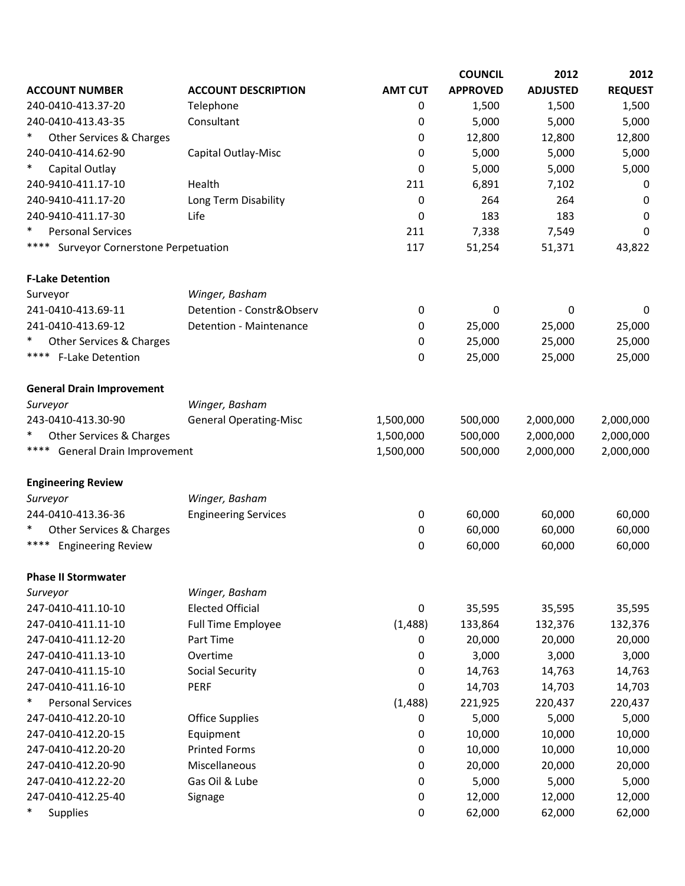| ACCOUNT NUMBER | ACCOUNT DESCRIPTION | AMT CUT | COUNCIL APPROVED | 2012 ADJUSTED | 2012 REQUEST |
|---|---|---|---|---|---|
| 240-0410-413.37-20 | Telephone | 0 | 1,500 | 1,500 | 1,500 |
| 240-0410-413.43-35 | Consultant | 0 | 5,000 | 5,000 | 5,000 |
| * Other Services & Charges | | 0 | 12,800 | 12,800 | 12,800 |
| 240-0410-414.62-90 | Capital Outlay-Misc | 0 | 5,000 | 5,000 | 5,000 |
| * Capital Outlay | | 0 | 5,000 | 5,000 | 5,000 |
| 240-9410-411.17-10 | Health | 211 | 6,891 | 7,102 | 0 |
| 240-9410-411.17-20 | Long Term Disability | 0 | 264 | 264 | 0 |
| 240-9410-411.17-30 | Life | 0 | 183 | 183 | 0 |
| * Personal Services | | 211 | 7,338 | 7,549 | 0 |
| **** Surveyor Cornerstone Perpetuation | | 117 | 51,254 | 51,371 | 43,822 |
| | | | | | |
| **F-Lake Detention** | | | | | |
| Surveyor | *Winger, Basham* | | | | |
| 241-0410-413.69-11 | Detention - Constr&Observ | 0 | 0 | 0 | 0 |
| 241-0410-413.69-12 | Detention - Maintenance | 0 | 25,000 | 25,000 | 25,000 |
| * Other Services & Charges | | 0 | 25,000 | 25,000 | 25,000 |
| **** F-Lake Detention | | 0 | 25,000 | 25,000 | 25,000 |
| | | | | | |
| **General Drain Improvement** | | | | | |
| *Surveyor* | *Winger, Basham* | | | | |
| 243-0410-413.30-90 | General Operating-Misc | 1,500,000 | 500,000 | 2,000,000 | 2,000,000 |
| * Other Services & Charges | | 1,500,000 | 500,000 | 2,000,000 | 2,000,000 |
| **** General Drain Improvement | | 1,500,000 | 500,000 | 2,000,000 | 2,000,000 |
| | | | | | |
| **Engineering Review** | | | | | |
| *Surveyor* | *Winger, Basham* | | | | |
| 244-0410-413.36-36 | Engineering Services | 0 | 60,000 | 60,000 | 60,000 |
| * Other Services & Charges | | 0 | 60,000 | 60,000 | 60,000 |
| **** Engineering Review | | 0 | 60,000 | 60,000 | 60,000 |
| | | | | | |
| **Phase II Stormwater** | | | | | |
| *Surveyor* | *Winger, Basham* | | | | |
| 247-0410-411.10-10 | Elected Official | 0 | 35,595 | 35,595 | 35,595 |
| 247-0410-411.11-10 | Full Time Employee | (1,488) | 133,864 | 132,376 | 132,376 |
| 247-0410-411.12-20 | Part Time | 0 | 20,000 | 20,000 | 20,000 |
| 247-0410-411.13-10 | Overtime | 0 | 3,000 | 3,000 | 3,000 |
| 247-0410-411.15-10 | Social Security | 0 | 14,763 | 14,763 | 14,763 |
| 247-0410-411.16-10 | PERF | 0 | 14,703 | 14,703 | 14,703 |
| * Personal Services | | (1,488) | 221,925 | 220,437 | 220,437 |
| 247-0410-412.20-10 | Office Supplies | 0 | 5,000 | 5,000 | 5,000 |
| 247-0410-412.20-15 | Equipment | 0 | 10,000 | 10,000 | 10,000 |
| 247-0410-412.20-20 | Printed Forms | 0 | 10,000 | 10,000 | 10,000 |
| 247-0410-412.20-90 | Miscellaneous | 0 | 20,000 | 20,000 | 20,000 |
| 247-0410-412.22-20 | Gas Oil & Lube | 0 | 5,000 | 5,000 | 5,000 |
| 247-0410-412.25-40 | Signage | 0 | 12,000 | 12,000 | 12,000 |
| * Supplies | | 0 | 62,000 | 62,000 | 62,000 |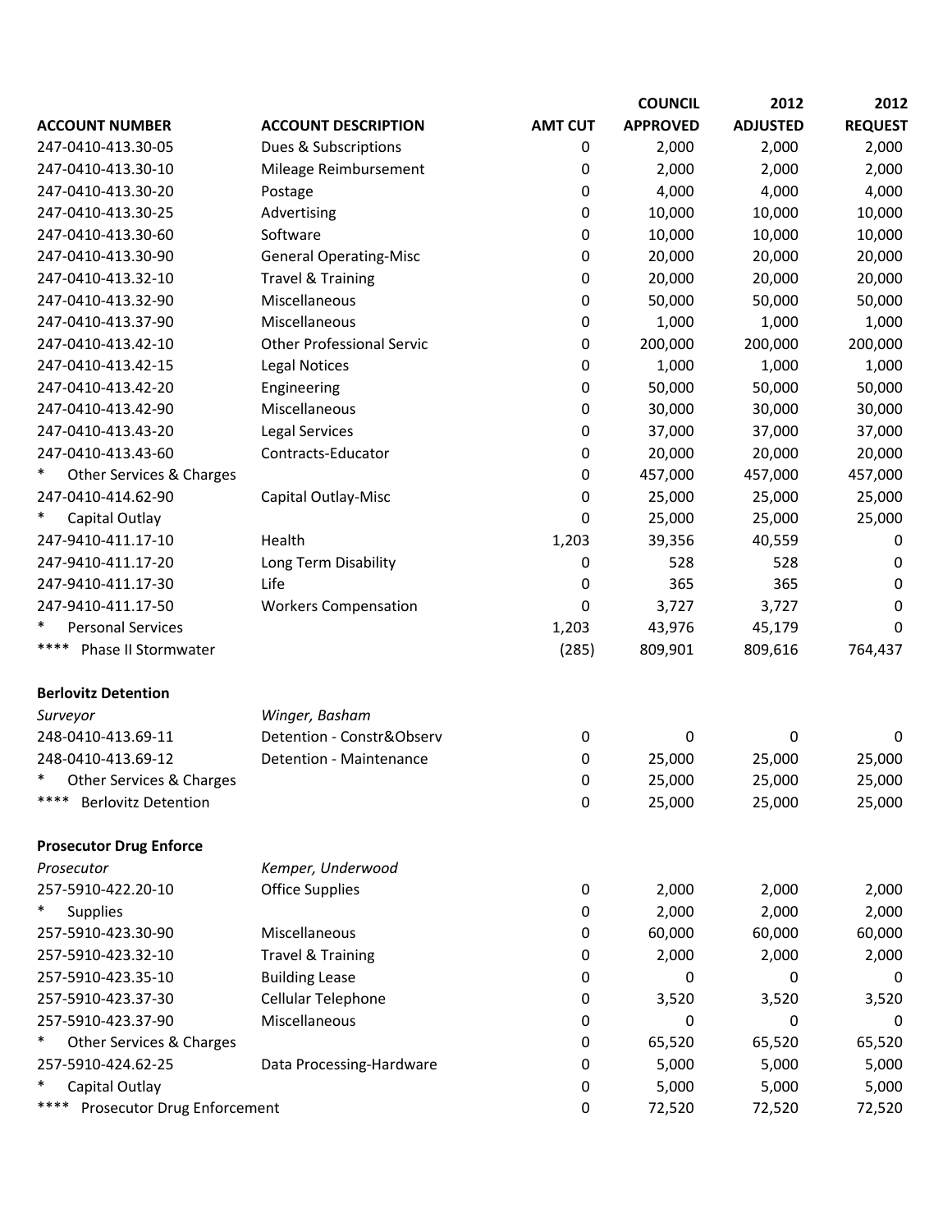| ACCOUNT NUMBER | ACCOUNT DESCRIPTION | AMT CUT | COUNCIL APPROVED | 2012 ADJUSTED | 2012 REQUEST |
|---|---|---|---|---|---|
| 247-0410-413.30-05 | Dues & Subscriptions | 0 | 2,000 | 2,000 | 2,000 |
| 247-0410-413.30-10 | Mileage Reimbursement | 0 | 2,000 | 2,000 | 2,000 |
| 247-0410-413.30-20 | Postage | 0 | 4,000 | 4,000 | 4,000 |
| 247-0410-413.30-25 | Advertising | 0 | 10,000 | 10,000 | 10,000 |
| 247-0410-413.30-60 | Software | 0 | 10,000 | 10,000 | 10,000 |
| 247-0410-413.30-90 | General Operating-Misc | 0 | 20,000 | 20,000 | 20,000 |
| 247-0410-413.32-10 | Travel & Training | 0 | 20,000 | 20,000 | 20,000 |
| 247-0410-413.32-90 | Miscellaneous | 0 | 50,000 | 50,000 | 50,000 |
| 247-0410-413.37-90 | Miscellaneous | 0 | 1,000 | 1,000 | 1,000 |
| 247-0410-413.42-10 | Other Professional Servic | 0 | 200,000 | 200,000 | 200,000 |
| 247-0410-413.42-15 | Legal Notices | 0 | 1,000 | 1,000 | 1,000 |
| 247-0410-413.42-20 | Engineering | 0 | 50,000 | 50,000 | 50,000 |
| 247-0410-413.42-90 | Miscellaneous | 0 | 30,000 | 30,000 | 30,000 |
| 247-0410-413.43-20 | Legal Services | 0 | 37,000 | 37,000 | 37,000 |
| 247-0410-413.43-60 | Contracts-Educator | 0 | 20,000 | 20,000 | 20,000 |
| * Other Services & Charges | | 0 | 457,000 | 457,000 | 457,000 |
| 247-0410-414.62-90 | Capital Outlay-Misc | 0 | 25,000 | 25,000 | 25,000 |
| * Capital Outlay | | 0 | 25,000 | 25,000 | 25,000 |
| 247-9410-411.17-10 | Health | 1,203 | 39,356 | 40,559 | 0 |
| 247-9410-411.17-20 | Long Term Disability | 0 | 528 | 528 | 0 |
| 247-9410-411.17-30 | Life | 0 | 365 | 365 | 0 |
| 247-9410-411.17-50 | Workers Compensation | 0 | 3,727 | 3,727 | 0 |
| * Personal Services | | 1,203 | 43,976 | 45,179 | 0 |
| **** Phase II Stormwater | | (285) | 809,901 | 809,616 | 764,437 |
| | | | | | |
| **Berlovitz Detention** | | | | | |
| *Surveyor* | *Winger, Basham* | | | | |
| 248-0410-413.69-11 | Detention - Constr&Observ | 0 | 0 | 0 | 0 |
| 248-0410-413.69-12 | Detention - Maintenance | 0 | 25,000 | 25,000 | 25,000 |
| * Other Services & Charges | | 0 | 25,000 | 25,000 | 25,000 |
| **** Berlovitz Detention | | 0 | 25,000 | 25,000 | 25,000 |
| | | | | | |
| **Prosecutor Drug Enforce** | | | | | |
| *Prosecutor* | *Kemper, Underwood* | | | | |
| 257-5910-422.20-10 | Office Supplies | 0 | 2,000 | 2,000 | 2,000 |
| * Supplies | | 0 | 2,000 | 2,000 | 2,000 |
| 257-5910-423.30-90 | Miscellaneous | 0 | 60,000 | 60,000 | 60,000 |
| 257-5910-423.32-10 | Travel & Training | 0 | 2,000 | 2,000 | 2,000 |
| 257-5910-423.35-10 | Building Lease | 0 | 0 | 0 | 0 |
| 257-5910-423.37-30 | Cellular Telephone | 0 | 3,520 | 3,520 | 3,520 |
| 257-5910-423.37-90 | Miscellaneous | 0 | 0 | 0 | 0 |
| * Other Services & Charges | | 0 | 65,520 | 65,520 | 65,520 |
| 257-5910-424.62-25 | Data Processing-Hardware | 0 | 5,000 | 5,000 | 5,000 |
| * Capital Outlay | | 0 | 5,000 | 5,000 | 5,000 |
| **** Prosecutor Drug Enforcement | | 0 | 72,520 | 72,520 | 72,520 |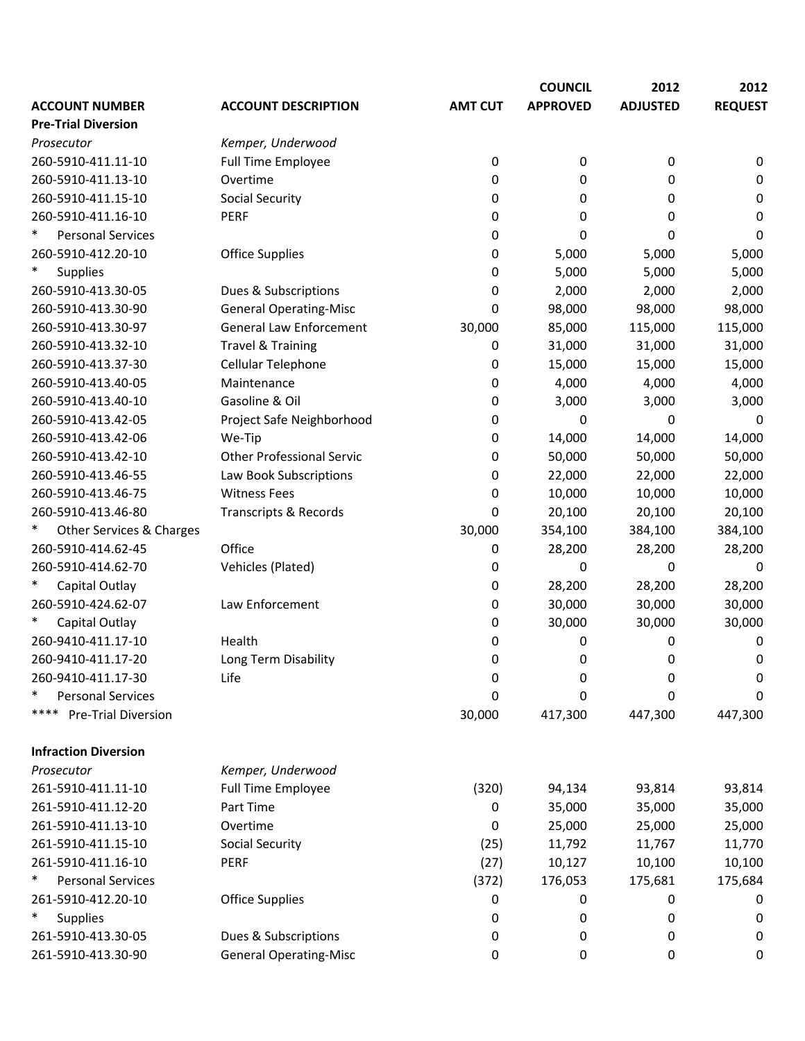| ACCOUNT NUMBER | ACCOUNT DESCRIPTION | AMT CUT | COUNCIL APPROVED | 2012 ADJUSTED | 2012 REQUEST |
|---|---|---|---|---|---|
| **Pre-Trial Diversion** | | | | | |
| *Prosecutor* | *Kemper, Underwood* | | | | |
| 260-5910-411.11-10 | Full Time Employee | 0 | 0 | 0 | 0 |
| 260-5910-411.13-10 | Overtime | 0 | 0 | 0 | 0 |
| 260-5910-411.15-10 | Social Security | 0 | 0 | 0 | 0 |
| 260-5910-411.16-10 | PERF | 0 | 0 | 0 | 0 |
| * Personal Services | | 0 | 0 | 0 | 0 |
| 260-5910-412.20-10 | Office Supplies | 0 | 5,000 | 5,000 | 5,000 |
| * Supplies | | 0 | 5,000 | 5,000 | 5,000 |
| 260-5910-413.30-05 | Dues & Subscriptions | 0 | 2,000 | 2,000 | 2,000 |
| 260-5910-413.30-90 | General Operating-Misc | 0 | 98,000 | 98,000 | 98,000 |
| 260-5910-413.30-97 | General Law Enforcement | 30,000 | 85,000 | 115,000 | 115,000 |
| 260-5910-413.32-10 | Travel & Training | 0 | 31,000 | 31,000 | 31,000 |
| 260-5910-413.37-30 | Cellular Telephone | 0 | 15,000 | 15,000 | 15,000 |
| 260-5910-413.40-05 | Maintenance | 0 | 4,000 | 4,000 | 4,000 |
| 260-5910-413.40-10 | Gasoline & Oil | 0 | 3,000 | 3,000 | 3,000 |
| 260-5910-413.42-05 | Project Safe Neighborhood | 0 | 0 | 0 | 0 |
| 260-5910-413.42-06 | We-Tip | 0 | 14,000 | 14,000 | 14,000 |
| 260-5910-413.42-10 | Other Professional Servic | 0 | 50,000 | 50,000 | 50,000 |
| 260-5910-413.46-55 | Law Book Subscriptions | 0 | 22,000 | 22,000 | 22,000 |
| 260-5910-413.46-75 | Witness Fees | 0 | 10,000 | 10,000 | 10,000 |
| 260-5910-413.46-80 | Transcripts & Records | 0 | 20,100 | 20,100 | 20,100 |
| * Other Services & Charges | | 30,000 | 354,100 | 384,100 | 384,100 |
| 260-5910-414.62-45 | Office | 0 | 28,200 | 28,200 | 28,200 |
| 260-5910-414.62-70 | Vehicles (Plated) | 0 | 0 | 0 | 0 |
| * Capital Outlay | | 0 | 28,200 | 28,200 | 28,200 |
| 260-5910-424.62-07 | Law Enforcement | 0 | 30,000 | 30,000 | 30,000 |
| * Capital Outlay | | 0 | 30,000 | 30,000 | 30,000 |
| 260-9410-411.17-10 | Health | 0 | 0 | 0 | 0 |
| 260-9410-411.17-20 | Long Term Disability | 0 | 0 | 0 | 0 |
| 260-9410-411.17-30 | Life | 0 | 0 | 0 | 0 |
| * Personal Services | | 0 | 0 | 0 | 0 |
| **** Pre-Trial Diversion | | 30,000 | 417,300 | 447,300 | 447,300 |
| | | | | | |
| **Infraction Diversion** | | | | | |
| *Prosecutor* | *Kemper, Underwood* | | | | |
| 261-5910-411.11-10 | Full Time Employee | (320) | 94,134 | 93,814 | 93,814 |
| 261-5910-411.12-20 | Part Time | 0 | 35,000 | 35,000 | 35,000 |
| 261-5910-411.13-10 | Overtime | 0 | 25,000 | 25,000 | 25,000 |
| 261-5910-411.15-10 | Social Security | (25) | 11,792 | 11,767 | 11,770 |
| 261-5910-411.16-10 | PERF | (27) | 10,127 | 10,100 | 10,100 |
| * Personal Services | | (372) | 176,053 | 175,681 | 175,684 |
| 261-5910-412.20-10 | Office Supplies | 0 | 0 | 0 | 0 |
| * Supplies | | 0 | 0 | 0 | 0 |
| 261-5910-413.30-05 | Dues & Subscriptions | 0 | 0 | 0 | 0 |
| 261-5910-413.30-90 | General Operating-Misc | 0 | 0 | 0 | 0 |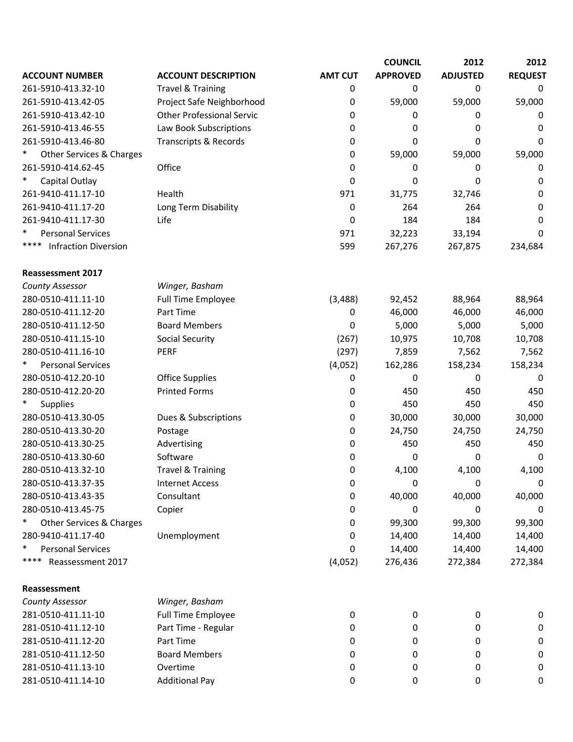| ACCOUNT NUMBER | ACCOUNT DESCRIPTION | AMT CUT | COUNCIL APPROVED | 2012 ADJUSTED | 2012 REQUEST |
|---|---|---|---|---|---|
| 261-5910-413.32-10 | Travel & Training | 0 | 0 | 0 | 0 |
| 261-5910-413.42-05 | Project Safe Neighborhood | 0 | 59,000 | 59,000 | 59,000 |
| 261-5910-413.42-10 | Other Professional Servic | 0 | 0 | 0 | 0 |
| 261-5910-413.46-55 | Law Book Subscriptions | 0 | 0 | 0 | 0 |
| 261-5910-413.46-80 | Transcripts & Records | 0 | 0 | 0 | 0 |
| * Other Services & Charges | | 0 | 59,000 | 59,000 | 59,000 |
| 261-5910-414.62-45 | Office | 0 | 0 | 0 | 0 |
| * Capital Outlay | | 0 | 0 | 0 | 0 |
| 261-9410-411.17-10 | Health | 971 | 31,775 | 32,746 | 0 |
| 261-9410-411.17-20 | Long Term Disability | 0 | 264 | 264 | 0 |
| 261-9410-411.17-30 | Life | 0 | 184 | 184 | 0 |
| * Personal Services | | 971 | 32,223 | 33,194 | 0 |
| **** Infraction Diversion | | 599 | 267,276 | 267,875 | 234,684 |
| | | | | | |
| **Reassessment 2017** | | | | | |
| *County Assessor* | *Winger, Basham* | | | | |
| 280-0510-411.11-10 | Full Time Employee | (3,488) | 92,452 | 88,964 | 88,964 |
| 280-0510-411.12-20 | Part Time | 0 | 46,000 | 46,000 | 46,000 |
| 280-0510-411.12-50 | Board Members | 0 | 5,000 | 5,000 | 5,000 |
| 280-0510-411.15-10 | Social Security | (267) | 10,975 | 10,708 | 10,708 |
| 280-0510-411.16-10 | PERF | (297) | 7,859 | 7,562 | 7,562 |
| * Personal Services | | (4,052) | 162,286 | 158,234 | 158,234 |
| 280-0510-412.20-10 | Office Supplies | 0 | 0 | 0 | 0 |
| 280-0510-412.20-20 | Printed Forms | 0 | 450 | 450 | 450 |
| * Supplies | | 0 | 450 | 450 | 450 |
| 280-0510-413.30-05 | Dues & Subscriptions | 0 | 30,000 | 30,000 | 30,000 |
| 280-0510-413.30-20 | Postage | 0 | 24,750 | 24,750 | 24,750 |
| 280-0510-413.30-25 | Advertising | 0 | 450 | 450 | 450 |
| 280-0510-413.30-60 | Software | 0 | 0 | 0 | 0 |
| 280-0510-413.32-10 | Travel & Training | 0 | 4,100 | 4,100 | 4,100 |
| 280-0510-413.37-35 | Internet Access | 0 | 0 | 0 | 0 |
| 280-0510-413.43-35 | Consultant | 0 | 40,000 | 40,000 | 40,000 |
| 280-0510-413.45-75 | Copier | 0 | 0 | 0 | 0 |
| * Other Services & Charges | | 0 | 99,300 | 99,300 | 99,300 |
| 280-9410-411.17-40 | Unemployment | 0 | 14,400 | 14,400 | 14,400 |
| * Personal Services | | 0 | 14,400 | 14,400 | 14,400 |
| **** Reassessment 2017 | | (4,052) | 276,436 | 272,384 | 272,384 |
| | | | | | |
| **Reassessment** | | | | | |
| *County Assessor* | *Winger, Basham* | | | | |
| 281-0510-411.11-10 | Full Time Employee | 0 | 0 | 0 | 0 |
| 281-0510-411.12-10 | Part Time - Regular | 0 | 0 | 0 | 0 |
| 281-0510-411.12-20 | Part Time | 0 | 0 | 0 | 0 |
| 281-0510-411.12-50 | Board Members | 0 | 0 | 0 | 0 |
| 281-0510-411.13-10 | Overtime | 0 | 0 | 0 | 0 |
| 281-0510-411.14-10 | Additional Pay | 0 | 0 | 0 | 0 |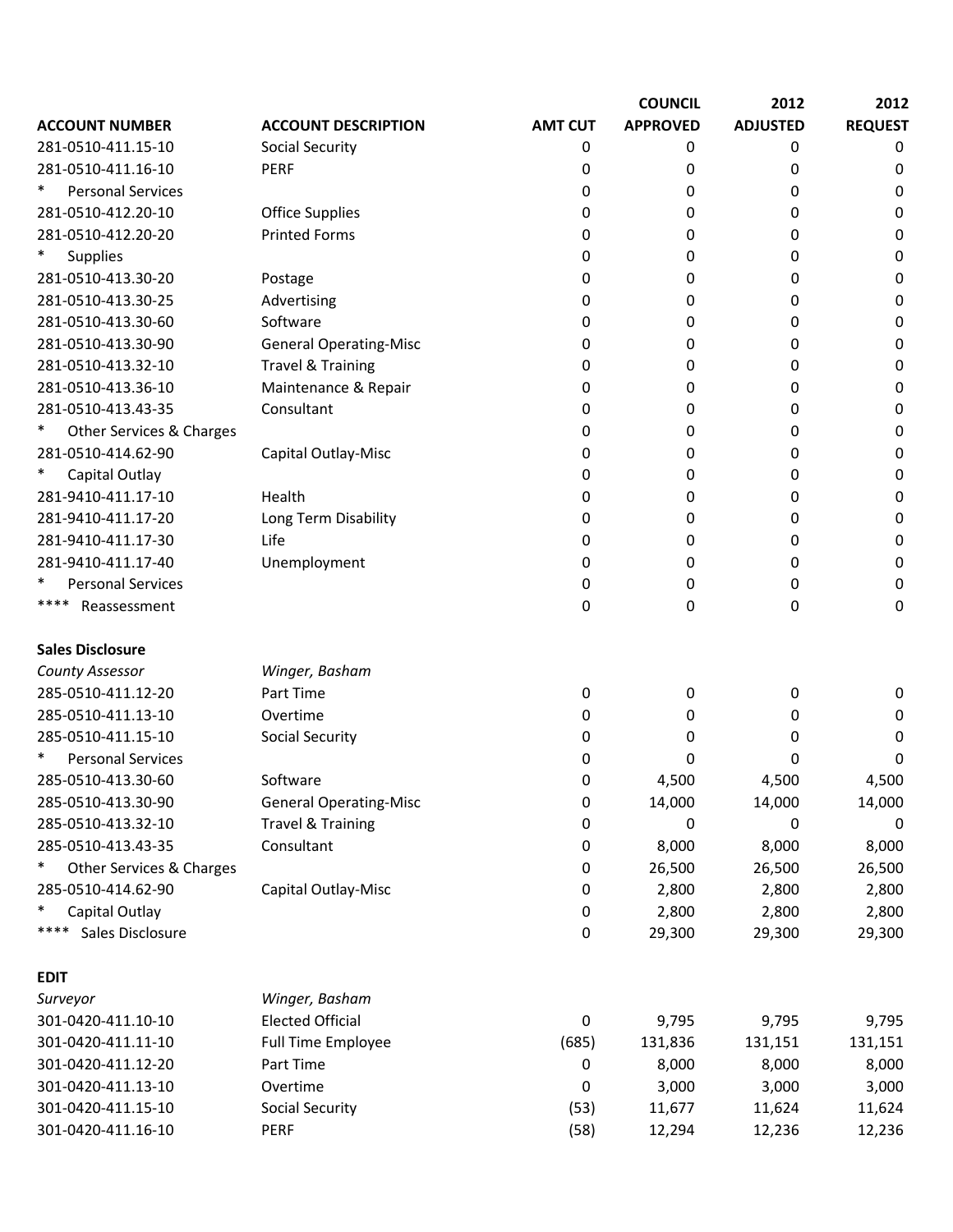| ACCOUNT NUMBER | ACCOUNT DESCRIPTION | AMT CUT | COUNCIL APPROVED | 2012 ADJUSTED | 2012 REQUEST |
|---|---|---|---|---|---|
| 281-0510-411.15-10 | Social Security | 0 | 0 | 0 | 0 |
| 281-0510-411.16-10 | PERF | 0 | 0 | 0 | 0 |
| * Personal Services | | 0 | 0 | 0 | 0 |
| 281-0510-412.20-10 | Office Supplies | 0 | 0 | 0 | 0 |
| 281-0510-412.20-20 | Printed Forms | 0 | 0 | 0 | 0 |
| * Supplies | | 0 | 0 | 0 | 0 |
| 281-0510-413.30-20 | Postage | 0 | 0 | 0 | 0 |
| 281-0510-413.30-25 | Advertising | 0 | 0 | 0 | 0 |
| 281-0510-413.30-60 | Software | 0 | 0 | 0 | 0 |
| 281-0510-413.30-90 | General Operating-Misc | 0 | 0 | 0 | 0 |
| 281-0510-413.32-10 | Travel & Training | 0 | 0 | 0 | 0 |
| 281-0510-413.36-10 | Maintenance & Repair | 0 | 0 | 0 | 0 |
| 281-0510-413.43-35 | Consultant | 0 | 0 | 0 | 0 |
| * Other Services & Charges | | 0 | 0 | 0 | 0 |
| 281-0510-414.62-90 | Capital Outlay-Misc | 0 | 0 | 0 | 0 |
| * Capital Outlay | | 0 | 0 | 0 | 0 |
| 281-9410-411.17-10 | Health | 0 | 0 | 0 | 0 |
| 281-9410-411.17-20 | Long Term Disability | 0 | 0 | 0 | 0 |
| 281-9410-411.17-30 | Life | 0 | 0 | 0 | 0 |
| 281-9410-411.17-40 | Unemployment | 0 | 0 | 0 | 0 |
| * Personal Services | | 0 | 0 | 0 | 0 |
| **** Reassessment | | 0 | 0 | 0 | 0 |
| **Sales Disclosure** | | | | | |
| *County Assessor* | *Winger, Basham* | | | | |
| 285-0510-411.12-20 | Part Time | 0 | 0 | 0 | 0 |
| 285-0510-411.13-10 | Overtime | 0 | 0 | 0 | 0 |
| 285-0510-411.15-10 | Social Security | 0 | 0 | 0 | 0 |
| * Personal Services | | 0 | 0 | 0 | 0 |
| 285-0510-413.30-60 | Software | 0 | 4,500 | 4,500 | 4,500 |
| 285-0510-413.30-90 | General Operating-Misc | 0 | 14,000 | 14,000 | 14,000 |
| 285-0510-413.32-10 | Travel & Training | 0 | 0 | 0 | 0 |
| 285-0510-413.43-35 | Consultant | 0 | 8,000 | 8,000 | 8,000 |
| * Other Services & Charges | | 0 | 26,500 | 26,500 | 26,500 |
| 285-0510-414.62-90 | Capital Outlay-Misc | 0 | 2,800 | 2,800 | 2,800 |
| * Capital Outlay | | 0 | 2,800 | 2,800 | 2,800 |
| **** Sales Disclosure | | 0 | 29,300 | 29,300 | 29,300 |
| **EDIT** | | | | | |
| *Surveyor* | *Winger, Basham* | | | | |
| 301-0420-411.10-10 | Elected Official | 0 | 9,795 | 9,795 | 9,795 |
| 301-0420-411.11-10 | Full Time Employee | (685) | 131,836 | 131,151 | 131,151 |
| 301-0420-411.12-20 | Part Time | 0 | 8,000 | 8,000 | 8,000 |
| 301-0420-411.13-10 | Overtime | 0 | 3,000 | 3,000 | 3,000 |
| 301-0420-411.15-10 | Social Security | (53) | 11,677 | 11,624 | 11,624 |
| 301-0420-411.16-10 | PERF | (58) | 12,294 | 12,236 | 12,236 |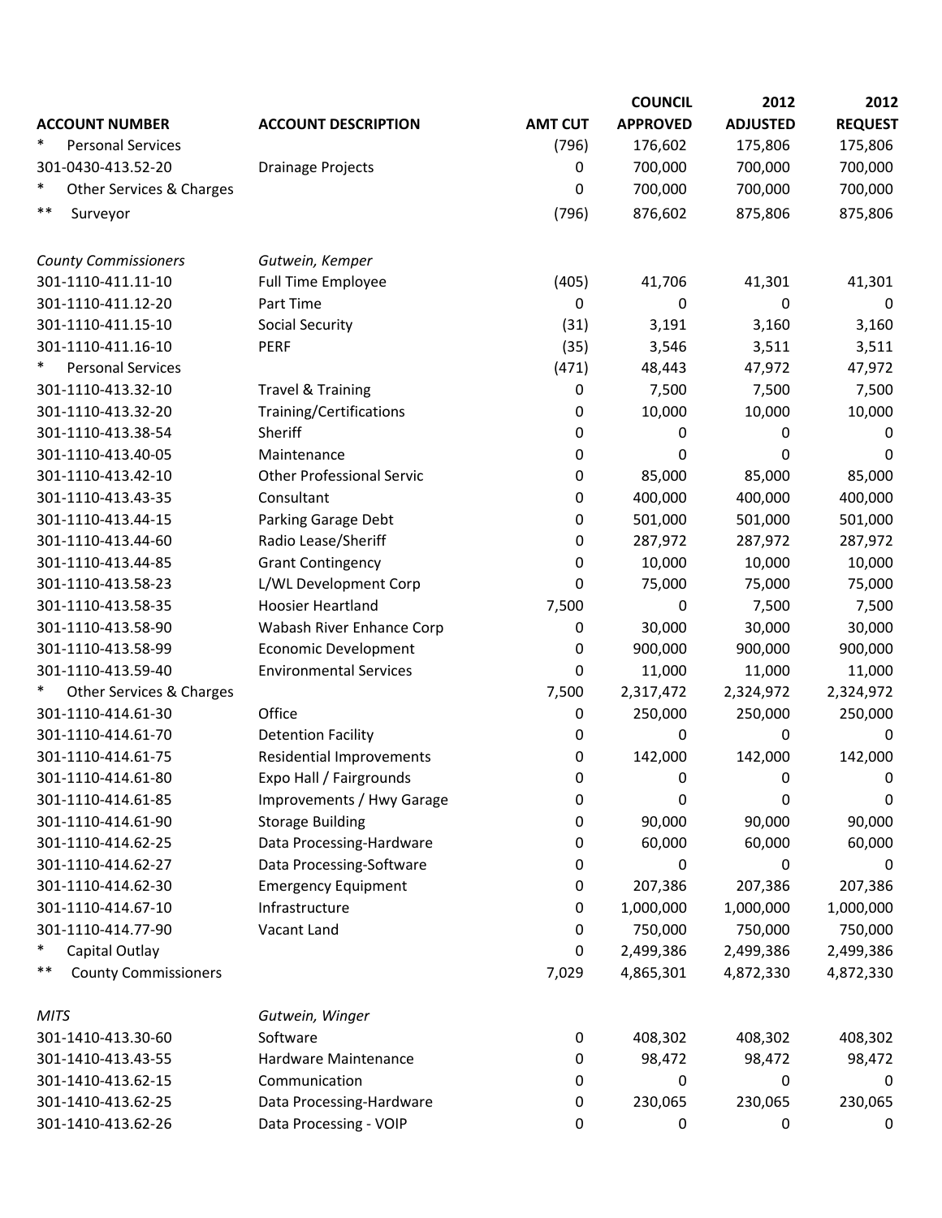| ACCOUNT NUMBER | ACCOUNT DESCRIPTION | AMT CUT | COUNCIL APPROVED | 2012 ADJUSTED | 2012 REQUEST |
|---|---|---|---|---|---|
| * Personal Services | | (796) | 176,602 | 175,806 | 175,806 |
| 301-0430-413.52-20 | Drainage Projects | 0 | 700,000 | 700,000 | 700,000 |
| * Other Services & Charges | | 0 | 700,000 | 700,000 | 700,000 |
| ** Surveyor | | (796) | 876,602 | 875,806 | 875,806 |
| | | | | | |
| *County Commissioners* | *Gutwein, Kemper* | | | | |
| 301-1110-411.11-10 | Full Time Employee | (405) | 41,706 | 41,301 | 41,301 |
| 301-1110-411.12-20 | Part Time | 0 | 0 | 0 | 0 |
| 301-1110-411.15-10 | Social Security | (31) | 3,191 | 3,160 | 3,160 |
| 301-1110-411.16-10 | PERF | (35) | 3,546 | 3,511 | 3,511 |
| * Personal Services | | (471) | 48,443 | 47,972 | 47,972 |
| 301-1110-413.32-10 | Travel & Training | 0 | 7,500 | 7,500 | 7,500 |
| 301-1110-413.32-20 | Training/Certifications | 0 | 10,000 | 10,000 | 10,000 |
| 301-1110-413.38-54 | Sheriff | 0 | 0 | 0 | 0 |
| 301-1110-413.40-05 | Maintenance | 0 | 0 | 0 | 0 |
| 301-1110-413.42-10 | Other Professional Servic | 0 | 85,000 | 85,000 | 85,000 |
| 301-1110-413.43-35 | Consultant | 0 | 400,000 | 400,000 | 400,000 |
| 301-1110-413.44-15 | Parking Garage Debt | 0 | 501,000 | 501,000 | 501,000 |
| 301-1110-413.44-60 | Radio Lease/Sheriff | 0 | 287,972 | 287,972 | 287,972 |
| 301-1110-413.44-85 | Grant Contingency | 0 | 10,000 | 10,000 | 10,000 |
| 301-1110-413.58-23 | L/WL Development Corp | 0 | 75,000 | 75,000 | 75,000 |
| 301-1110-413.58-35 | Hoosier Heartland | 7,500 | 0 | 7,500 | 7,500 |
| 301-1110-413.58-90 | Wabash River Enhance Corp | 0 | 30,000 | 30,000 | 30,000 |
| 301-1110-413.58-99 | Economic Development | 0 | 900,000 | 900,000 | 900,000 |
| 301-1110-413.59-40 | Environmental Services | 0 | 11,000 | 11,000 | 11,000 |
| * Other Services & Charges | | 7,500 | 2,317,472 | 2,324,972 | 2,324,972 |
| 301-1110-414.61-30 | Office | 0 | 250,000 | 250,000 | 250,000 |
| 301-1110-414.61-70 | Detention Facility | 0 | 0 | 0 | 0 |
| 301-1110-414.61-75 | Residential Improvements | 0 | 142,000 | 142,000 | 142,000 |
| 301-1110-414.61-80 | Expo Hall / Fairgrounds | 0 | 0 | 0 | 0 |
| 301-1110-414.61-85 | Improvements / Hwy Garage | 0 | 0 | 0 | 0 |
| 301-1110-414.61-90 | Storage Building | 0 | 90,000 | 90,000 | 90,000 |
| 301-1110-414.62-25 | Data Processing-Hardware | 0 | 60,000 | 60,000 | 60,000 |
| 301-1110-414.62-27 | Data Processing-Software | 0 | 0 | 0 | 0 |
| 301-1110-414.62-30 | Emergency Equipment | 0 | 207,386 | 207,386 | 207,386 |
| 301-1110-414.67-10 | Infrastructure | 0 | 1,000,000 | 1,000,000 | 1,000,000 |
| 301-1110-414.77-90 | Vacant Land | 0 | 750,000 | 750,000 | 750,000 |
| * Capital Outlay | | 0 | 2,499,386 | 2,499,386 | 2,499,386 |
| ** County Commissioners | | 7,029 | 4,865,301 | 4,872,330 | 4,872,330 |
| | | | | | |
| *MITS* | *Gutwein, Winger* | | | | |
| 301-1410-413.30-60 | Software | 0 | 408,302 | 408,302 | 408,302 |
| 301-1410-413.43-55 | Hardware Maintenance | 0 | 98,472 | 98,472 | 98,472 |
| 301-1410-413.62-15 | Communication | 0 | 0 | 0 | 0 |
| 301-1410-413.62-25 | Data Processing-Hardware | 0 | 230,065 | 230,065 | 230,065 |
| 301-1410-413.62-26 | Data Processing - VOIP | 0 | 0 | 0 | 0 |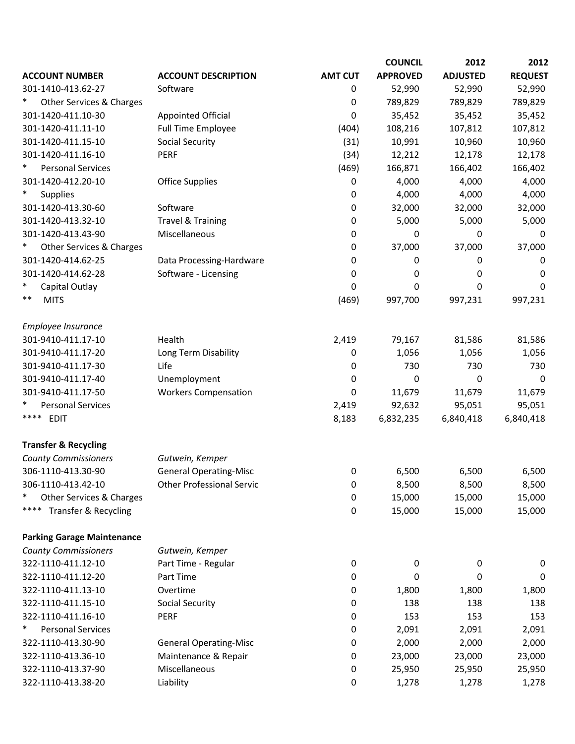| ACCOUNT NUMBER | ACCOUNT DESCRIPTION | AMT CUT | COUNCIL APPROVED | 2012 ADJUSTED | 2012 REQUEST |
|---|---|---|---|---|---|
| 301-1410-413.62-27 | Software | 0 | 52,990 | 52,990 | 52,990 |
| * Other Services & Charges | | 0 | 789,829 | 789,829 | 789,829 |
| 301-1420-411.10-30 | Appointed Official | 0 | 35,452 | 35,452 | 35,452 |
| 301-1420-411.11-10 | Full Time Employee | (404) | 108,216 | 107,812 | 107,812 |
| 301-1420-411.15-10 | Social Security | (31) | 10,991 | 10,960 | 10,960 |
| 301-1420-411.16-10 | PERF | (34) | 12,212 | 12,178 | 12,178 |
| * Personal Services | | (469) | 166,871 | 166,402 | 166,402 |
| 301-1420-412.20-10 | Office Supplies | 0 | 4,000 | 4,000 | 4,000 |
| * Supplies | | 0 | 4,000 | 4,000 | 4,000 |
| 301-1420-413.30-60 | Software | 0 | 32,000 | 32,000 | 32,000 |
| 301-1420-413.32-10 | Travel & Training | 0 | 5,000 | 5,000 | 5,000 |
| 301-1420-413.43-90 | Miscellaneous | 0 | 0 | 0 | 0 |
| * Other Services & Charges | | 0 | 37,000 | 37,000 | 37,000 |
| 301-1420-414.62-25 | Data Processing-Hardware | 0 | 0 | 0 | 0 |
| 301-1420-414.62-28 | Software - Licensing | 0 | 0 | 0 | 0 |
| * Capital Outlay | | 0 | 0 | 0 | 0 |
| ** MITS | | (469) | 997,700 | 997,231 | 997,231 |
| *Employee Insurance* | | | | | |
| 301-9410-411.17-10 | Health | 2,419 | 79,167 | 81,586 | 81,586 |
| 301-9410-411.17-20 | Long Term Disability | 0 | 1,056 | 1,056 | 1,056 |
| 301-9410-411.17-30 | Life | 0 | 730 | 730 | 730 |
| 301-9410-411.17-40 | Unemployment | 0 | 0 | 0 | 0 |
| 301-9410-411.17-50 | Workers Compensation | 0 | 11,679 | 11,679 | 11,679 |
| * Personal Services | | 2,419 | 92,632 | 95,051 | 95,051 |
| **** EDIT | | 8,183 | 6,832,235 | 6,840,418 | 6,840,418 |
| **Transfer & Recycling** | | | | | |
| *County Commissioners* | *Gutwein, Kemper* | | | | |
| 306-1110-413.30-90 | General Operating-Misc | 0 | 6,500 | 6,500 | 6,500 |
| 306-1110-413.42-10 | Other Professional Servic | 0 | 8,500 | 8,500 | 8,500 |
| * Other Services & Charges | | 0 | 15,000 | 15,000 | 15,000 |
| **** Transfer & Recycling | | 0 | 15,000 | 15,000 | 15,000 |
| **Parking Garage Maintenance** | | | | | |
| *County Commissioners* | *Gutwein, Kemper* | | | | |
| 322-1110-411.12-10 | Part Time - Regular | 0 | 0 | 0 | 0 |
| 322-1110-411.12-20 | Part Time | 0 | 0 | 0 | 0 |
| 322-1110-411.13-10 | Overtime | 0 | 1,800 | 1,800 | 1,800 |
| 322-1110-411.15-10 | Social Security | 0 | 138 | 138 | 138 |
| 322-1110-411.16-10 | PERF | 0 | 153 | 153 | 153 |
| * Personal Services | | 0 | 2,091 | 2,091 | 2,091 |
| 322-1110-413.30-90 | General Operating-Misc | 0 | 2,000 | 2,000 | 2,000 |
| 322-1110-413.36-10 | Maintenance & Repair | 0 | 23,000 | 23,000 | 23,000 |
| 322-1110-413.37-90 | Miscellaneous | 0 | 25,950 | 25,950 | 25,950 |
| 322-1110-413.38-20 | Liability | 0 | 1,278 | 1,278 | 1,278 |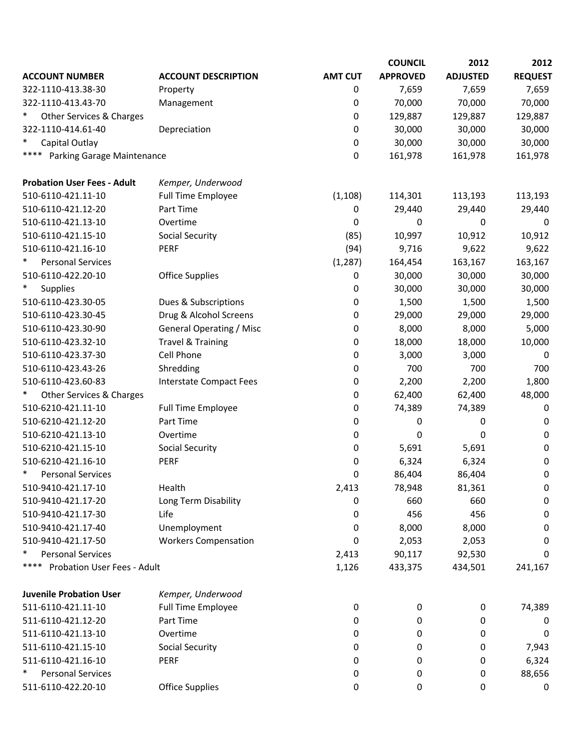| ACCOUNT NUMBER | ACCOUNT DESCRIPTION | AMT CUT | COUNCIL APPROVED | 2012 ADJUSTED | 2012 REQUEST |
|---|---|---|---|---|---|
| 322-1110-413.38-30 | Property | 0 | 7,659 | 7,659 | 7,659 |
| 322-1110-413.43-70 | Management | 0 | 70,000 | 70,000 | 70,000 |
| * Other Services & Charges | | 0 | 129,887 | 129,887 | 129,887 |
| 322-1110-414.61-40 | Depreciation | 0 | 30,000 | 30,000 | 30,000 |
| * Capital Outlay | | 0 | 30,000 | 30,000 | 30,000 |
| **** Parking Garage Maintenance | | 0 | 161,978 | 161,978 | 161,978 |
| | | | | | |
| **Probation User Fees - Adult** | *Kemper, Underwood* | | | | |
| 510-6110-421.11-10 | Full Time Employee | (1,108) | 114,301 | 113,193 | 113,193 |
| 510-6110-421.12-20 | Part Time | 0 | 29,440 | 29,440 | 29,440 |
| 510-6110-421.13-10 | Overtime | 0 | 0 | 0 | 0 |
| 510-6110-421.15-10 | Social Security | (85) | 10,997 | 10,912 | 10,912 |
| 510-6110-421.16-10 | PERF | (94) | 9,716 | 9,622 | 9,622 |
| * Personal Services | | (1,287) | 164,454 | 163,167 | 163,167 |
| 510-6110-422.20-10 | Office Supplies | 0 | 30,000 | 30,000 | 30,000 |
| * Supplies | | 0 | 30,000 | 30,000 | 30,000 |
| 510-6110-423.30-05 | Dues & Subscriptions | 0 | 1,500 | 1,500 | 1,500 |
| 510-6110-423.30-45 | Drug & Alcohol Screens | 0 | 29,000 | 29,000 | 29,000 |
| 510-6110-423.30-90 | General Operating / Misc | 0 | 8,000 | 8,000 | 5,000 |
| 510-6110-423.32-10 | Travel & Training | 0 | 18,000 | 18,000 | 10,000 |
| 510-6110-423.37-30 | Cell Phone | 0 | 3,000 | 3,000 | 0 |
| 510-6110-423.43-26 | Shredding | 0 | 700 | 700 | 700 |
| 510-6110-423.60-83 | Interstate Compact Fees | 0 | 2,200 | 2,200 | 1,800 |
| * Other Services & Charges | | 0 | 62,400 | 62,400 | 48,000 |
| 510-6210-421.11-10 | Full Time Employee | 0 | 74,389 | 74,389 | 0 |
| 510-6210-421.12-20 | Part Time | 0 | 0 | 0 | 0 |
| 510-6210-421.13-10 | Overtime | 0 | 0 | 0 | 0 |
| 510-6210-421.15-10 | Social Security | 0 | 5,691 | 5,691 | 0 |
| 510-6210-421.16-10 | PERF | 0 | 6,324 | 6,324 | 0 |
| * Personal Services | | 0 | 86,404 | 86,404 | 0 |
| 510-9410-421.17-10 | Health | 2,413 | 78,948 | 81,361 | 0 |
| 510-9410-421.17-20 | Long Term Disability | 0 | 660 | 660 | 0 |
| 510-9410-421.17-30 | Life | 0 | 456 | 456 | 0 |
| 510-9410-421.17-40 | Unemployment | 0 | 8,000 | 8,000 | 0 |
| 510-9410-421.17-50 | Workers Compensation | 0 | 2,053 | 2,053 | 0 |
| * Personal Services | | 2,413 | 90,117 | 92,530 | 0 |
| **** Probation User Fees - Adult | | 1,126 | 433,375 | 434,501 | 241,167 |
| | | | | | |
| **Juvenile Probation User** | *Kemper, Underwood* | | | | |
| 511-6110-421.11-10 | Full Time Employee | 0 | 0 | 0 | 74,389 |
| 511-6110-421.12-20 | Part Time | 0 | 0 | 0 | 0 |
| 511-6110-421.13-10 | Overtime | 0 | 0 | 0 | 0 |
| 511-6110-421.15-10 | Social Security | 0 | 0 | 0 | 7,943 |
| 511-6110-421.16-10 | PERF | 0 | 0 | 0 | 6,324 |
| * Personal Services | | 0 | 0 | 0 | 88,656 |
| 511-6110-422.20-10 | Office Supplies | 0 | 0 | 0 | 0 |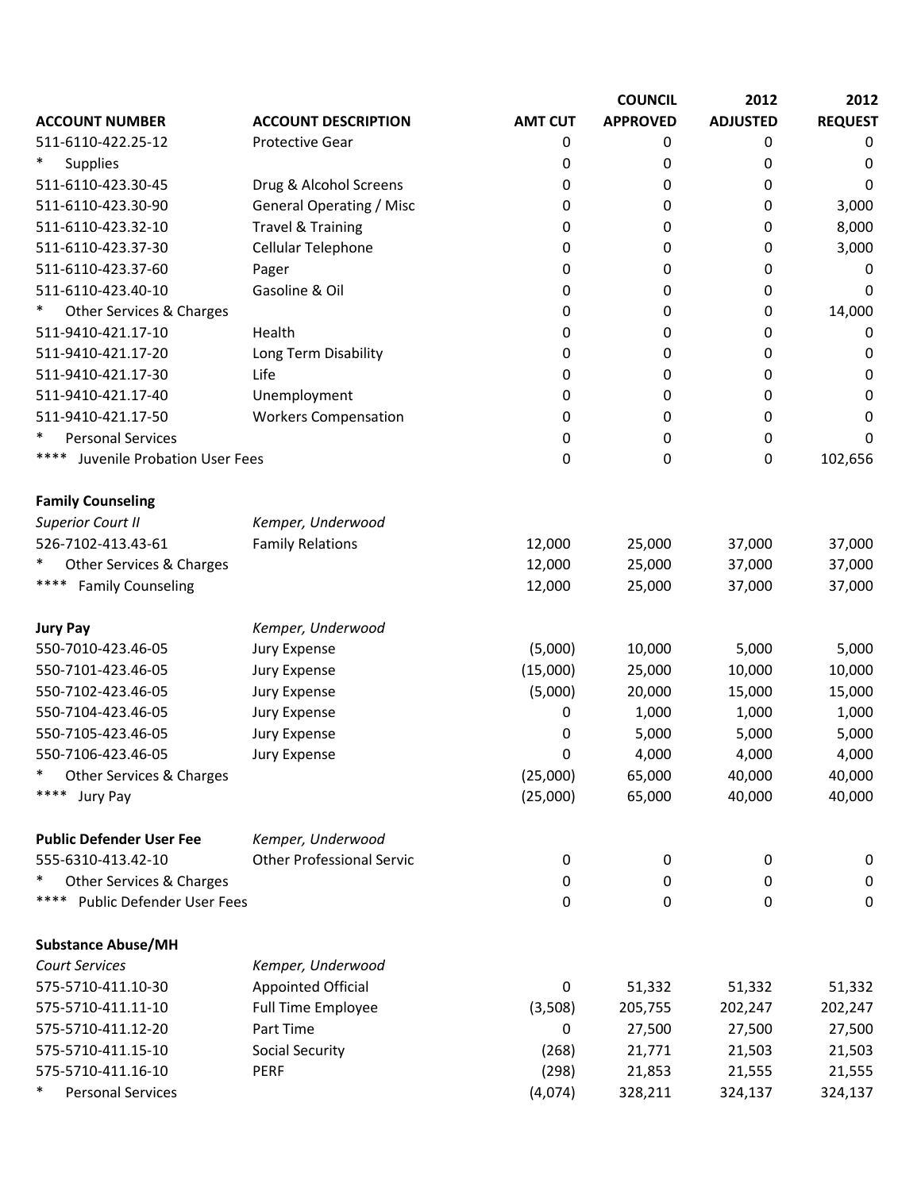| ACCOUNT NUMBER | ACCOUNT DESCRIPTION | AMT CUT | COUNCIL APPROVED | 2012 ADJUSTED | 2012 REQUEST |
|---|---|---|---|---|---|
| 511-6110-422.25-12 | Protective Gear | 0 | 0 | 0 | 0 |
| * Supplies | | 0 | 0 | 0 | 0 |
| 511-6110-423.30-45 | Drug & Alcohol Screens | 0 | 0 | 0 | 0 |
| 511-6110-423.30-90 | General Operating / Misc | 0 | 0 | 0 | 3,000 |
| 511-6110-423.32-10 | Travel & Training | 0 | 0 | 0 | 8,000 |
| 511-6110-423.37-30 | Cellular Telephone | 0 | 0 | 0 | 3,000 |
| 511-6110-423.37-60 | Pager | 0 | 0 | 0 | 0 |
| 511-6110-423.40-10 | Gasoline & Oil | 0 | 0 | 0 | 0 |
| * Other Services & Charges | | 0 | 0 | 0 | 14,000 |
| 511-9410-421.17-10 | Health | 0 | 0 | 0 | 0 |
| 511-9410-421.17-20 | Long Term Disability | 0 | 0 | 0 | 0 |
| 511-9410-421.17-30 | Life | 0 | 0 | 0 | 0 |
| 511-9410-421.17-40 | Unemployment | 0 | 0 | 0 | 0 |
| 511-9410-421.17-50 | Workers Compensation | 0 | 0 | 0 | 0 |
| * Personal Services | | 0 | 0 | 0 | 0 |
| **** Juvenile Probation User Fees | | 0 | 0 | 0 | 102,656 |
| | | | | | |
| **Family Counseling** | | | | | |
| *Superior Court II* | *Kemper, Underwood* | | | | |
| 526-7102-413.43-61 | Family Relations | 12,000 | 25,000 | 37,000 | 37,000 |
| * Other Services & Charges | | 12,000 | 25,000 | 37,000 | 37,000 |
| **** Family Counseling | | 12,000 | 25,000 | 37,000 | 37,000 |
| | | | | | |
| **Jury Pay** | *Kemper, Underwood* | | | | |
| 550-7010-423.46-05 | Jury Expense | (5,000) | 10,000 | 5,000 | 5,000 |
| 550-7101-423.46-05 | Jury Expense | (15,000) | 25,000 | 10,000 | 10,000 |
| 550-7102-423.46-05 | Jury Expense | (5,000) | 20,000 | 15,000 | 15,000 |
| 550-7104-423.46-05 | Jury Expense | 0 | 1,000 | 1,000 | 1,000 |
| 550-7105-423.46-05 | Jury Expense | 0 | 5,000 | 5,000 | 5,000 |
| 550-7106-423.46-05 | Jury Expense | 0 | 4,000 | 4,000 | 4,000 |
| * Other Services & Charges | | (25,000) | 65,000 | 40,000 | 40,000 |
| **** Jury Pay | | (25,000) | 65,000 | 40,000 | 40,000 |
| | | | | | |
| **Public Defender User Fee** | *Kemper, Underwood* | | | | |
| 555-6310-413.42-10 | Other Professional Servic | 0 | 0 | 0 | 0 |
| * Other Services & Charges | | 0 | 0 | 0 | 0 |
| **** Public Defender User Fees | | 0 | 0 | 0 | 0 |
| | | | | | |
| **Substance Abuse/MH** | | | | | |
| *Court Services* | *Kemper, Underwood* | | | | |
| 575-5710-411.10-30 | Appointed Official | 0 | 51,332 | 51,332 | 51,332 |
| 575-5710-411.11-10 | Full Time Employee | (3,508) | 205,755 | 202,247 | 202,247 |
| 575-5710-411.12-20 | Part Time | 0 | 27,500 | 27,500 | 27,500 |
| 575-5710-411.15-10 | Social Security | (268) | 21,771 | 21,503 | 21,503 |
| 575-5710-411.16-10 | PERF | (298) | 21,853 | 21,555 | 21,555 |
| * Personal Services | | (4,074) | 328,211 | 324,137 | 324,137 |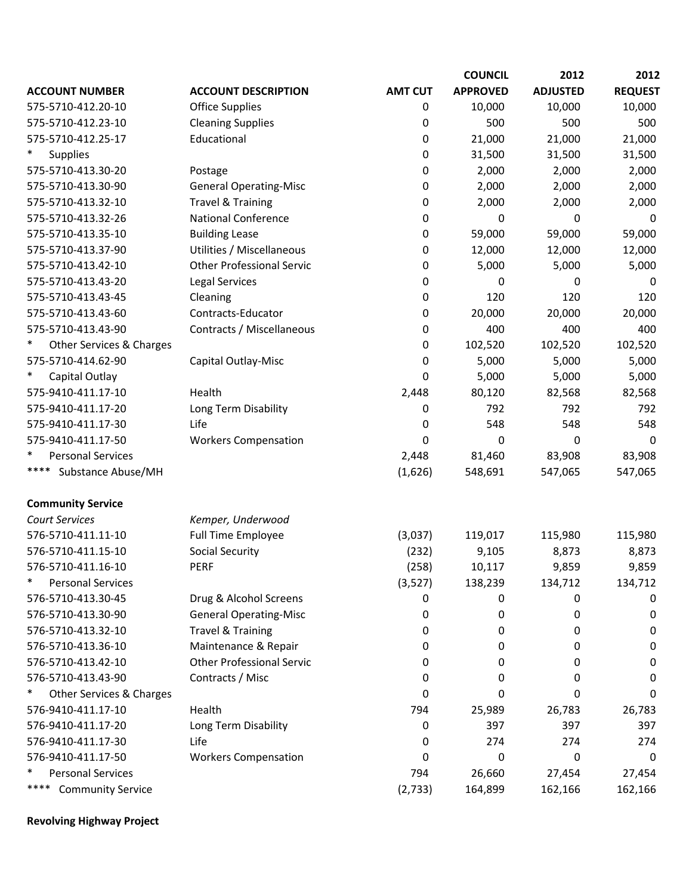| ACCOUNT NUMBER | ACCOUNT DESCRIPTION | AMT CUT | COUNCIL APPROVED | 2012 ADJUSTED | 2012 REQUEST |
|---|---|---|---|---|---|
| 575-5710-412.20-10 | Office Supplies | 0 | 10,000 | 10,000 | 10,000 |
| 575-5710-412.23-10 | Cleaning Supplies | 0 | 500 | 500 | 500 |
| 575-5710-412.25-17 | Educational | 0 | 21,000 | 21,000 | 21,000 |
| * Supplies | | 0 | 31,500 | 31,500 | 31,500 |
| 575-5710-413.30-20 | Postage | 0 | 2,000 | 2,000 | 2,000 |
| 575-5710-413.30-90 | General Operating-Misc | 0 | 2,000 | 2,000 | 2,000 |
| 575-5710-413.32-10 | Travel & Training | 0 | 2,000 | 2,000 | 2,000 |
| 575-5710-413.32-26 | National Conference | 0 | 0 | 0 | 0 |
| 575-5710-413.35-10 | Building Lease | 0 | 59,000 | 59,000 | 59,000 |
| 575-5710-413.37-90 | Utilities / Miscellaneous | 0 | 12,000 | 12,000 | 12,000 |
| 575-5710-413.42-10 | Other Professional Servic | 0 | 5,000 | 5,000 | 5,000 |
| 575-5710-413.43-20 | Legal Services | 0 | 0 | 0 | 0 |
| 575-5710-413.43-45 | Cleaning | 0 | 120 | 120 | 120 |
| 575-5710-413.43-60 | Contracts-Educator | 0 | 20,000 | 20,000 | 20,000 |
| 575-5710-413.43-90 | Contracts / Miscellaneous | 0 | 400 | 400 | 400 |
| * Other Services & Charges | | 0 | 102,520 | 102,520 | 102,520 |
| 575-5710-414.62-90 | Capital Outlay-Misc | 0 | 5,000 | 5,000 | 5,000 |
| * Capital Outlay | | 0 | 5,000 | 5,000 | 5,000 |
| 575-9410-411.17-10 | Health | 2,448 | 80,120 | 82,568 | 82,568 |
| 575-9410-411.17-20 | Long Term Disability | 0 | 792 | 792 | 792 |
| 575-9410-411.17-30 | Life | 0 | 548 | 548 | 548 |
| 575-9410-411.17-50 | Workers Compensation | 0 | 0 | 0 | 0 |
| * Personal Services | | 2,448 | 81,460 | 83,908 | 83,908 |
| **** Substance Abuse/MH | | (1,626) | 548,691 | 547,065 | 547,065 |
| **Community Service** | | | | | |
| *Court Services* | *Kemper, Underwood* | | | | |
| 576-5710-411.11-10 | Full Time Employee | (3,037) | 119,017 | 115,980 | 115,980 |
| 576-5710-411.15-10 | Social Security | (232) | 9,105 | 8,873 | 8,873 |
| 576-5710-411.16-10 | PERF | (258) | 10,117 | 9,859 | 9,859 |
| * Personal Services | | (3,527) | 138,239 | 134,712 | 134,712 |
| 576-5710-413.30-45 | Drug & Alcohol Screens | 0 | 0 | 0 | 0 |
| 576-5710-413.30-90 | General Operating-Misc | 0 | 0 | 0 | 0 |
| 576-5710-413.32-10 | Travel & Training | 0 | 0 | 0 | 0 |
| 576-5710-413.36-10 | Maintenance & Repair | 0 | 0 | 0 | 0 |
| 576-5710-413.42-10 | Other Professional Servic | 0 | 0 | 0 | 0 |
| 576-5710-413.43-90 | Contracts / Misc | 0 | 0 | 0 | 0 |
| * Other Services & Charges | | 0 | 0 | 0 | 0 |
| 576-9410-411.17-10 | Health | 794 | 25,989 | 26,783 | 26,783 |
| 576-9410-411.17-20 | Long Term Disability | 0 | 397 | 397 | 397 |
| 576-9410-411.17-30 | Life | 0 | 274 | 274 | 274 |
| 576-9410-411.17-50 | Workers Compensation | 0 | 0 | 0 | 0 |
| * Personal Services | | 794 | 26,660 | 27,454 | 27,454 |
| **** Community Service | | (2,733) | 164,899 | 162,166 | 162,166 |

**Revolving Highway Project**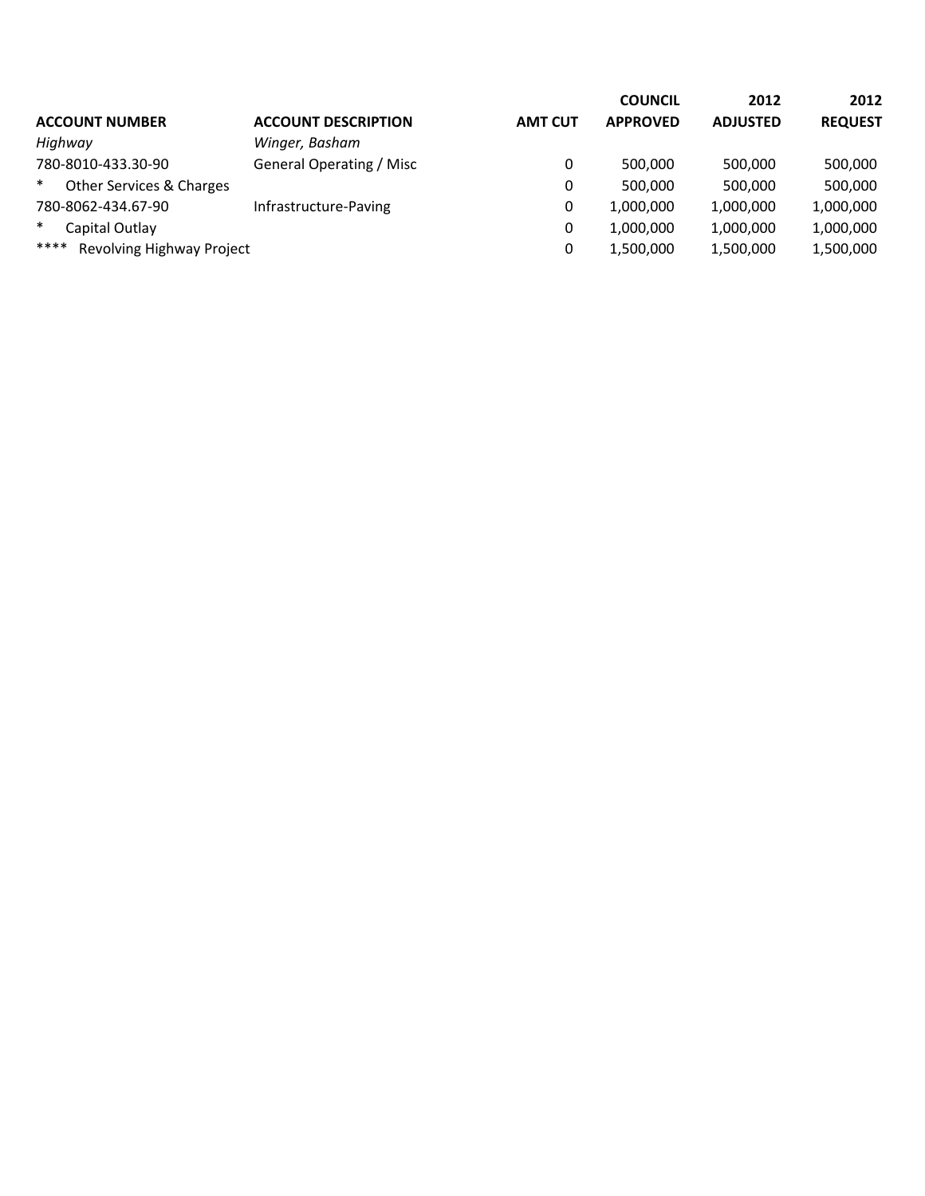| ACCOUNT NUMBER | ACCOUNT DESCRIPTION | AMT CUT | COUNCIL APPROVED | 2012 ADJUSTED | 2012 REQUEST |
|---|---|---|---|---|---|
| *Highway* | *Winger, Basham* | | | | |
| 780-8010-433.30-90 | General Operating / Misc | 0 | 500,000 | 500,000 | 500,000 |
| * Other Services & Charges | | 0 | 500,000 | 500,000 | 500,000 |
| 780-8062-434.67-90 | Infrastructure-Paving | 0 | 1,000,000 | 1,000,000 | 1,000,000 |
| * Capital Outlay | | 0 | 1,000,000 | 1,000,000 | 1,000,000 |
| **** Revolving Highway Project | | 0 | 1,500,000 | 1,500,000 | 1,500,000 |